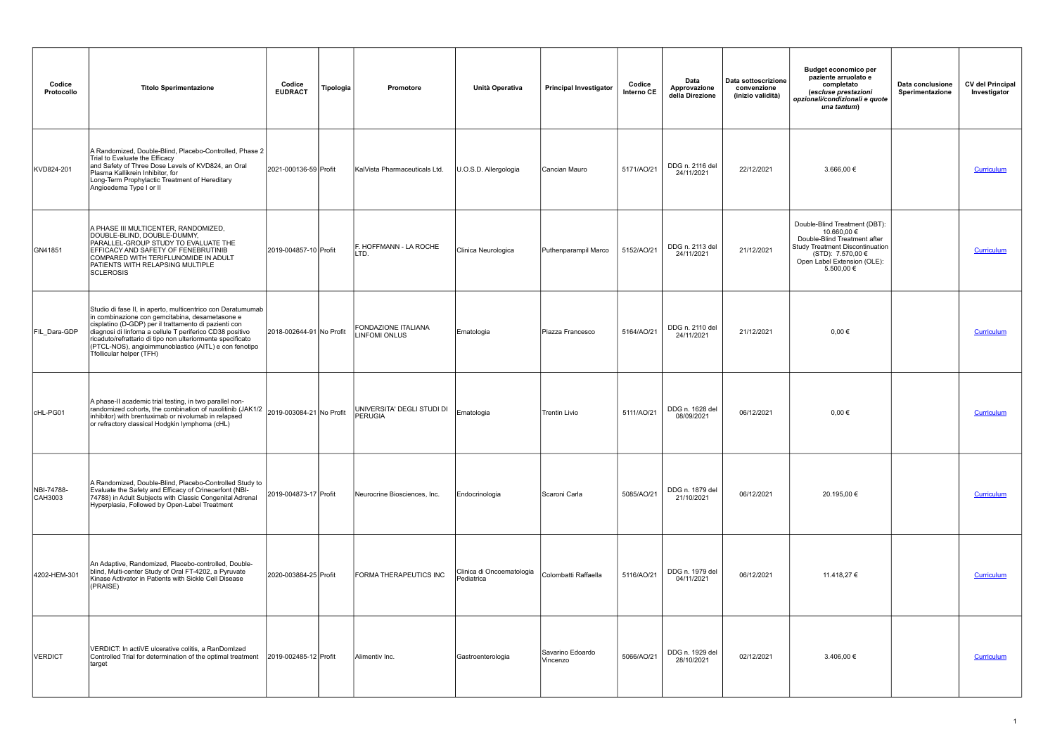| Codice Protocollo | Titolo Sperimentazione | Codice EUDRACT | Tipologia | Promotore | Unità Operativa | Principal Investigator | Codice Interno CE | Data Approvazione della Direzione | Data sottoscrizione convenzione (inizio validità) | Budget economico per paziente arruolato e completato *(escluse prestazioni opzionali/condizionali e quote una tantum)* | Data conclusione Sperimentazione | CV del Principal Investigator |
|---|---|---|---|---|---|---|---|---|---|---|---|---|
| KVD824-201 | A Randomized, Double-Blind, Placebo-Controlled, Phase 2 Trial to Evaluate the Efficacy and Safety of Three Dose Levels of KVD824, an Oral Plasma Kallikrein Inhibitor, for Long-Term Prophylactic Treatment of Hereditary Angioedema Type I or II | 2021-000136-59 | Profit | KalVista Pharmaceuticals Ltd. | U.O.S.D. Allergologia | Cancian Mauro | 5171/AO/21 | DDG n. 2116 del 24/11/2021 | 22/12/2021 | 3.666,00 € | | Curriculum |
| GN41851 | A PHASE III MULTICENTER, RANDOMIZED, DOUBLE-BLIND, DOUBLE-DUMMY, PARALLEL-GROUP STUDY TO EVALUATE THE EFFICACY AND SAFETY OF FENEBRUTINIB COMPARED WITH TERIFLUNOMIDE IN ADULT PATIENTS WITH RELAPSING MULTIPLE SCLEROSIS | 2019-004857-10 | Profit | F. HOFFMANN - LA ROCHE LTD. | Clinica Neurologica | Puthenparampil Marco | 5152/AO/21 | DDG n. 2113 del 24/11/2021 | 21/12/2021 | Double-Blind Treatment (DBT): 10.660,00 € Double-Blind Treatment after Study Treatment Discontinuation (STD): 7.570,00 € Open Label Extension (OLE): 5.500,00 € | | Curriculum |
| FIL_Dara-GDP | Studio di fase II, in aperto, multicentrico con Daratumumab in combinazione con gemcitabina, desametasone e cisplatino (D-GDP) per il trattamento di pazienti con diagnosi di linfoma a cellule T periferico CD38 positivo ricaduto/refrattario di tipo non ulteriormente specificato (PTCL-NOS), angioimmunoblastico (AITL) e con fenotipo Tfollicular helper (TFH) | 2018-002644-91 | No Profit | FONDAZIONE ITALIANA LINFOMI ONLUS | Ematologia | Piazza Francesco | 5164/AO/21 | DDG n. 2110 del 24/11/2021 | 21/12/2021 | 0,00 € | | Curriculum |
| cHL-PG01 | A phase-II academic trial testing, in two parallel non-randomized cohorts, the combination of ruxolitinib (JAK1/2 inhibitor) with brentuximab or nivolumab in relapsed or refractory classical Hodgkin lymphoma (cHL) | 2019-003084-21 | No Profit | UNIVERSITA' DEGLI STUDI DI PERUGIA | Ematologia | Trentin Livio | 5111/AO/21 | DDG n. 1628 del 08/09/2021 | 06/12/2021 | 0,00 € | | Curriculum |
| NBI-74788-CAH3003 | A Randomized, Double-Blind, Placebo-Controlled Study to Evaluate the Safety and Efficacy of Crinecerfont (NBI-74788) in Adult Subjects with Classic Congenital Adrenal Hyperplasia, Followed by Open-Label Treatment | 2019-004873-17 | Profit | Neurocrine Biosciences, Inc. | Endocrinologia | Scaroni Carla | 5085/AO/21 | DDG n. 1879 del 21/10/2021 | 06/12/2021 | 20.195,00 € | | Curriculum |
| 4202-HEM-301 | An Adaptive, Randomized, Placebo-controlled, Double-blind, Multi-center Study of Oral FT-4202, a Pyruvate Kinase Activator in Patients with Sickle Cell Disease (PRAISE) | 2020-003884-25 | Profit | FORMA THERAPEUTICS INC | Clinica di Oncoematologia Pediatrica | Colombatti Raffaella | 5116/AO/21 | DDG n. 1979 del 04/11/2021 | 06/12/2021 | 11.418,27 € | | Curriculum |
| VERDICT | VERDICT: In activE ulcerative colitis, a RanDomIzed Controlled Trial for determination of the optimal treatment target | 2019-002485-12 | Profit | Alimentiv Inc. | Gastroenterologia | Savarino Edoardo Vincenzo | 5066/AO/21 | DDG n. 1929 del 28/10/2021 | 02/12/2021 | 3.406,00 € | | Curriculum |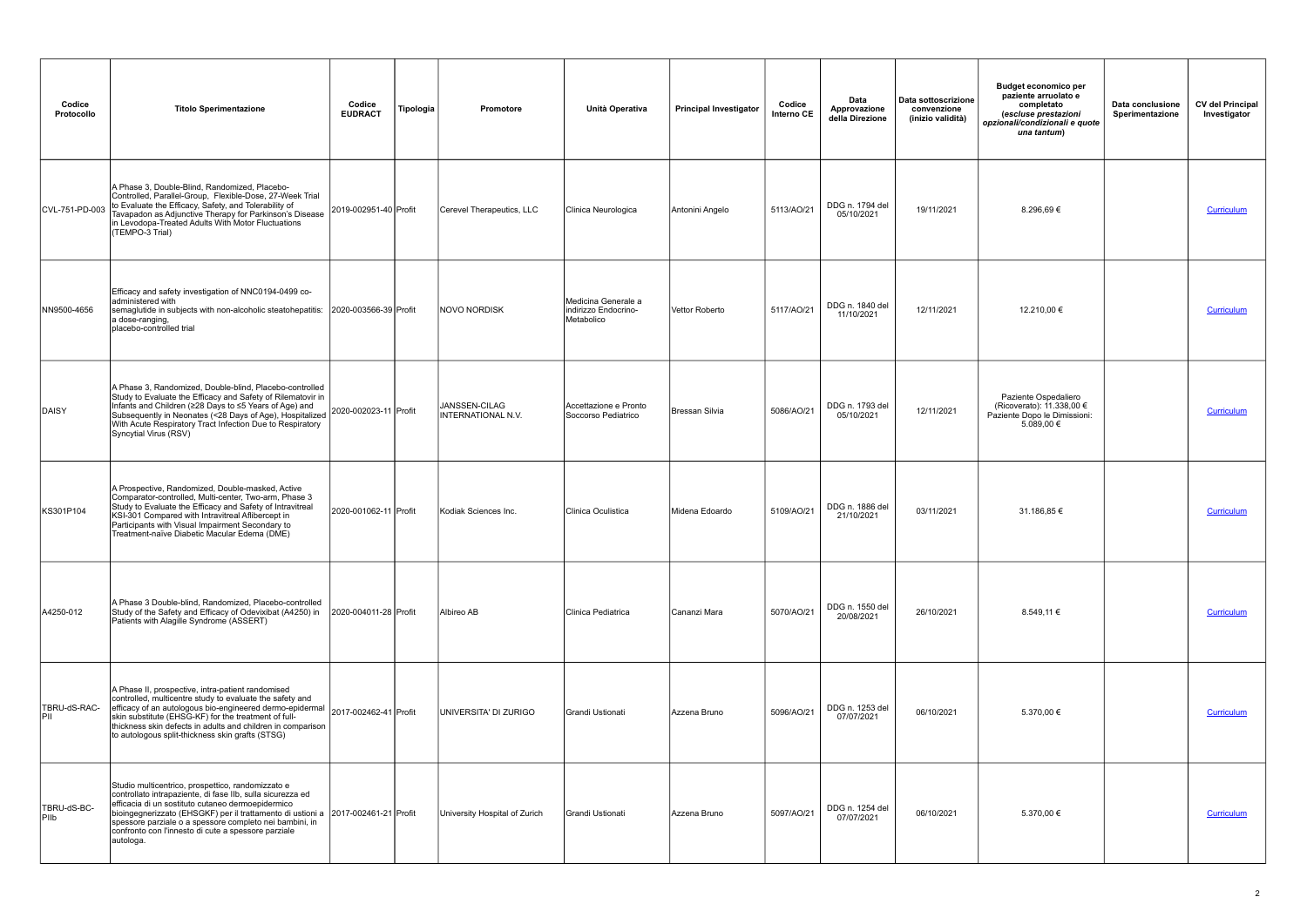| Codice Protocollo | Titolo Sperimentazione | Codice EUDRACT | Tipologia | Promotore | Unità Operativa | Principal Investigator | Codice Interno CE | Data Approvazione della Direzione | Data sottoscrizione convenzione (inizio validità) | Budget economico per paziente arruolato e completato *(escluse prestazioni opzionali/condizionali e quote una tantum)* | Data conclusione Sperimentazione | CV del Principal Investigator |
|---|---|---|---|---|---|---|---|---|---|---|---|---|
| CVL-751-PD-003 | A Phase 3, Double-Blind, Randomized, Placebo-Controlled, Parallel-Group, Flexible-Dose, 27-Week Trial to Evaluate the Efficacy, Safety, and Tolerability of Tavapadon as Adjunctive Therapy for Parkinson's Disease in Levodopa-Treated Adults With Motor Fluctuations (TEMPO-3 Trial) | 2019-002951-40 | Profit | Cerevel Therapeutics, LLC | Clinica Neurologica | Antonini Angelo | 5113/AO/21 | DDG n. 1794 del 05/10/2021 | 19/11/2021 | 8.296,69 € | | Curriculum |
| NN9500-4656 | Efficacy and safety investigation of NNC0194-0499 co-administered with semaglutide in subjects with non-alcoholic steatohepatitis: a dose-ranging, placebo-controlled trial | 2020-003566-39 | Profit | NOVO NORDISK | Medicina Generale a indirizzo Endocrino-Metabolico | Vettor Roberto | 5117/AO/21 | DDG n. 1840 del 11/10/2021 | 12/11/2021 | 12.210,00 € | | Curriculum |
| DAISY | A Phase 3, Randomized, Double-blind, Placebo-controlled Study to Evaluate the Efficacy and Safety of Rilematovir in Infants and Children (≥28 Days to ≤5 Years of Age) and Subsequently in Neonates (<28 Days of Age), Hospitalized With Acute Respiratory Tract Infection Due to Respiratory Syncytial Virus (RSV) | 2020-002023-11 | Profit | JANSSEN-CILAG INTERNATIONAL N.V. | Accettazione e Pronto Soccorso Pediatrico | Bressan Silvia | 5086/AO/21 | DDG n. 1793 del 05/10/2021 | 12/11/2021 | Paziente Ospedaliero (Ricoverato): 11.338,00 € Paziente Dopo le Dimissioni: 5.089,00 € | | Curriculum |
| KS301P104 | A Prospective, Randomized, Double-masked, Active Comparator-controlled, Multi-center, Two-arm, Phase 3 Study to Evaluate the Efficacy and Safety of Intravitreal KSI-301 Compared with Intravitreal Aflibercept in Participants with Visual Impairment Secondary to Treatment-naïve Diabetic Macular Edema (DME) | 2020-001062-11 | Profit | Kodiak Sciences Inc. | Clinica Oculistica | Midena Edoardo | 5109/AO/21 | DDG n. 1886 del 21/10/2021 | 03/11/2021 | 31.186,85 € | | Curriculum |
| A4250-012 | A Phase 3 Double-blind, Randomized, Placebo-controlled Study of the Safety and Efficacy of Odevixibat (A4250) in Patients with Alagille Syndrome (ASSERT) | 2020-004011-28 | Profit | Albireo AB | Clinica Pediatrica | Cananzi Mara | 5070/AO/21 | DDG n. 1550 del 20/08/2021 | 26/10/2021 | 8.549,11 € | | Curriculum |
| TBRU-dS-RAC-PII | A Phase II, prospective, intra-patient randomised controlled, multicentre study to evaluate the safety and efficacy of an autologous bio-engineered dermo-epidermal skin substitute (EHSG-KF) for the treatment of full-thickness skin defects in adults and children in comparison to autologous split-thickness skin grafts (STSG) | 2017-002462-41 | Profit | UNIVERSITA' DI ZURIGO | Grandi Ustionati | Azzena Bruno | 5096/AO/21 | DDG n. 1253 del 07/07/2021 | 06/10/2021 | 5.370,00 € | | Curriculum |
| TBRU-dS-BC-PIIb | Studio multicentrico, prospettico, randomizzato e controllato intrapaziente, di fase IIb, sulla sicurezza ed efficacia di un sostituto cutaneo dermoepidermico bioingegnerizzato (EHSGKF) per il trattamento di ustioni a spessore parziale o a spessore completo nei bambini, in confronto con l'innesto di cute a spessore parziale autologa. | 2017-002461-21 | Profit | University Hospital of Zurich | Grandi Ustionati | Azzena Bruno | 5097/AO/21 | DDG n. 1254 del 07/07/2021 | 06/10/2021 | 5.370,00 € | | Curriculum |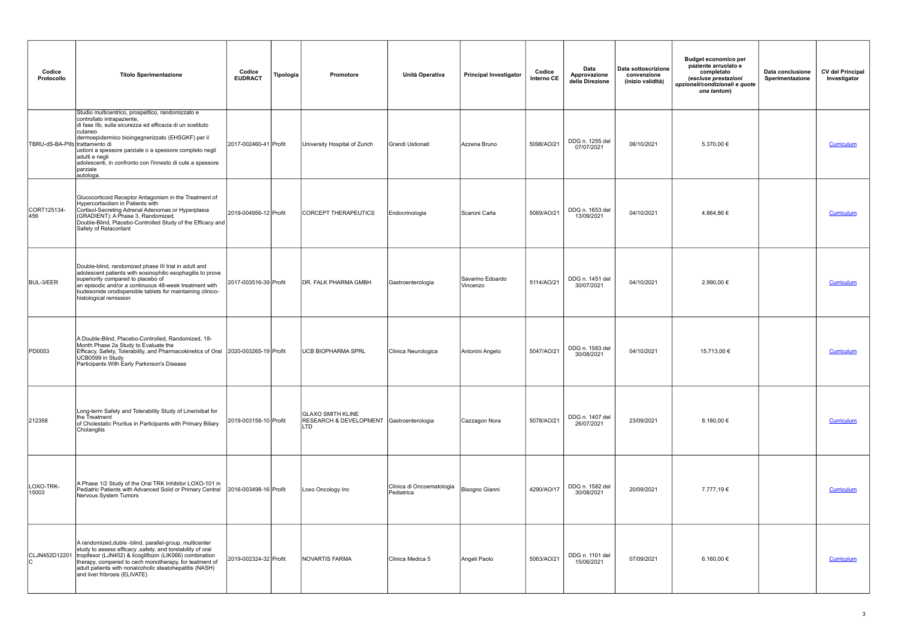| Codice Protocollo | Titolo Sperimentazione | Codice EUDRACT | Tipologia | Promotore | Unità Operativa | Principal Investigator | Codice Interno CE | Data Approvazione della Direzione | Data sottoscrizione convenzione (inizio validità) | Budget economico per paziente arruolato e completato *(escluse prestazioni opzionali/condizionali e quote una tantum)* | Data conclusione Sperimentazione | CV del Principal Investigator |
|---|---|---|---|---|---|---|---|---|---|---|---|---|
| TBRU-dS-BA-PIIb | Studio multicentrico, prospettico, randomizzato e controllato intrapaziente, di fase IIb, sulla sicurezza ed efficacia di un sostituto cutaneo dermoepidermico bioingegnerizzato (EHSGKF) per il trattamento di ustioni a spessore parziale o a spessore completo negli adulti e negli adolescenti, in confronto con l'innesto di cute a spessore parziale autologa. | 2017-002460-41 | Profit | University Hospital of Zurich | Grandi Ustionati | Azzena Bruno | 5098/AO/21 | DDG n. 1255 del 07/07/2021 | 06/10/2021 | 5.370,00 € | | Curriculum |
| CORT125134-456 | Glucocorticoid Receptor Antagonism in the Treatment of Hypercortisolism in Patients with Cortisol-Secreting Adrenal Adenomas or Hyperplasia (GRADIENT): A Phase 3, Randomized, Double-Blind, Placebo-Controlled Study of the Efficacy and Safety of Relacorilant | 2019-004956-12 | Profit | CORCEPT THERAPEUTICS | Endocrinologia | Scaroni Carla | 5069/AO/21 | DDG n. 1653 del 13/09/2021 | 04/10/2021 | 4.864,86 € | | Curriculum |
| BUL-3/EER | Double-blind, randomized phase III trial in adult and adolescent patients with eosinophilic esophagitis to prove superiority compared to placebo of an episodic and/or a continuous 48-week treatment with budesonide orodispersible tablets for maintaining clinico-histological remission | 2017-003516-39 | Profit | DR. FALK PHARMA GMBH | Gastroenterologia | Savarino Edoardo Vincenzo | 5114/AO/21 | DDG n. 1451 del 30/07/2021 | 04/10/2021 | 2.990,00 € | | Curriculum |
| PD0053 | A Double-Blind, Placebo-Controlled, Randomized, 18-Month Phase 2a Study to Evaluate the Efficacy, Safety, Tolerability, and Pharmacokinetics of Oral UCB0599 in Study Participants With Early Parkinson's Disease | 2020-003265-19 | Profit | UCB BIOPHARMA SPRL | Clinica Neurologica | Antonini Angelo | 5047/AO/21 | DDG n. 1583 del 30/08/2021 | 04/10/2021 | 15.713,00 € | | Curriculum |
| 212358 | Long-term Safety and Tolerability Study of Linerixibat for the Treatment of Cholestatic Pruritus in Participants with Primary Biliary Cholangitis | 2019-003158-10 | Profit | GLAXO SMITH KLINE RESEARCH & DEVELOPMENT LTD | Gastroenterologia | Cazzagon Nora | 5078/AO/21 | DDG n. 1407 del 26/07/2021 | 23/09/2021 | 8.180,00 € | | Curriculum |
| LOXO-TRK-15003 | A Phase 1/2 Study of the Oral TRK Inhibitor LOXO-101 in Pediatric Patients with Advanced Solid or Primary Central Nervous System Tumors | 2016-003498-16 | Profit | Loxo Oncology Inc | Clinica di Oncoematologia Pediatrica | Bisogno Gianni | 4290/AO/17 | DDG n. 1582 del 30/08/2021 | 20/09/2021 | 7.777,19 € | | Curriculum |
| CLJN452D12201C | A randomized,duble -blind, parallel-group, multicenter study to assess efficacy ,safety. and torelability of oral tropifexor (LJN452) & licogliflozin (LIK066) combination therapy, compered to cech monotherapy, for teatment of adult patients with nonalcoholic steatohepatitis (NASH) and liver fribrosis (ELIVATE) | 2019-002324-32 | Profit | NOVARTIS FARMA | Clinica Medica 5 | Angeli Paolo | 5063/AO/21 | DDG n. 1101 del 15/06/2021 | 07/09/2021 | 6.160,00 € | | Curriculum |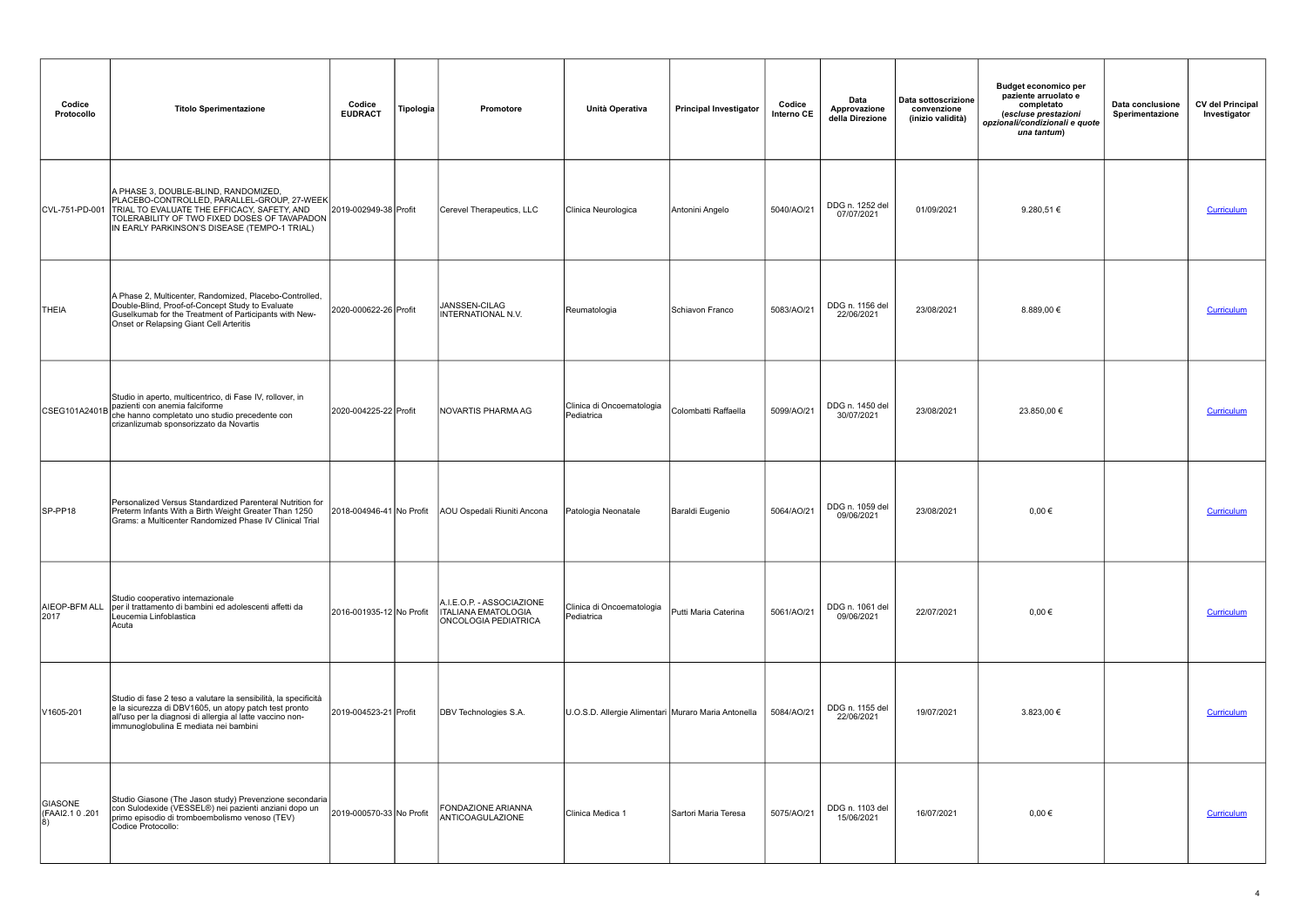| Codice Protocollo | Titolo Sperimentazione | Codice EUDRACT | Tipologia | Promotore | Unità Operativa | Principal Investigator | Codice Interno CE | Data Approvazione della Direzione | Data sottoscrizione convenzione (inizio validità) | Budget economico per paziente arruolato e completato *(escluse prestazioni opzionali/condizionali e quote una tantum)* | Data conclusione Sperimentazione | CV del Principal Investigator |
|---|---|---|---|---|---|---|---|---|---|---|---|---|
| CVL-751-PD-001 | A PHASE 3, DOUBLE-BLIND, RANDOMIZED, PLACEBO-CONTROLLED, PARALLEL-GROUP, 27-WEEK TRIAL TO EVALUATE THE EFFICACY, SAFETY, AND TOLERABILITY OF TWO FIXED DOSES OF TAVAPADON IN EARLY PARKINSON'S DISEASE (TEMPO-1 TRIAL) | 2019-002949-38 | Profit | Cerevel Therapeutics, LLC | Clinica Neurologica | Antonini Angelo | 5040/AO/21 | DDG n. 1252 del 07/07/2021 | 01/09/2021 | 9.280,51 € | | Curriculum |
| THEIA | A Phase 2, Multicenter, Randomized, Placebo-Controlled, Double-Blind, Proof-of-Concept Study to Evaluate Guselkumab for the Treatment of Participants with New-Onset or Relapsing Giant Cell Arteritis | 2020-000622-26 | Profit | JANSSEN-CILAG INTERNATIONAL N.V. | Reumatologia | Schiavon Franco | 5083/AO/21 | DDG n. 1156 del 22/06/2021 | 23/08/2021 | 8.889,00 € | | Curriculum |
| CSEG101A2401B | Studio in aperto, multicentrico, di Fase IV, rollover, in pazienti con anemia falciforme che hanno completato uno studio precedente con crizanlizumab sponsorizzato da Novartis | 2020-004225-22 | Profit | NOVARTIS PHARMA AG | Clinica di Oncoematologia Pediatrica | Colombatti Raffaella | 5099/AO/21 | DDG n. 1450 del 30/07/2021 | 23/08/2021 | 23.850,00 € | | Curriculum |
| SP-PP18 | Personalized Versus Standardized Parenteral Nutrition for Preterm Infants With a Birth Weight Greater Than 1250 Grams: a Multicenter Randomized Phase IV Clinical Trial | 2018-004946-41 | No Profit | AOU Ospedali Riuniti Ancona | Patologia Neonatale | Baraldi Eugenio | 5064/AO/21 | DDG n. 1059 del 09/06/2021 | 23/08/2021 | 0,00 € | | Curriculum |
| AIEOP-BFM ALL 2017 | Studio cooperativo internazionale per il trattamento di bambini ed adolescenti affetti da Leucemia Linfoblastica Acuta | 2016-001935-12 | No Profit | A.I.E.O.P. - ASSOCIAZIONE ITALIANA EMATOLOGIA ONCOLOGIA PEDIATRICA | Clinica di Oncoematologia Pediatrica | Putti Maria Caterina | 5061/AO/21 | DDG n. 1061 del 09/06/2021 | 22/07/2021 | 0,00 € | | Curriculum |
| V1605-201 | Studio di fase 2 teso a valutare la sensibilità, la specificità e la sicurezza di DBV1605, un atopy patch test pronto all'uso per la diagnosi di allergia al latte vaccino non-immunoglobulina E mediata nei bambini | 2019-004523-21 | Profit | DBV Technologies S.A. | U.O.S.D. Allergie Alimentari | Muraro Maria Antonella | 5084/AO/21 | DDG n. 1155 del 22/06/2021 | 19/07/2021 | 3.823,00 € | | Curriculum |
| GIASONE (FAAI2.1 0 .201 8) | Studio Giasone (The Jason study) Prevenzione secondaria con Sulodexide (VESSEL®) nei pazienti anziani dopo un primo episodio di tromboembolismo venoso (TEV) Codice Protocollo: | 2019-000570-33 | No Profit | FONDAZIONE ARIANNA ANTICOAGULAZIONE | Clinica Medica 1 | Sartori Maria Teresa | 5075/AO/21 | DDG n. 1103 del 15/06/2021 | 16/07/2021 | 0,00 € | | Curriculum |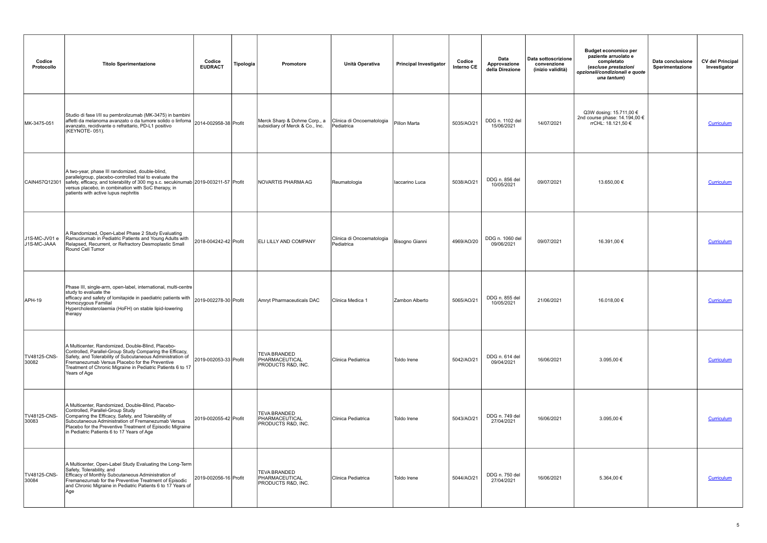| Codice Protocollo | Titolo Sperimentazione | Codice EUDRACT | Tipologia | Promotore | Unità Operativa | Principal Investigator | Codice Interno CE | Data Approvazione della Direzione | Data sottoscrizione convenzione (inizio validità) | Budget economico per paziente arruolato e completato *(escluse prestazioni opzionali/condizionali e quote una tantum)* | Data conclusione Sperimentazione | CV del Principal Investigator |
|---|---|---|---|---|---|---|---|---|---|---|---|---|
| MK-3475-051 | Studio di fase I/II su pembrolizumab (MK-3475) in bambini affetti da melanoma avanzato o da tumore solido o linfoma avanzato, recidivante o refrattario, PD-L1 positivo (KEYNOTE- 051). | 2014-002958-38 | Profit | Merck Sharp & Dohme Corp., a subsidiary of Merck & Co., Inc. | Clinica di Oncoematologia Pediatrica | Pillon Marta | 5035/AO/21 | DDG n. 1102 del 15/06/2021 | 14/07/2021 | Q3W dosing: 15.711,00 € 2nd course phase: 14.194,00 € rrCHL: 18.121,50 € | | Curriculum |
| CAIN457Q12301 | A two-year, phase III randomized, double-blind, parallelgroup, placebo-controlled trial to evaluate the safety, efficacy, and tolerability of 300 mg s.c. secukinumab versus placebo, in combination with SoC therapy, in patients with active lupus nephritis | 2019-003211-57 | Profit | NOVARTIS PHARMA AG | Reumatologia | Iaccarino Luca | 5038/AO/21 | DDG n. 856 del 10/05/2021 | 09/07/2021 | 13.650,00 € | | Curriculum |
| J1S-MC-JV01 e J1S-MC-JAAA | A Randomized, Open-Label Phase 2 Study Evaluating Ramucirumab in Pediatric Patients and Young Adults with Relapsed, Recurrent, or Refractory Desmoplastic Small Round Cell Tumor | 2018-004242-42 | Profit | ELI LILLY AND COMPANY | Clinica di Oncoematologia Pediatrica | Bisogno Gianni | 4969/AO/20 | DDG n. 1060 del 09/06/2021 | 09/07/2021 | 16.391,00 € | | Curriculum |
| APH-19 | Phase III, single-arm, open-label, international, multi-centre study to evaluate the efficacy and safety of lomitapide in paediatric patients with Homozygous Familial Hypercholesterolaemia (HoFH) on stable lipid-lowering therapy | 2019-002278-30 | Profit | Amryt Pharmaceuticals DAC | Clinica Medica 1 | Zambon Alberto | 5065/AO/21 | DDG n. 855 del 10/05/2021 | 21/06/2021 | 16.018,00 € | | Curriculum |
| TV48125-CNS-30082 | A Multicenter, Randomized, Double-Blind, Placebo-Controlled, Parallel-Group Study Comparing the Efficacy, Safety, and Tolerability of Subcutaneous Administration of Fremanezumab Versus Placebo for the Preventive Treatment of Chronic Migraine in Pediatric Patients 6 to 17 Years of Age | 2019-002053-33 | Profit | TEVA BRANDED PHARMACEUTICAL PRODUCTS R&D, INC. | Clinica Pediatrica | Toldo Irene | 5042/AO/21 | DDG n. 614 del 09/04/2021 | 16/06/2021 | 3.095,00 € | | Curriculum |
| TV48125-CNS-30083 | A Multicenter, Randomized, Double-Blind, Placebo-Controlled, Parallel-Group Study Comparing the Efficacy, Safety, and Tolerability of Subcutaneous Administration of Fremanezumab Versus Placebo for the Preventive Treatment of Episodic Migraine in Pediatric Patients 6 to 17 Years of Age | 2019-002055-42 | Profit | TEVA BRANDED PHARMACEUTICAL PRODUCTS R&D, INC. | Clinica Pediatrica | Toldo Irene | 5043/AO/21 | DDG n. 749 del 27/04/2021 | 16/06/2021 | 3.095,00 € | | Curriculum |
| TV48125-CNS-30084 | A Multicenter, Open-Label Study Evaluating the Long-Term Safety, Tolerability, and Efficacy of Monthly Subcutaneous Administration of Fremanezumab for the Preventive Treatment of Episodic and Chronic Migraine in Pediatric Patients 6 to 17 Years of Age | 2019-002056-16 | Profit | TEVA BRANDED PHARMACEUTICAL PRODUCTS R&D, INC. | Clinica Pediatrica | Toldo Irene | 5044/AO/21 | DDG n. 750 del 27/04/2021 | 16/06/2021 | 5.364,00 € | | Curriculum |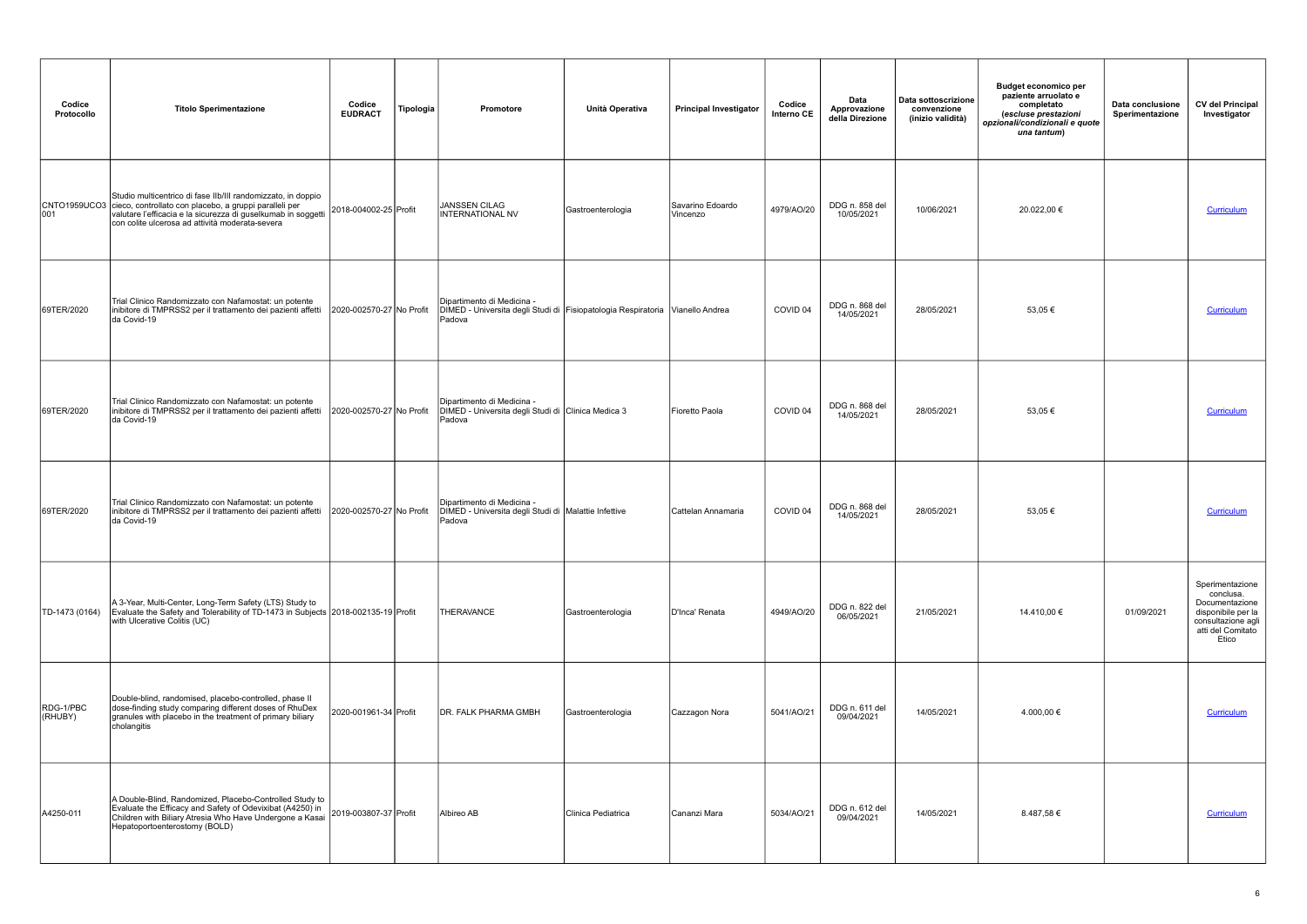| Codice Protocollo | Titolo Sperimentazione | Codice EUDRACT | Tipologia | Promotore | Unità Operativa | Principal Investigator | Codice Interno CE | Data Approvazione della Direzione | Data sottoscrizione convenzione (inizio validità) | Budget economico per paziente arruolato e completato *(escluse prestazioni opzionali/condizionali e quote una tantum)* | Data conclusione Sperimentazione | CV del Principal Investigator |
|---|---|---|---|---|---|---|---|---|---|---|---|---|
| CNTO1959UCO3001 | Studio multicentrico di fase IIb/III randomizzato, in doppio cieco, controllato con placebo, a gruppi paralleli per valutare l'efficacia e la sicurezza di guselkumab in soggetti con colite ulcerosa ad attività moderata-severa | 2018-004002-25 | Profit | JANSSEN CILAG INTERNATIONAL NV | Gastroenterologia | Savarino Edoardo Vincenzo | 4979/AO/20 | DDG n. 858 del 10/05/2021 | 10/06/2021 | 20.022,00 € | | Curriculum |
| 69TER/2020 | Trial Clinico Randomizzato con Nafamostat: un potente inibitore di TMPRSS2 per il trattamento dei pazienti affetti da Covid-19 | 2020-002570-27 | No Profit | Dipartimento di Medicina - DIMED - Universita degli Studi di Padova | Fisiopatologia Respiratoria | Vianello Andrea | COVID 04 | DDG n. 868 del 14/05/2021 | 28/05/2021 | 53,05 € | | Curriculum |
| 69TER/2020 | Trial Clinico Randomizzato con Nafamostat: un potente inibitore di TMPRSS2 per il trattamento dei pazienti affetti da Covid-19 | 2020-002570-27 | No Profit | Dipartimento di Medicina - DIMED - Universita degli Studi di Padova | Clinica Medica 3 | Fioretto Paola | COVID 04 | DDG n. 868 del 14/05/2021 | 28/05/2021 | 53,05 € | | Curriculum |
| 69TER/2020 | Trial Clinico Randomizzato con Nafamostat: un potente inibitore di TMPRSS2 per il trattamento dei pazienti affetti da Covid-19 | 2020-002570-27 | No Profit | Dipartimento di Medicina - DIMED - Universita degli Studi di Padova | Malattie Infettive | Cattelan Annamaria | COVID 04 | DDG n. 868 del 14/05/2021 | 28/05/2021 | 53,05 € | | Curriculum |
| TD-1473 (0164) | A 3-Year, Multi-Center, Long-Term Safety (LTS) Study to Evaluate the Safety and Tolerability of TD-1473 in Subjects with Ulcerative Colitis (UC) | 2018-002135-19 | Profit | THERAVANCE | Gastroenterologia | D'Inca' Renata | 4949/AO/20 | DDG n. 822 del 06/05/2021 | 21/05/2021 | 14.410,00 € | 01/09/2021 | Sperimentazione conclusa. Documentazione disponibile per la consultazione agli atti del Comitato Etico |
| RDG-1/PBC (RHUBY) | Double-blind, randomised, placebo-controlled, phase II dose-finding study comparing different doses of RhuDex granules with placebo in the treatment of primary biliary cholangitis | 2020-001961-34 | Profit | DR. FALK PHARMA GMBH | Gastroenterologia | Cazzagon Nora | 5041/AO/21 | DDG n. 611 del 09/04/2021 | 14/05/2021 | 4.000,00 € | | Curriculum |
| A4250-011 | A Double-Blind, Randomized, Placebo-Controlled Study to Evaluate the Efficacy and Safety of Odevixibat (A4250) in Children with Biliary Atresia Who Have Undergone a Kasai Hepatoportoenterostomy (BOLD) | 2019-003807-37 | Profit | Albireo AB | Clinica Pediatrica | Cananzi Mara | 5034/AO/21 | DDG n. 612 del 09/04/2021 | 14/05/2021 | 8.487,58 € | | Curriculum |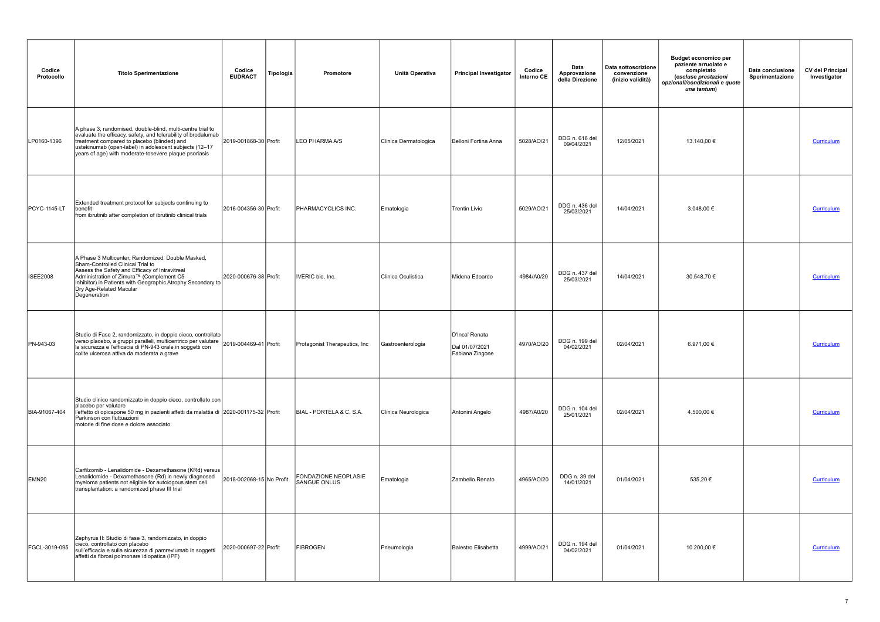| Codice Protocollo | Titolo Sperimentazione | Codice EUDRACT | Tipologia | Promotore | Unità Operativa | Principal Investigator | Codice Interno CE | Data Approvazione della Direzione | Data sottoscrizione convenzione (inizio validità) | Budget economico per paziente arruolato e completato *(escluse prestazioni opzionali/condizionali e quote una tantum)* | Data conclusione Sperimentazione | CV del Principal Investigator |
|---|---|---|---|---|---|---|---|---|---|---|---|---|
| LP0160-1396 | A phase 3, randomised, double-blind, multi-centre trial to evaluate the efficacy, safety, and tolerability of brodalumab treatment compared to placebo (blinded) and ustekinumab (open-label) in adolescent subjects (12–17 years of age) with moderate-tosevere plaque psoriasis | 2019-001868-30 | Profit | LEO PHARMA A/S | Clinica Dermatologica | Belloni Fortina Anna | 5028/AO/21 | DDG n. 616 del 09/04/2021 | 12/05/2021 | 13.140,00 € | | Curriculum |
| PCYC-1145-LT | Extended treatment protocol for subjects continuing to benefit from ibrutinib after completion of ibrutinib clinical trials | 2016-004356-30 | Profit | PHARMACYCLICS INC. | Ematologia | Trentin Livio | 5029/AO/21 | DDG n. 436 del 25/03/2021 | 14/04/2021 | 3.048,00 € | | Curriculum |
| ISEE2008 | A Phase 3 Multicenter, Randomized, Double Masked, Sham-Controlled Clinical Trial to Assess the Safety and Efficacy of Intravitreal Administration of Zimura™ (Complement C5 Inhibitor) in Patients with Geographic Atrophy Secondary to Dry Age-Related Macular Degeneration | 2020-000676-38 | Profit | IVERIC bio, Inc. | Clinica Oculistica | Midena Edoardo | 4984/A0/20 | DDG n. 437 del 25/03/2021 | 14/04/2021 | 30.548,70 € | | Curriculum |
| PN-943-03 | Studio di Fase 2, randomizzato, in doppio cieco, controllato verso placebo, a gruppi paralleli, multicentrico per valutare la sicurezza e l'efficacia di PN-943 orale in soggetti con colite ulcerosa attiva da moderata a grave | 2019-004469-41 | Profit | Protagonist Therapeutics, Inc | Gastroenterologia | D'Inca' Renata Dal 01/07/2021 Fabiana Zingone | 4970/AO/20 | DDG n. 199 del 04/02/2021 | 02/04/2021 | 6.971,00 € | | Curriculum |
| BIA-91067-404 | Studio clinico randomizzato in doppio cieco, controllato con placebo per valutare l'effetto di opicapone 50 mg in pazienti affetti da malattia di Parkinson con fluttuazioni motorie di fine dose e dolore associato. | 2020-001175-32 | Profit | BIAL - PORTELA & C, S.A. | Clinica Neurologica | Antonini Angelo | 4987/A0/20 | DDG n. 104 del 25/01/2021 | 02/04/2021 | 4.500,00 € | | Curriculum |
| EMN20 | Carfilzomib - Lenalidomide - Dexamethasone (KRd) versus Lenalidomide - Dexamethasone (Rd) in newly diagnosed myeloma patients not eligible for autologous stem cell transplantation: a randomized phase III trial | 2018-002068-15 | No Profit | FONDAZIONE NEOPLASIE SANGUE ONLUS | Ematologia | Zambello Renato | 4965/AO/20 | DDG n. 39 del 14/01/2021 | 01/04/2021 | 535,20 € | | Curriculum |
| FGCL-3019-095 | Zephyrus II: Studio di fase 3, randomizzato, in doppio cieco, controllato con placebo sull'efficacia e sulla sicurezza di pamrevlumab in soggetti affetti da fibrosi polmonare idiopatica (IPF) | 2020-000697-22 | Profit | FIBROGEN | Pneumologia | Balestro Elisabetta | 4999/AO/21 | DDG n. 194 del 04/02/2021 | 01/04/2021 | 10.200,00 € | | Curriculum |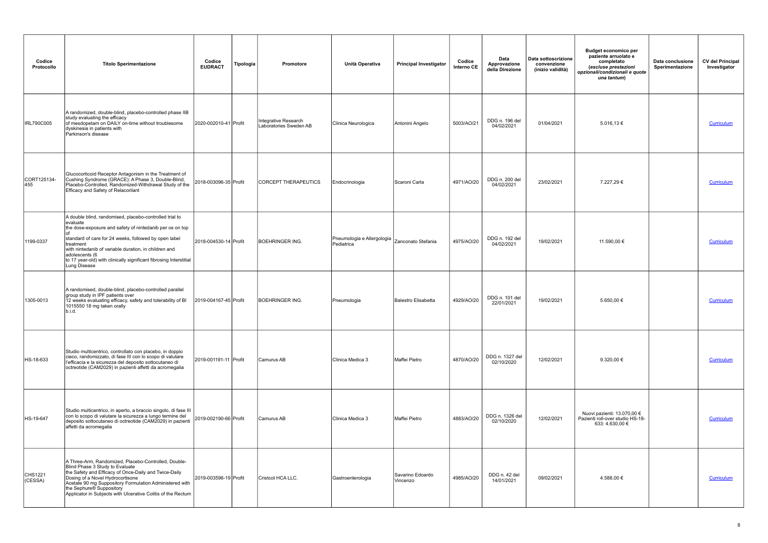| Codice Protocollo | Titolo Sperimentazione | Codice EUDRACT | Tipologia | Promotore | Unità Operativa | Principal Investigator | Codice Interno CE | Data Approvazione della Direzione | Data sottoscrizione convenzione (inizio validità) | Budget economico per paziente arruolato e completato *(escluse prestazioni opzionali/condizionali e quote una tantum)* | Data conclusione Sperimentazione | CV del Principal Investigator |
|---|---|---|---|---|---|---|---|---|---|---|---|---|
| IRL790C005 | A randomized, double-blind, placebo-controlled phase IIB study evaluating the efficacy of mesdopetam on DAILY on-time without troublesome dyskinesia in patients with Parkinson's disease | 2020-002010-41 | Profit | Integrative Research Laboratories Sweden AB | Clinica Neurologica | Antonini Angelo | 5003/AO/21 | DDG n. 196 del 04/02/2021 | 01/04/2021 | 5.016,13 € | | Curriculum |
| CORT125134-455 | Glucocorticoid Receptor Antagonism in the Treatment of Cushing Syndrome (GRACE): A Phase 3, Double-Blind, Placebo-Controlled, Randomized-Withdrawal Study of the Efficacy and Safety of Relacorilant | 2018-003096-35 | Profit | CORCEPT THERAPEUTICS | Endocrinologia | Scaroni Carla | 4971/AO/20 | DDG n. 200 del 04/02/2021 | 23/02/2021 | 7.227,29 € | | Curriculum |
| 1199-0337 | A double blind, randomised, placebo-controlled trial to evaluate the dose-exposure and safety of nintedanib per os on top of standard of care for 24 weeks, followed by open label treatment with nintedanib of variable duration, in children and adolescents (6 to 17 year-old) with clinically significant fibrosing Interstitial Lung Disease | 2018-004530-14 | Profit | BOEHRINGER ING. | Pneumologia e Allergologia Pediatrica | Zanconato Stefania | 4975/AO/20 | DDG n. 192 del 04/02/2021 | 19/02/2021 | 11.590,00 € | | Curriculum |
| 1305-0013 | A randomised, double-blind, placebo-controlled parallel group study in IPF patients over 12 weeks evaluating efficacy, safety and tolerability of BI 1015550 18 mg taken orally b.i.d. | 2019-004167-45 | Profit | BOEHRINGER ING. | Pneumologia | Balestro Elisabetta | 4929/AO/20 | DDG n. 101 del 22/01/2021 | 19/02/2021 | 5.650,00 € | | Curriculum |
| HS-18-633 | Studio multicentrico, controllato con placebo, in doppio cieco, randomizzato, di fase III con lo scopo di valutare l'efficacia e la sicurezza del deposito sottocutaneo di octreotide (CAM2029) in pazienti affetti da acromegalia | 2019-001191-11 | Profit | Camurus AB | Clinica Medica 3 | Maffei Pietro | 4870/AO/20 | DDG n. 1327 del 02/10/2020 | 12/02/2021 | 9.320,00 € | | Curriculum |
| HS-19-647 | Studio multicentrico, in aperto, a braccio singolo, di fase III con lo scopo di valutare la sicurezza a lungo termine del deposito sottocutaneo di octreotide (CAM2029) in pazienti affetti da acromegalia | 2019-002190-66 | Profit | Camurus AB | Clinica Medica 3 | Maffei Pietro | 4883/AO/20 | DDG n. 1326 del 02/10/2020 | 12/02/2021 | Nuovi pazienti: 13.070,00 € Pazienti roll-over studio HS-18-633: 4.630,00 € | | Curriculum |
| CHS1221 (CESSA) | A Three-Arm, Randomized, Placebo-Controlled, Double-Blind Phase 3 Study to Evaluate the Safety and Efficacy of Once-Daily and Twice-Daily Dosing of a Novel Hydrocortisone Acetate 90 mg Suppository Formulation Administered with the Sephure® Suppository Applicator in Subjects with Ulcerative Colitis of the Rectum | 2019-003596-19 | Profit | Cristcot HCA LLC. | Gastroenterologia | Savarino Edoardo Vincenzo | 4985/AO/20 | DDG n. 42 del 14/01/2021 | 09/02/2021 | 4.588,00 € | | Curriculum |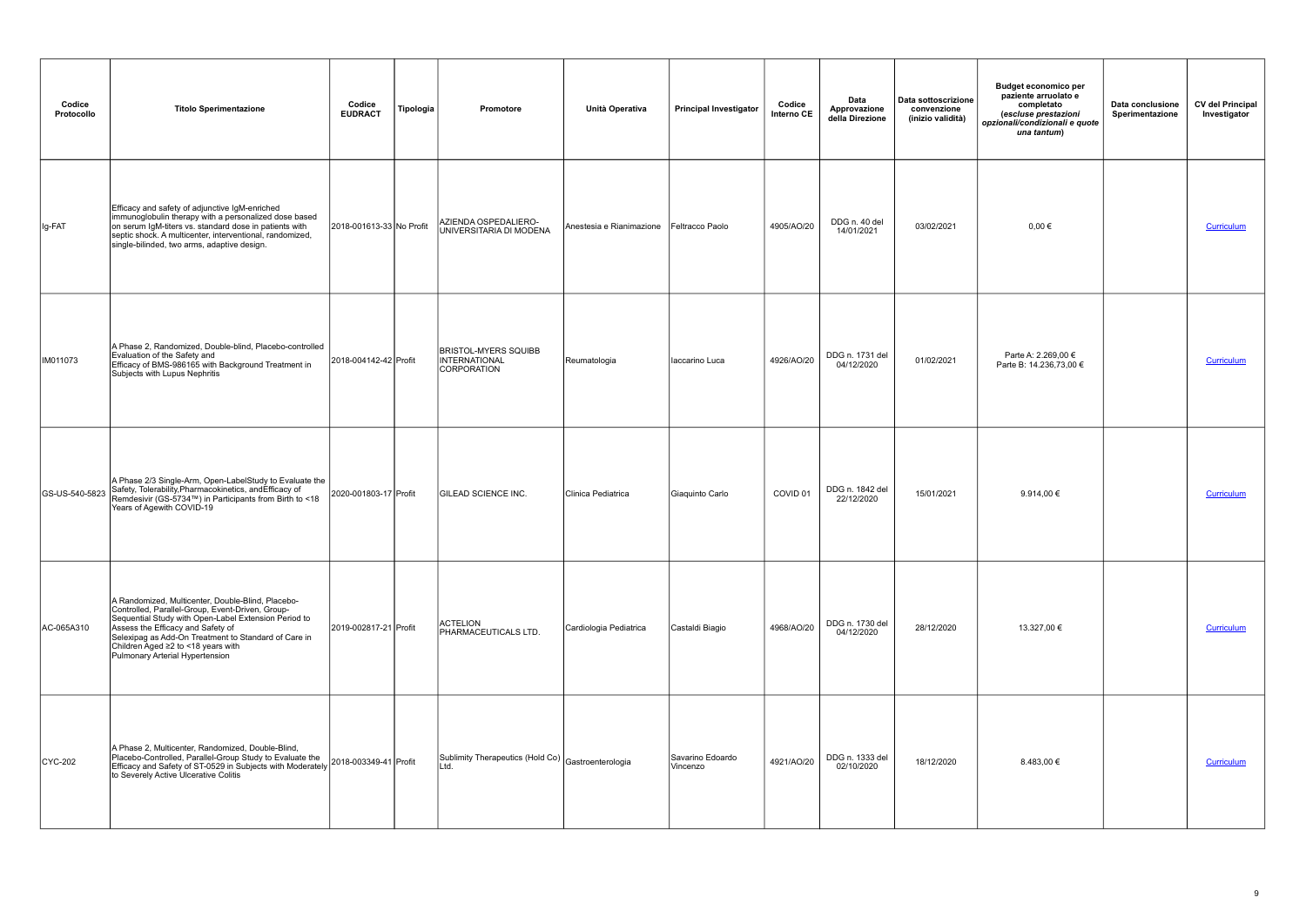| Codice Protocollo | Titolo Sperimentazione | Codice EUDRACT | Tipologia | Promotore | Unità Operativa | Principal Investigator | Codice Interno CE | Data Approvazione della Direzione | Data sottoscrizione convenzione (inizio validità) | Budget economico per paziente arruolato e completato *(escluse prestazioni opzionali/condizionali e quote una tantum)* | Data conclusione Sperimentazione | CV del Principal Investigator |
|---|---|---|---|---|---|---|---|---|---|---|---|---|
| Ig-FAT | Efficacy and safety of adjunctive IgM-enriched immunoglobulin therapy with a personalized dose based on serum IgM-titers vs. standard dose in patients with septic shock. A multicenter, interventional, randomized, single-bilinded, two arms, adaptive design. | 2018-001613-33 | No Profit | AZIENDA OSPEDALIERO-UNIVERSITARIA DI MODENA | Anestesia e Rianimazione | Feltracco Paolo | 4905/AO/20 | DDG n. 40 del 14/01/2021 | 03/02/2021 | 0,00 € | | Curriculum |
| IM011073 | A Phase 2, Randomized, Double-blind, Placebo-controlled Evaluation of the Safety and Efficacy of BMS-986165 with Background Treatment in Subjects with Lupus Nephritis | 2018-004142-42 | Profit | BRISTOL-MYERS SQUIBB INTERNATIONAL CORPORATION | Reumatologia | Iaccarino Luca | 4926/AO/20 | DDG n. 1731 del 04/12/2020 | 01/02/2021 | Parte A: 2.269,00 € Parte B: 14.236,73,00 € | | Curriculum |
| GS-US-540-5823 | A Phase 2/3 Single-Arm, Open-LabelStudy to Evaluate the Safety, Tolerability,Pharmacokinetics, andEfficacy of Remdesivir (GS-5734™) in Participants from Birth to <18 Years of Agewith COVID-19 | 2020-001803-17 | Profit | GILEAD SCIENCE INC. | Clinica Pediatrica | Giaquinto Carlo | COVID 01 | DDG n. 1842 del 22/12/2020 | 15/01/2021 | 9.914,00 € | | Curriculum |
| AC-065A310 | A Randomized, Multicenter, Double-Blind, Placebo-Controlled, Parallel-Group, Event-Driven, Group-Sequential Study with Open-Label Extension Period to Assess the Efficacy and Safety of Selexipag as Add-On Treatment to Standard of Care in Children Aged ≥2 to <18 years with Pulmonary Arterial Hypertension | 2019-002817-21 | Profit | ACTELION PHARMACEUTICALS LTD. | Cardiologia Pediatrica | Castaldi Biagio | 4968/AO/20 | DDG n. 1730 del 04/12/2020 | 28/12/2020 | 13.327,00 € | | Curriculum |
| CYC-202 | A Phase 2, Multicenter, Randomized, Double-Blind, Placebo-Controlled, Parallel-Group Study to Evaluate the Efficacy and Safety of ST-0529 in Subjects with Moderately to Severely Active Ulcerative Colitis | 2018-003349-41 | Profit | Sublimity Therapeutics (Hold Co) Ltd. | Gastroenterologia | Savarino Edoardo Vincenzo | 4921/AO/20 | DDG n. 1333 del 02/10/2020 | 18/12/2020 | 8.483,00 € | | Curriculum |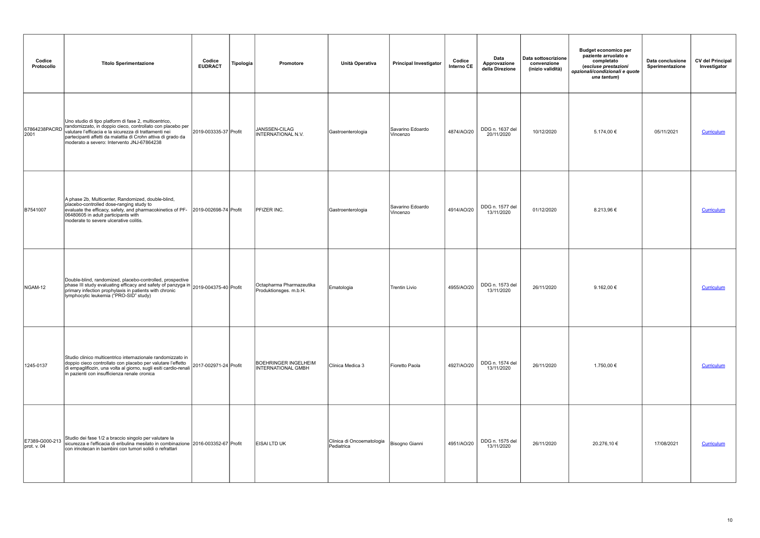| Codice Protocollo | Titolo Sperimentazione | Codice EUDRACT | Tipologia | Promotore | Unità Operativa | Principal Investigator | Codice Interno CE | Data Approvazione della Direzione | Data sottoscrizione convenzione (inizio validità) | Budget economico per paziente arruolato e completato *(escluse prestazioni opzionali/condizionali e quote una tantum)* | Data conclusione Sperimentazione | CV del Principal Investigator |
|---|---|---|---|---|---|---|---|---|---|---|---|---|
| 67864238PACRD2001 | Uno studio di tipo platform di fase 2, multicentrico, randomizzato, in doppio cieco, controllato con placebo per valutare l'efficacia e la sicurezza di trattamenti nei partecipanti affetti da malattia di Crohn attiva di grado da moderato a severo: Intervento JNJ-67864238 | 2019-003335-37 | Profit | JANSSEN-CILAG INTERNATIONAL N.V. | Gastroenterologia | Savarino Edoardo Vincenzo | 4874/AO/20 | DDG n. 1637 del 20/11/2020 | 10/12/2020 | 5.174,00 € | 05/11/2021 | Curriculum |
| B7541007 | A phase 2b, Multicenter, Randomized, double-blind, placebo-controlled dose-ranging study to evaluate the efficacy, safety, and pharmacokinetics of PF-06480605 in adult participants with moderate to severe ulcerative colitis. | 2019-002698-74 | Profit | PFIZER INC. | Gastroenterologia | Savarino Edoardo Vincenzo | 4914/AO/20 | DDG n. 1577 del 13/11/2020 | 01/12/2020 | 8.213,96 € | | Curriculum |
| NGAM-12 | Double-blind, randomized, placebo-controlled, prospective phase III study evaluating efficacy and safety of panzyga in primary infection prophylaxis in patients with chronic lymphocytic leukemia ("PRO-SID" study) | 2019-004375-40 | Profit | Octapharma Pharmazeutika Produktionsges. m.b.H. | Ematologia | Trentin Livio | 4955/AO/20 | DDG n. 1573 del 13/11/2020 | 26/11/2020 | 9.162,00 € | | Curriculum |
| 1245-0137 | Studio clinico multicentrico internazionale randomizzato in doppio cieco controllato con placebo per valutare l'effetto di empagliflozin, una volta al giorno, sugli esiti cardio-renali in pazienti con insufficienza renale cronica | 2017-002971-24 | Profit | BOEHRINGER INGELHEIM INTERNATIONAL GMBH | Clinica Medica 3 | Fioretto Paola | 4927/AO/20 | DDG n. 1574 del 13/11/2020 | 26/11/2020 | 1.750,00 € | | Curriculum |
| E7389-G000-213 prot. v. 04 | Studio dei fase 1/2 a braccio singolo per valutare la sicurezza e l'efficacia di eribulina mesilato in combinazione con irinotecan in bambini con tumori solidi o refrattari | 2016-003352-67 | Profit | EISAI LTD UK | Clinica di Oncoematologia Pediatrica | Bisogno Gianni | 4951/AO/20 | DDG n. 1575 del 13/11/2020 | 26/11/2020 | 20.276,10 € | 17/08/2021 | Curriculum |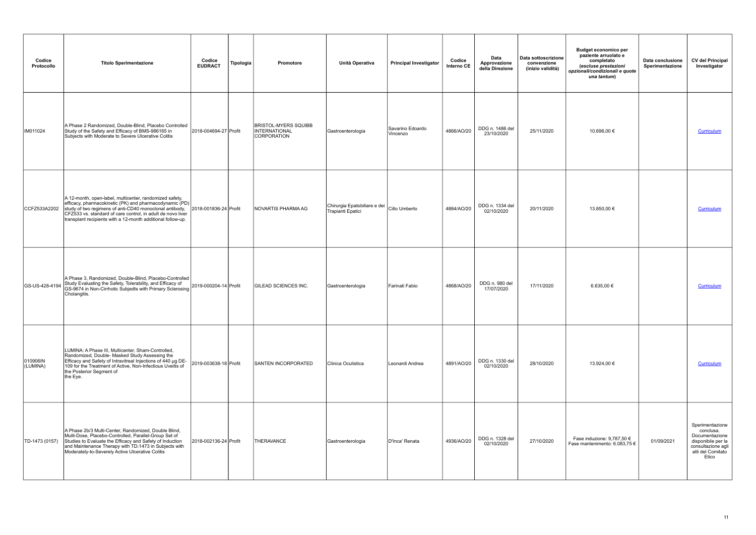| Codice Protocollo | Titolo Sperimentazione | Codice EUDRACT | Tipologia | Promotore | Unità Operativa | Principal Investigator | Codice Interno CE | Data Approvazione della Direzione | Data sottoscrizione convenzione (inizio validità) | Budget economico per paziente arruolato e completato *(escluse prestazioni opzionali/condizionali e quote una tantum)* | Data conclusione Sperimentazione | CV del Principal Investigator |
|---|---|---|---|---|---|---|---|---|---|---|---|---|
| IM011024 | A Phase 2 Randomized, Double-Blind, Placebo Controlled Study of the Safety and Efficacy of BMS-986165 in Subjects with Moderate to Severe Ulcerative Colitis | 2018-004694-27 | Profit | BRISTOL-MYERS SQUIBB INTERNATIONAL CORPORATION | Gastroenterologia | Savarino Edoardo Vincenzo | 4866/AO/20 | DDG n. 1486 del 23/10/2020 | 25/11/2020 | 10.696,00 € | | Curriculum |
| CCFZ533A2202 | A 12-month, open-label, multicenter, randomized safety, efficacy, pharmacokinetic (PK) and pharmacodynamic (PD) study of two regimens of anti-CD40 monoclonal antibody, CFZ533 vs. standard of care control, in adult de novo liver transplant recipients with a 12-month additional follow-up. | 2018-001836-24 | Profit | NOVARTIS PHARMA AG | Chirurgia Epatobiliare e dei Trapianti Epatici | Cillo Umberto | 4884/AO/20 | DDG n. 1334 del 02/10/2020 | 20/11/2020 | 13.850,00 € | | Curriculum |
| GS-US-428-4194 | A Phase 3, Randomized, Double-Blind, Placebo-Controlled Study Evaluating the Safety, Tolerability, and Efficacy of GS-9674 in Non-Cirrhotic Subjedts with Primary Sclerosing Cholangitis. | 2019-000204-14 | Profit | GILEAD SCIENCES INC. | Gastroenterologia | Farinati Fabio | 4868/AO/20 | DDG n. 980 del 17/07/2020 | 17/11/2020 | 6.635,00 € | | Curriculum |
| 010906IN (LUMINA) | LUMINA: A Phase III, Multicenter, Sham-Controlled, Randomized, Double- Masked Study Assessing the Efficacy and Safety of Intravitreal Injections of 440 µg DE-109 for the Treatment of Active, Non-Infectious Uveitis of the Posterior Segment of the Eye. | 2019-003638-18 | Profit | SANTEN INCORPORATED | Clinica Oculistica | Leonardi Andrea | 4891/AO/20 | DDG n. 1330 del 02/10/2020 | 28/10/2020 | 13.924,00 € | | Curriculum |
| TD-1473 (0157) | A Phase 2b/3 Multi-Center, Randomized, Double Blind, Multi-Dose, Placebo-Controlled, Parallel-Group Set of Studies to Evaluate the Efficacy and Safety of Induction and Maintenance Therapy with TD-1473 in Subjects with Moderately-to-Severely Active Ulcerative Colitis | 2018-002136-24 | Profit | THERAVANCE | Gastroenterologia | D'Inca' Renata | 4936/AO/20 | DDG n. 1328 del 02/10/2020 | 27/10/2020 | Fase induzione: 9,787,50 €<br>Fase mantenimento: 6.083,75 € | 01/09/2021 | Sperimentazione conclusa. Documentazione disponibile per la consultazione agli atti del Comitato Etico |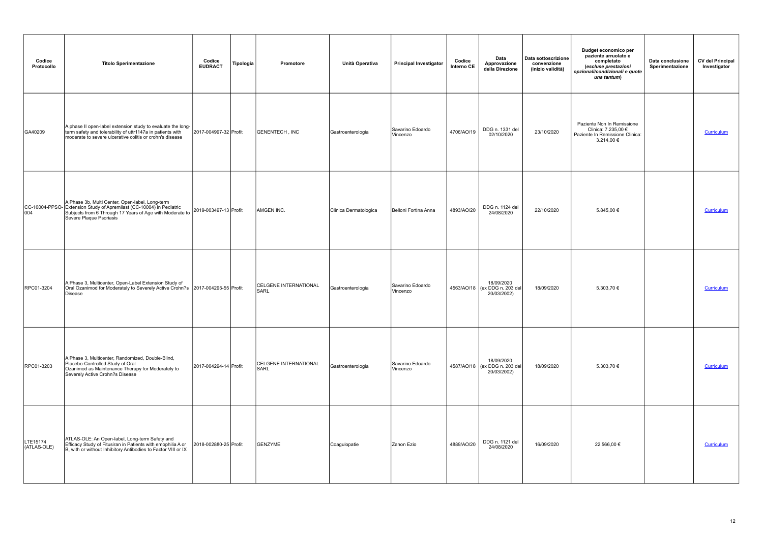| Codice Protocollo | Titolo Sperimentazione | Codice EUDRACT | Tipologia | Promotore | Unità Operativa | Principal Investigator | Codice Interno CE | Data Approvazione della Direzione | Data sottoscrizione convenzione (inizio validità) | Budget economico per paziente arruolato e completato *(escluse prestazioni opzionali/condizionali e quote una tantum)* | Data conclusione Sperimentazione | CV del Principal Investigator |
|---|---|---|---|---|---|---|---|---|---|---|---|---|
| GA40209 | A phase II open-label extension study to evaluate the long-term safety and tolerability of uttr1147a in patients with moderate to severe ulcerative colitis or crohn's disease | 2017-004997-32 | Profit | GENENTECH , INC | Gastroenterologia | Savarino Edoardo Vincenzo | 4706/AO/19 | DDG n. 1331 del 02/10/2020 | 23/10/2020 | Paziente Non In Remissione Clinica: 7.235,00 € Paziente In Remissione Clinica: 3.214,00 € | | Curriculum |
| CC-10004-PPSO-004 | A Phase 3b, Multi Center, Open-label, Long-term Extension Study of Apremilast (CC-10004) in Pediatric Subjects from 6 Through 17 Years of Age with Moderate to Severe Plaque Psoriasis | 2019-003497-13 | Profit | AMGEN INC. | Clinica Dermatologica | Belloni Fortina Anna | 4893/AO/20 | DDG n. 1124 del 24/08/2020 | 22/10/2020 | 5.845,00 € | | Curriculum |
| RPC01-3204 | A Phase 3, Multicenter, Open-Label Extension Study of Oral Ozanimod for Moderately to Severely Active Crohn?s Disease | 2017-004295-55 | Profit | CELGENE INTERNATIONAL SARL | Gastroenterologia | Savarino Edoardo Vincenzo | 4563/AO/18 | 18/09/2020 (ex DDG n. 203 del 20/03/2002) | 18/09/2020 | 5.303,70 € | | Curriculum |
| RPC01-3203 | A Phase 3, Multicenter, Randomized, Double-Blind, Placebo-Controlled Study of Oral Ozanimod as Maintenance Therapy for Moderately to Severely Active Crohn?s Disease | 2017-004294-14 | Profit | CELGENE INTERNATIONAL SARL | Gastroenterologia | Savarino Edoardo Vincenzo | 4587/AO/18 | 18/09/2020 (ex DDG n. 203 del 20/03/2002) | 18/09/2020 | 5.303,70 € | | Curriculum |
| LTE15174 (ATLAS-OLE) | ATLAS-OLE: An Open-label, Long-term Safety and Efficacy Study of Fitusiran in Patients with emophilia A or B, with or without Inhibitory Antibodies to Factor VIII or IX | 2018-002880-25 | Profit | GENZYME | Coagulopatie | Zanon Ezio | 4889/AO/20 | DDG n. 1121 del 24/08/2020 | 16/09/2020 | 22.566,00 € | | Curriculum |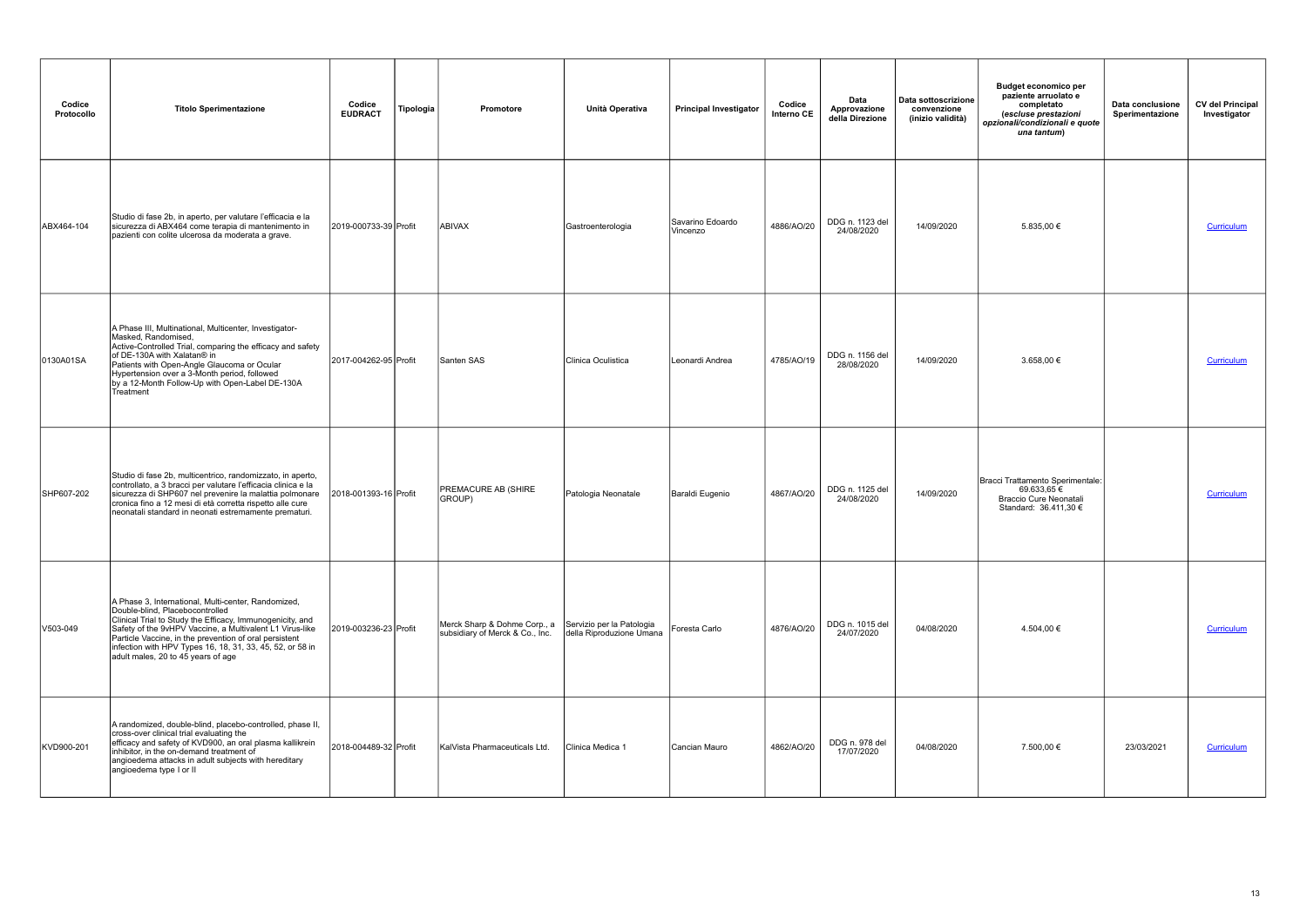| Codice Protocollo | Titolo Sperimentazione | Codice EUDRACT | Tipologia | Promotore | Unità Operativa | Principal Investigator | Codice Interno CE | Data Approvazione della Direzione | Data sottoscrizione convenzione (inizio validità) | Budget economico per paziente arruolato e completato *(escluse prestazioni opzionali/condizionali e quote una tantum)* | Data conclusione Sperimentazione | CV del Principal Investigator |
|---|---|---|---|---|---|---|---|---|---|---|---|---|
| ABX464-104 | Studio di fase 2b, in aperto, per valutare l'efficacia e la sicurezza di ABX464 come terapia di mantenimento in pazienti con colite ulcerosa da moderata a grave. | 2019-000733-39 | Profit | ABIVAX | Gastroenterologia | Savarino Edoardo Vincenzo | 4886/AO/20 | DDG n. 1123 del 24/08/2020 | 14/09/2020 | 5.835,00 € | | Curriculum |
| 0130A01SA | A Phase III, Multinational, Multicenter, Investigator-Masked, Randomised, Active-Controlled Trial, comparing the efficacy and safety of DE-130A with Xalatan® in Patients with Open-Angle Glaucoma or Ocular Hypertension over a 3-Month period, followed by a 12-Month Follow-Up with Open-Label DE-130A Treatment | 2017-004262-95 | Profit | Santen SAS | Clinica Oculistica | Leonardi Andrea | 4785/AO/19 | DDG n. 1156 del 28/08/2020 | 14/09/2020 | 3.658,00 € | | Curriculum |
| SHP607-202 | Studio di fase 2b, multicentrico, randomizzato, in aperto, controllato, a 3 bracci per valutare l'efficacia clinica e la sicurezza di SHP607 nel prevenire la malattia polmonare cronica fino a 12 mesi di età corretta rispetto alle cure neonatali standard in neonati estremamente prematuri. | 2018-001393-16 | Profit | PREMACURE AB (SHIRE GROUP) | Patologia Neonatale | Baraldi Eugenio | 4867/AO/20 | DDG n. 1125 del 24/08/2020 | 14/09/2020 | Bracci Trattamento Sperimentale: 69.633,65 € Braccio Cure Neonatali Standard: 36.411,30 € | | Curriculum |
| V503-049 | A Phase 3, International, Multi-center, Randomized, Double-blind, Placebocontrolled Clinical Trial to Study the Efficacy, Immunogenicity, and Safety of the 9vHPV Vaccine, a Multivalent L1 Virus-like Particle Vaccine, in the prevention of oral persistent infection with HPV Types 16, 18, 31, 33, 45, 52, or 58 in adult males, 20 to 45 years of age | 2019-003236-23 | Profit | Merck Sharp & Dohme Corp., a subsidiary of Merck & Co., Inc. | Servizio per la Patologia della Riproduzione Umana | Foresta Carlo | 4876/AO/20 | DDG n. 1015 del 24/07/2020 | 04/08/2020 | 4.504,00 € | | Curriculum |
| KVD900-201 | A randomized, double-blind, placebo-controlled, phase II, cross-over clinical trial evaluating the efficacy and safety of KVD900, an oral plasma kallikrein inhibitor, in the on-demand treatment of angioedema attacks in adult subjects with hereditary angioedema type I or II | 2018-004489-32 | Profit | KalVista Pharmaceuticals Ltd. | Clinica Medica 1 | Cancian Mauro | 4862/AO/20 | DDG n. 978 del 17/07/2020 | 04/08/2020 | 7.500,00 € | 23/03/2021 | Curriculum |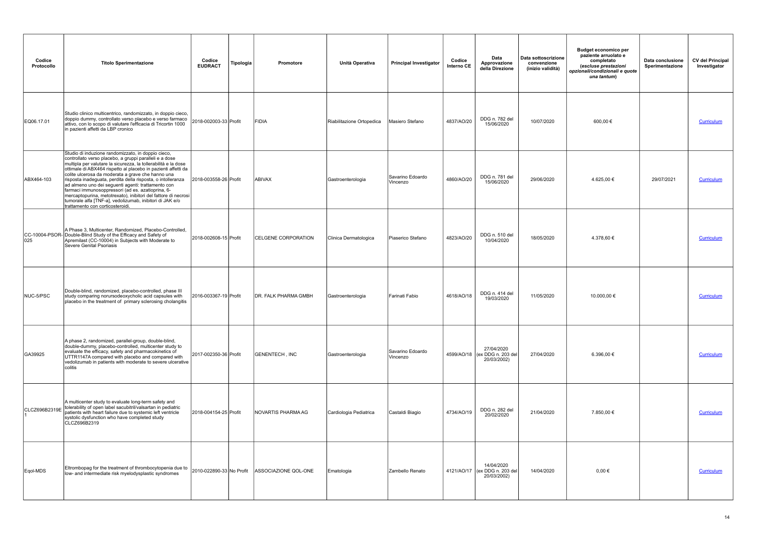| Codice Protocollo | Titolo Sperimentazione | Codice EUDRACT | Tipologia | Promotore | Unità Operativa | Principal Investigator | Codice Interno CE | Data Approvazione della Direzione | Data sottoscrizione convenzione (inizio validità) | Budget economico per paziente arruolato e completato *(escluse prestazioni opzionali/condizionali e quote una tantum)* | Data conclusione Sperimentazione | CV del Principal Investigator |
|---|---|---|---|---|---|---|---|---|---|---|---|---|
| EQ06.17.01 | Studio clinico multicentrico, randomizzato, in doppio cieco, doppio dummy, controllato verso placebo e verso farmaco attivo, con lo scopo di valutare l'efficacia di Tricortin 1000 in pazienti affetti da LBP cronico | 2018-002003-33 | Profit | FIDIA | Riabilitazione Ortopedica | Masiero Stefano | 4837/AO/20 | DDG n. 782 del 15/06/2020 | 10/07/2020 | 600,00 € | | Curriculum |
| ABX464-103 | Studio di induzione randomizzato, in doppio cieco, controllato verso placebo, a gruppi paralleli e a dose multipla per valutare la sicurezza, la tollerabilità e la dose ottimale di ABX464 rispetto al placebo in pazienti affetti da colite ulcerosa da moderata a grave che hanno una risposta inadeguata, perdita della risposta, o intolleranza ad almeno uno dei seguenti agenti: trattamento con farmaci immunosoppressori (ad es. azatioprina, 6-mercaptopurina, metotrexato), inibitori del fattore di necrosi tumorale alfa [TNF-a], vedolizumab, inibitori di JAK e/o trattamento con corticosteroidi. | 2018-003558-26 | Profit | ABIVAX | Gastroenterologia | Savarino Edoardo Vincenzo | 4860/AO/20 | DDG n. 781 del 15/06/2020 | 29/06/2020 | 4.625,00 € | 29/07/2021 | Curriculum |
| CC-10004-PSOR-025 | A Phase 3, Multicenter, Randomized, Placebo-Controlled, Double-Blind Study of the Efficacy and Safety of Apremilast (CC-10004) in Subjects with Moderate to Severe Genital Psoriasis | 2018-002608-15 | Profit | CELGENE CORPORATION | Clinica Dermatologica | Piaserico Stefano | 4823/AO/20 | DDG n. 510 del 10/04/2020 | 18/05/2020 | 4.378,60 € | | Curriculum |
| NUC-5/PSC | Double-blind, randomized, placebo-controlled, phase III study comparing norursodeoxycholic acid capsules with placebo in the treatment of primary sclerosing cholangitis | 2016-003367-19 | Profit | DR. FALK PHARMA GMBH | Gastroenterologia | Farinati Fabio | 4618/AO/18 | DDG n. 414 del 19/03/2020 | 11/05/2020 | 10.000,00 € | | Curriculum |
| GA39925 | A phase 2, randomized, parallel-group, double-blind, double-dummy, placebo-controlled, multicenter study to evaluate the efficacy, safety and pharmacokinetics of UTTR1147A compared with placebo and compared with vedolizumab in patients with moderate to severe ulcerative colitis | 2017-002350-36 | Profit | GENENTECH , INC | Gastroenterologia | Savarino Edoardo Vincenzo | 4599/AO/18 | 27/04/2020 (ex DDG n. 203 del 20/03/2002) | 27/04/2020 | 6.396,00 € | | Curriculum |
| CLCZ696B2319E1 | A multicenter study to evaluate long-term safety and tolerability of open label sacubitril/valsartan in pediatric patients with heart failure due to systemic left ventricle systolic dysfunction who have completed study CLCZ696B2319 | 2018-004154-25 | Profit | NOVARTIS PHARMA AG | Cardiologia Pediatrica | Castaldi Biagio | 4734/AO/19 | DDG n. 282 del 20/02/2020 | 21/04/2020 | 7.850,00 € | | Curriculum |
| Eqol-MDS | Eltrombopag for the treatment of thrombocytopenia due to low- and intermediate risk myelodysplastic syndromes | 2010-022890-33 | No Profit | ASSOCIAZIONE QOL-ONE | Ematologia | Zambello Renato | 4121/AO/17 | 14/04/2020 (ex DDG n. 203 del 20/03/2002) | 14/04/2020 | 0,00 € | | Curriculum |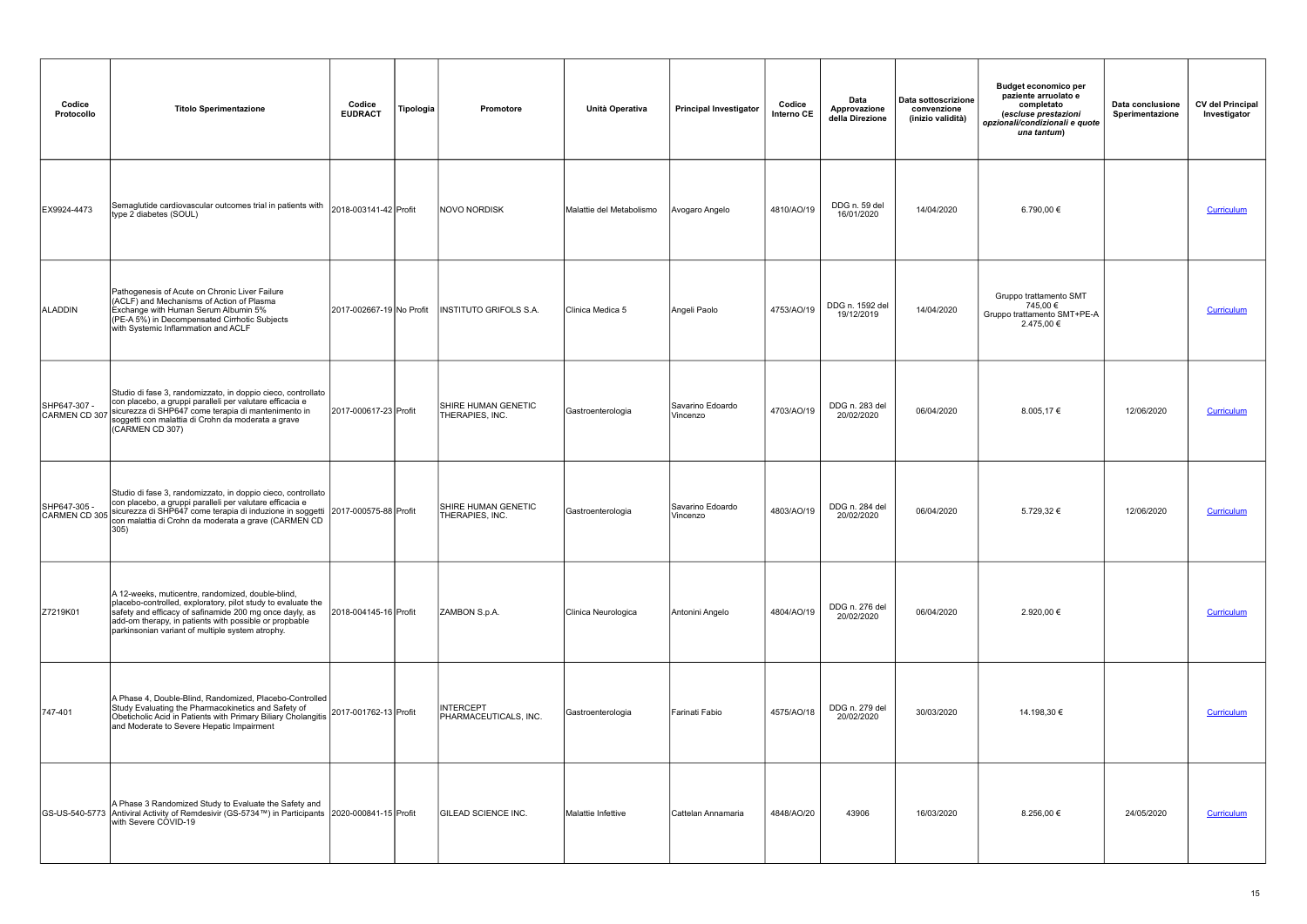| Codice Protocollo | Titolo Sperimentazione | Codice EUDRACT | Tipologia | Promotore | Unità Operativa | Principal Investigator | Codice Interno CE | Data Approvazione della Direzione | Data sottoscrizione convenzione (inizio validità) | Budget economico per paziente arruolato e completato *(escluse prestazioni opzionali/condizionali e quote una tantum)* | Data conclusione Sperimentazione | CV del Principal Investigator |
|---|---|---|---|---|---|---|---|---|---|---|---|---|
| EX9924-4473 | Semaglutide cardiovascular outcomes trial in patients with type 2 diabetes (SOUL) | 2018-003141-42 | Profit | NOVO NORDISK | Malattie del Metabolismo | Avogaro Angelo | 4810/AO/19 | DDG n. 59 del 16/01/2020 | 14/04/2020 | 6.790,00 € | | Curriculum |
| ALADDIN | Pathogenesis of Acute on Chronic Liver Failure (ACLF) and Mechanisms of Action of Plasma Exchange with Human Serum Albumin 5% (PE-A 5%) in Decompensated Cirrhotic Subjects with Systemic Inflammation and ACLF | 2017-002667-19 | No Profit | INSTITUTO GRIFOLS S.A. | Clinica Medica 5 | Angeli Paolo | 4753/AO/19 | DDG n. 1592 del 19/12/2019 | 14/04/2020 | Gruppo trattamento SMT 745,00 € Gruppo trattamento SMT+PE-A 2.475,00 € | | Curriculum |
| SHP647-307 - CARMEN CD 307 | Studio di fase 3, randomizzato, in doppio cieco, controllato con placebo, a gruppi paralleli per valutare efficacia e sicurezza di SHP647 come terapia di mantenimento in soggetti con malattia di Crohn da moderata a grave (CARMEN CD 307) | 2017-000617-23 | Profit | SHIRE HUMAN GENETIC THERAPIES, INC. | Gastroenterologia | Savarino Edoardo Vincenzo | 4703/AO/19 | DDG n. 283 del 20/02/2020 | 06/04/2020 | 8.005,17 € | 12/06/2020 | Curriculum |
| SHP647-305 - CARMEN CD 305 | Studio di fase 3, randomizzato, in doppio cieco, controllato con placebo, a gruppi paralleli per valutare efficacia e sicurezza di SHP647 come terapia di induzione in soggetti con malattia di Crohn da moderata a grave (CARMEN CD 305) | 2017-000575-88 | Profit | SHIRE HUMAN GENETIC THERAPIES, INC. | Gastroenterologia | Savarino Edoardo Vincenzo | 4803/AO/19 | DDG n. 284 del 20/02/2020 | 06/04/2020 | 5.729,32 € | 12/06/2020 | Curriculum |
| Z7219K01 | A 12-weeks, muticentre, randomized, double-blind, placebo-controlled, exploratory, pilot study to evaluate the safety and efficacy of safinamide 200 mg once dayly, as add-om therapy, in patients with possible or propbable parkinsonian variant of multiple system atrophy. | 2018-004145-16 | Profit | ZAMBON S.p.A. | Clinica Neurologica | Antonini Angelo | 4804/AO/19 | DDG n. 276 del 20/02/2020 | 06/04/2020 | 2.920,00 € | | Curriculum |
| 747-401 | A Phase 4, Double-Blind, Randomized, Placebo-Controlled Study Evaluating the Pharmacokinetics and Safety of Obeticholic Acid in Patients with Primary Biliary Cholangitis and Moderate to Severe Hepatic Impairment | 2017-001762-13 | Profit | INTERCEPT PHARMACEUTICALS, INC. | Gastroenterologia | Farinati Fabio | 4575/AO/18 | DDG n. 279 del 20/02/2020 | 30/03/2020 | 14.198,30 € | | Curriculum |
| GS-US-540-5773 | A Phase 3 Randomized Study to Evaluate the Safety and Antiviral Activity of Remdesivir (GS-5734™) in Participants with Severe COVID-19 | 2020-000841-15 | Profit | GILEAD SCIENCE INC. | Malattie Infettive | Cattelan Annamaria | 4848/AO/20 | 43906 | 16/03/2020 | 8.256,00 € | 24/05/2020 | Curriculum |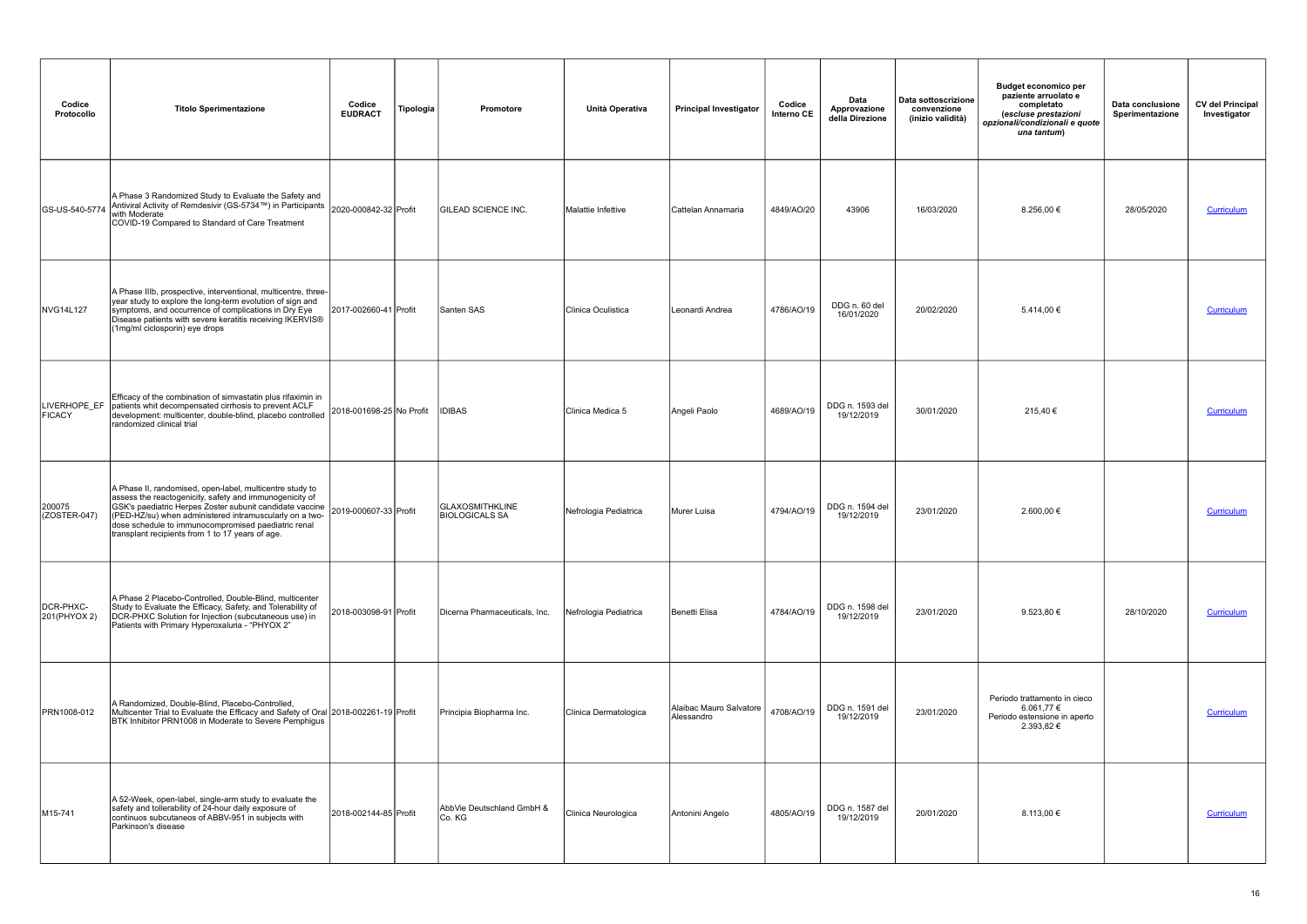| Codice Protocollo | Titolo Sperimentazione | Codice EUDRACT | Tipologia | Promotore | Unità Operativa | Principal Investigator | Codice Interno CE | Data Approvazione della Direzione | Data sottoscrizione convenzione (inizio validità) | Budget economico per paziente arruolato e completato *(escluse prestazioni opzionali/condizionali e quote una tantum)* | Data conclusione Sperimentazione | CV del Principal Investigator |
|---|---|---|---|---|---|---|---|---|---|---|---|---|
| GS-US-540-5774 | A Phase 3 Randomized Study to Evaluate the Safety and Antiviral Activity of Remdesivir (GS-5734™) in Participants with Moderate COVID-19 Compared to Standard of Care Treatment | 2020-000842-32 | Profit | GILEAD SCIENCE INC. | Malattie Infettive | Cattelan Annamaria | 4849/AO/20 | 43906 | 16/03/2020 | 8.256,00 € | 28/05/2020 | Curriculum |
| NVG14L127 | A Phase IIIb, prospective, interventional, multicentre, three-year study to explore the long-term evolution of sign and symptoms, and occurrence of complications in Dry Eye Disease patients with severe keratitis receiving IKERVIS® (1mg/ml ciclosporin) eye drops | 2017-002660-41 | Profit | Santen SAS | Clinica Oculistica | Leonardi Andrea | 4786/AO/19 | DDG n. 60 del 16/01/2020 | 20/02/2020 | 5.414,00 € | | Curriculum |
| LIVERHOPE_EFFICACY | Efficacy of the combination of simvastatin plus rifaximin in patients whit decompensated cirrhosis to prevent ACLF development: multicenter, double-blind, placebo controlled randomized clinical trial | 2018-001698-25 | No Profit | IDIBAS | Clinica Medica 5 | Angeli Paolo | 4689/AO/19 | DDG n. 1593 del 19/12/2019 | 30/01/2020 | 215,40 € | | Curriculum |
| 200075 (ZOSTER-047) | A Phase II, randomised, open-label, multicentre study to assess the reactogenicity, safety and immunogenicity of GSK's paediatric Herpes Zoster subunit candidate vaccine (PED-HZ/su) when administered intramuscularly on a two-dose schedule to immunocompromised paediatric renal transplant recipients from 1 to 17 years of age. | 2019-000607-33 | Profit | GLAXOSMITHKLINE BIOLOGICALS SA | Nefrologia Pediatrica | Murer Luisa | 4794/AO/19 | DDG n. 1594 del 19/12/2019 | 23/01/2020 | 2.600,00 € | | Curriculum |
| DCR-PHXC-201(PHYOX 2) | A Phase 2 Placebo-Controlled, Double-Blind, multicenter Study to Evaluate the Efficacy, Safety, and Tolerability of DCR-PHXC Solution for Injection (subcutaneous use) in Patients with Primary Hyperoxaluria - "PHYOX 2" | 2018-003098-91 | Profit | Dicerna Pharmaceuticals, Inc. | Nefrologia Pediatrica | Benetti Elisa | 4784/AO/19 | DDG n. 1598 del 19/12/2019 | 23/01/2020 | 9.523,80 € | 28/10/2020 | Curriculum |
| PRN1008-012 | A Randomized, Double-Blind, Placebo-Controlled, Multicenter Trial to Evaluate the Efficacy and Safety of Oral BTK Inhibitor PRN1008 in Moderate to Severe Pemphigus | 2018-002261-19 | Profit | Principia Biopharma Inc. | Clinica Dermatologica | Alaibac Mauro Salvatore Alessandro | 4708/AO/19 | DDG n. 1591 del 19/12/2019 | 23/01/2020 | Periodo trattamento in cieco 6.061,77 € Periodo estensione in aperto 2.393,82 € | | Curriculum |
| M15-741 | A 52-Week, open-label, single-arm study to evaluate the safety and tolerability of 24-hour daily exposure of continuos subcutaneos of ABBV-951 in subjects with Parkinson's disease | 2018-002144-85 | Profit | AbbVie Deutschland GmbH & Co. KG | Clinica Neurologica | Antonini Angelo | 4805/AO/19 | DDG n. 1587 del 19/12/2019 | 20/01/2020 | 8.113,00 € | | Curriculum |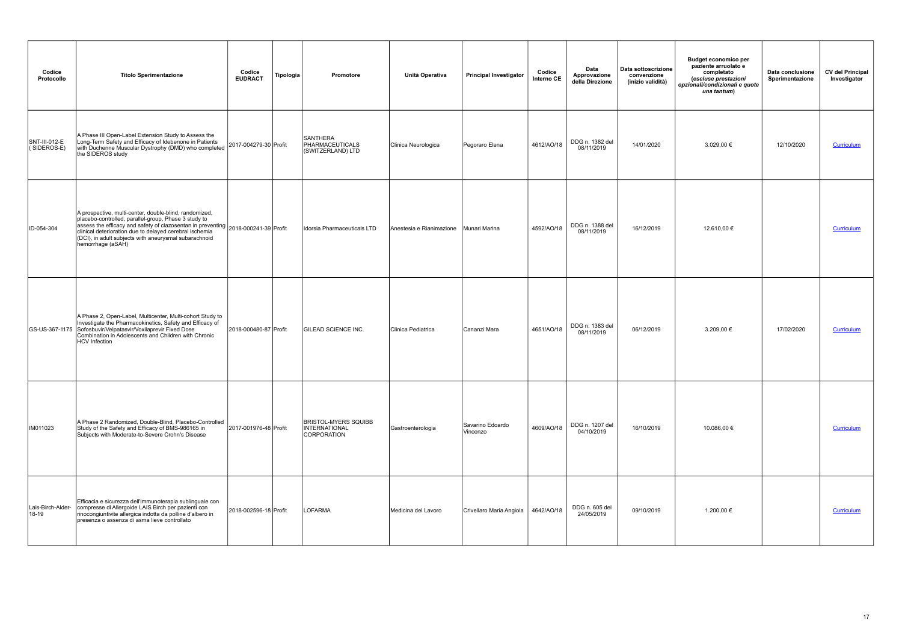| Codice Protocollo | Titolo Sperimentazione | Codice EUDRACT | Tipologia | Promotore | Unità Operativa | Principal Investigator | Codice Interno CE | Data Approvazione della Direzione | Data sottoscrizione convenzione (inizio validità) | Budget economico per paziente arruolato e completato *(escluse prestazioni opzionali/condizionali e quote una tantum)* | Data conclusione Sperimentazione | CV del Principal Investigator |
|---|---|---|---|---|---|---|---|---|---|---|---|---|
| SNT-III-012-E ( SIDEROS-E) | A Phase III Open-Label Extension Study to Assess the Long-Term Safety and Efficacy of Idebenone in Patients with Duchenne Muscular Dystrophy (DMD) who completed the SIDEROS study | 2017-004279-30 | Profit | SANTHERA PHARMACEUTICALS (SWITZERLAND) LTD | Clinica Neurologica | Pegoraro Elena | 4612/AO/18 | DDG n. 1382 del 08/11/2019 | 14/01/2020 | 3.029,00 € | 12/10/2020 | Curriculum |
| ID-054-304 | A prospective, multi-center, double-blind, randomized, placebo-controlled, parallel-group, Phase 3 study to assess the efficacy and safety of clazosentan in preventing clinical deterioration due to delayed cerebral ischemia (DCI), in adult subjects with aneurysmal subarachnoid hemorrhage (aSAH) | 2018-000241-39 | Profit | Idorsia Pharmaceuticals LTD | Anestesia e Rianimazione | Munari Marina | 4592/AO/18 | DDG n. 1388 del 08/11/2019 | 16/12/2019 | 12.610,00 € | | Curriculum |
| GS-US-367-1175 | A Phase 2, Open-Label, Multicenter, Multi-cohort Study to Investigate the Pharmacokinetics, Safety and Efficacy of Sofosbuvir/Velpatasvir/Voxilaprevir Fixed Dose Combination in Adolescents and Children with Chronic HCV Infection | 2018-000480-87 | Profit | GILEAD SCIENCE INC. | Clinica Pediatrica | Cananzi Mara | 4651/AO/18 | DDG n. 1383 del 08/11/2019 | 06/12/2019 | 3.209,00 € | 17/02/2020 | Curriculum |
| IM011023 | A Phase 2 Randomized, Double-Blind, Placebo-Controlled Study of the Safety and Efficacy of BMS-986165 in Subjects with Moderate-to-Severe Crohn's Disease | 2017-001976-48 | Profit | BRISTOL-MYERS SQUIBB INTERNATIONAL CORPORATION | Gastroenterologia | Savarino Edoardo Vincenzo | 4609/AO/18 | DDG n. 1207 del 04/10/2019 | 16/10/2019 | 10.086,00 € | | Curriculum |
| Lais-Birch-Alder-18-19 | Efficacia e sicurezza dell'immunoterapia sublinguale con compresse di Allergoide LAIS Birch per pazienti con rinocongiuntivite allergica indotta da polline d'albero in presenza o assenza di asma lieve controllato | 2018-002596-18 | Profit | LOFARMA | Medicina del Lavoro | Crivellaro Maria Angiola | 4642/AO/18 | DDG n. 605 del 24/05/2019 | 09/10/2019 | 1.200,00 € | | Curriculum |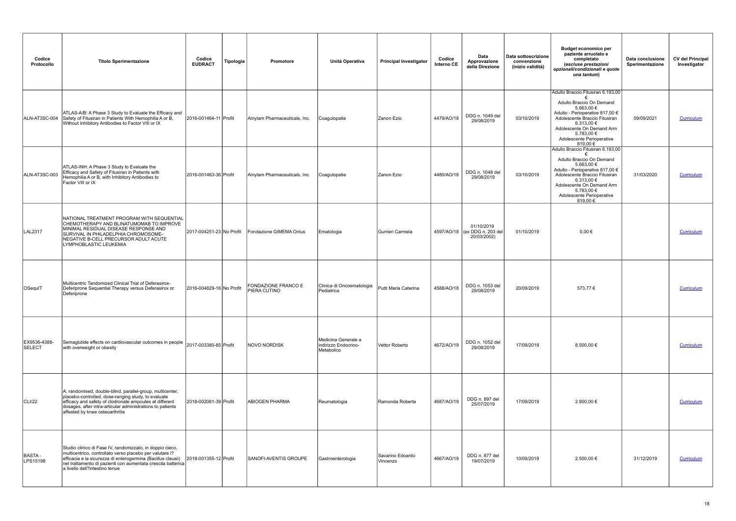| Codice Protocollo | Titolo Sperimentazione | Codice EUDRACT | Tipologia | Promotore | Unità Operativa | Principal Investigator | Codice Interno CE | Data Approvazione della Direzione | Data sottoscrizione convenzione (inizio validità) | Budget economico per paziente arruolato e completato (*escluse prestazioni opzionali/condizionali e quote una tantum*) | Data conclusione Sperimentazione | CV del Principal Investigator |
|---|---|---|---|---|---|---|---|---|---|---|---|---|
| ALN-AT3SC-004 | ATLAS-A/B: A Phase 3 Study to Evaluate the Efficacy and Safety of Fitusiran in Patients With Hemophilia A or B, Without Inhibitory Antibodies to Factor VIII or IX | 2016-001464-11 | Profit | Alnylam Pharmaceuticals, Inc. | Coagulopatie | Zanon Ezio | 4479/AO/18 | DDG n. 1049 del 29/08/2019 | 03/10/2019 | Adulto Braccio Fitusiran 6.193,00 € Adulto Braccio On Demand 5.663,00 € Adulto - Perioperative 817,00 € Adolescente Braccio Fitusiran 6.313,00 € Adolescente On Demand Arm 5.783,00 € Adolescente Perioperative 819,00 € | 09/09/2021 | Curriculum |
| ALN-AT3SC-003 | ATLAS-INH: A Phase 3 Study to Evaluate the Efficacy and Safety of Fitusiran in Patients with Hemophilia A or B, with Inhibitory Antibodies to Factor VIII or IX | 2016-001463-36 | Profit | Alnylam Pharmaceuticals, Inc. | Coagulopatie | Zanon Ezio | 4480/AO/18 | DDG n. 1048 del 29/08/2019 | 03/10/2019 | Adulto Braccio Fitusiran 6.193,00 € Adulto Braccio On Demand 5.663,00 € Adulto - Perioperative 817,00 € Adolescente Braccio Fitusiran 6.313,00 € Adolescente On Demand Arm 5.783,00 € Adolescente Perioperative 819,00 € | 31/03/2020 | Curriculum |
| LAL2317 | NATIONAL TREATMENT PROGRAM WITH SEQUENTIAL CHEMOTHERAPY AND BLINATUMOMAB TO IMPROVE MINIMAL RESIDUAL DISEASE RESPONSE AND SURVIVAL IN PHILADELPHIA CHROMOSOME-NEGATIVE B-CELL PRECURSOR ADULT ACUTE LYMPHOBLASTIC LEUKEMIA | 2017-004251-23 | No Profit | Fondazione GIMEMA Onlus | Ematologia | Gurrieri Carmela | 4597/AO/18 | 01/10/2019 (ex DDG n. 203 del 20/03/2002) | 01/10/2019 | 0,00 € | | Curriculum |
| OSequIT | Multicentric Tandomized Clinical Trial of Deferasirox-Deferiprone Sequential Therapy versus Deferasirox or Deferiprone | 2016-004829-16 | No Profit | FONDAZIONE FRANCO E PIERA CUTINO | Clinica di Oncoematologia Pediatrica | Putti Maria Caterina | 4588/AO/18 | DDG n. 1053 del 29/08/2019 | 20/09/2019 | 573,77 € | | Curriculum |
| EX9536-4388-SELECT | Semaglutide effects on cardiovascular outcomes in people with overweight or obesity | 2017-003380-85 | Profit | NOVO NORDISK | Medicina Generale a indirizzo Endocrino-Metabolico | Vettor Roberto | 4672/AO/19 | DDG n. 1052 del 29/08/2019 | 17/09/2019 | 8.500,00 € | | Curriculum |
| CLI/22 | A, randomised, double-blind, parallel-group, multicenter, placebo-controlled, dose-ranging study, to evaluate efficacy and safety of clodronate ampoules at different dosages, after intra-articular administrations to patients affested by knee osteoarthritis | 2018-002081-39 | Profit | ABIOGEN PHARMA | Reumatologia | Ramonda Roberta | 4687/AO/19 | DDG n. 897 del 25/07/2019 | 17/09/2019 | 2.800,00 € | | Curriculum |
| BASTA - LPS15198 | Studio clinico di Fase IV, randomizzato, in doppio cieco, multicentrico, controllato verso placebo per valutare l? efficacia e la sicurezza di enterogermina (Bacillus clausii) nel trattamento di pazienti con aumentata crescita batterica a livello dell?intestino tenue | 2018-001355-12 | Profit | SANOFI-AVENTIS GROUPE | Gastroenterologia | Savarino Edoardo Vincenzo | 4667/AO/19 | DDG n. 877 del 19/07/2019 | 10/09/2019 | 2.500,00 € | 31/12/2019 | Curriculum |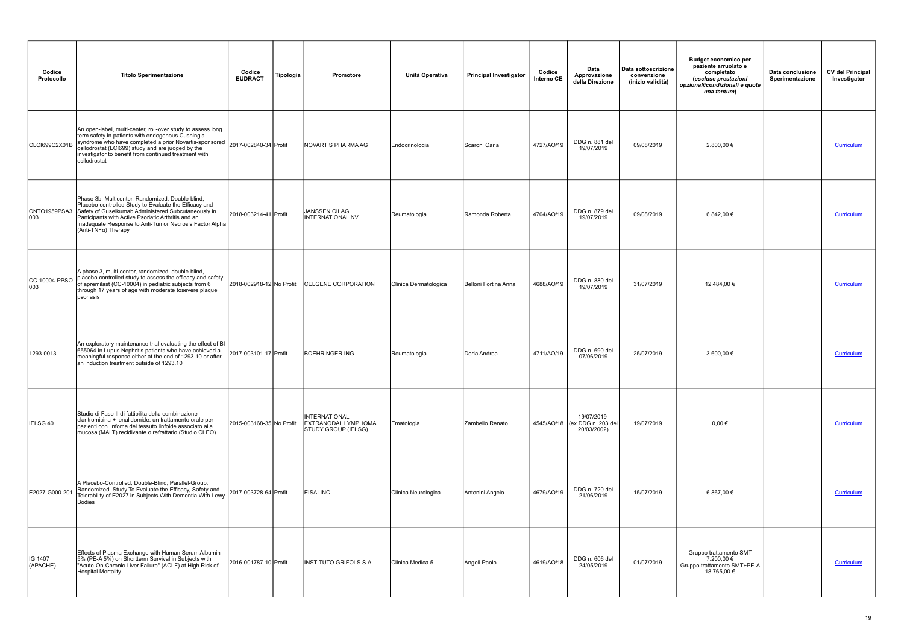| Codice Protocollo | Titolo Sperimentazione | Codice EUDRACT | Tipologia | Promotore | Unità Operativa | Principal Investigator | Codice Interno CE | Data Approvazione della Direzione | Data sottoscrizione convenzione (inizio validità) | Budget economico per paziente arruolato e completato *(escluse prestazioni opzionali/condizionali e quote una tantum)* | Data conclusione Sperimentazione | CV del Principal Investigator |
|---|---|---|---|---|---|---|---|---|---|---|---|---|
| CLCI699C2X01B | An open-label, multi-center, roll-over study to assess long term safety in patients with endogenous Cushing's syndrome who have completed a prior Novartis-sponsored osilodrostat (LCI699) study and are judged by the investigator to benefit from continued treatment with osilodrostat | 2017-002840-34 | Profit | NOVARTIS PHARMA AG | Endocrinologia | Scaroni Carla | 4727/AO/19 | DDG n. 881 del 19/07/2019 | 09/08/2019 | 2.800,00 € | | Curriculum |
| CNTO1959PSA3 003 | Phase 3b, Multicenter, Randomized, Double-blind, Placebo-controlled Study to Evaluate the Efficacy and Safety of Guselkumab Administered Subcutaneously in Participants with Active Psoriatic Arthritis and an Inadequate Response to Anti-Tumor Necrosis Factor Alpha (Anti-TNFα) Therapy | 2018-003214-41 | Profit | JANSSEN CILAG INTERNATIONAL NV | Reumatologia | Ramonda Roberta | 4704/AO/19 | DDG n. 879 del 19/07/2019 | 09/08/2019 | 6.842,00 € | | Curriculum |
| CC-10004-PPSO-003 | A phase 3, multi-center, randomized, double-blind, placebo-controlled study to assess the efficacy and safety of apremilast (CC-10004) in pediatric subjects from 6 through 17 years of age with moderate tosevere plaque psoriasis | 2018-002918-12 | No Profit | CELGENE CORPORATION | Clinica Dermatologica | Belloni Fortina Anna | 4688/AO/19 | DDG n. 880 del 19/07/2019 | 31/07/2019 | 12.484,00 € | | Curriculum |
| 1293-0013 | An exploratory maintenance trial evaluating the effect of BI 655064 in Lupus Nephritis patients who have achieved a meaningful response either at the end of 1293.10 or after an induction treatment outside of 1293.10 | 2017-003101-17 | Profit | BOEHRINGER ING. | Reumatologia | Doria Andrea | 4711/AO/19 | DDG n. 690 del 07/06/2019 | 25/07/2019 | 3.600,00 € | | Curriculum |
| IELSG 40 | Studio di Fase II di fattibilità della combinazione claritromicina + lenalidomide: un trattamento orale per pazienti con linfoma del tessuto linfoide associato alla mucosa (MALT) recidivante o refrattario (Studio CLEO) | 2015-003168-35 | No Profit | INTERNATIONAL EXTRANODAL LYMPHOMA STUDY GROUP (IELSG) | Ematologia | Zambello Renato | 4545/AO/18 | 19/07/2019 (ex DDG n. 203 del 20/03/2002) | 19/07/2019 | 0,00 € | | Curriculum |
| E2027-G000-201 | A Placebo-Controlled, Double-Blind, Parallel-Group, Randomized, Study To Evaluate the Efficacy, Safety and Tolerability of E2027 in Subjects With Dementia With Lewy Bodies | 2017-003728-64 | Profit | EISAI INC. | Clinica Neurologica | Antonini Angelo | 4679/AO/19 | DDG n. 720 del 21/06/2019 | 15/07/2019 | 6.867,00 € | | Curriculum |
| IG 1407 (APACHE) | Effects of Plasma Exchange with Human Serum Albumin 5% (PE-A 5%) on Shortterm Survival in Subjects with "Acute-On-Chronic Liver Failure" (ACLF) at High Risk of Hospital Mortality | 2016-001787-10 | Profit | INSTITUTO GRIFOLS S.A. | Clinica Medica 5 | Angeli Paolo | 4619/AO/18 | DDG n. 606 del 24/05/2019 | 01/07/2019 | Gruppo trattamento SMT 7.200,00 € Gruppo trattamento SMT+PE-A 18.765,00 € | | Curriculum |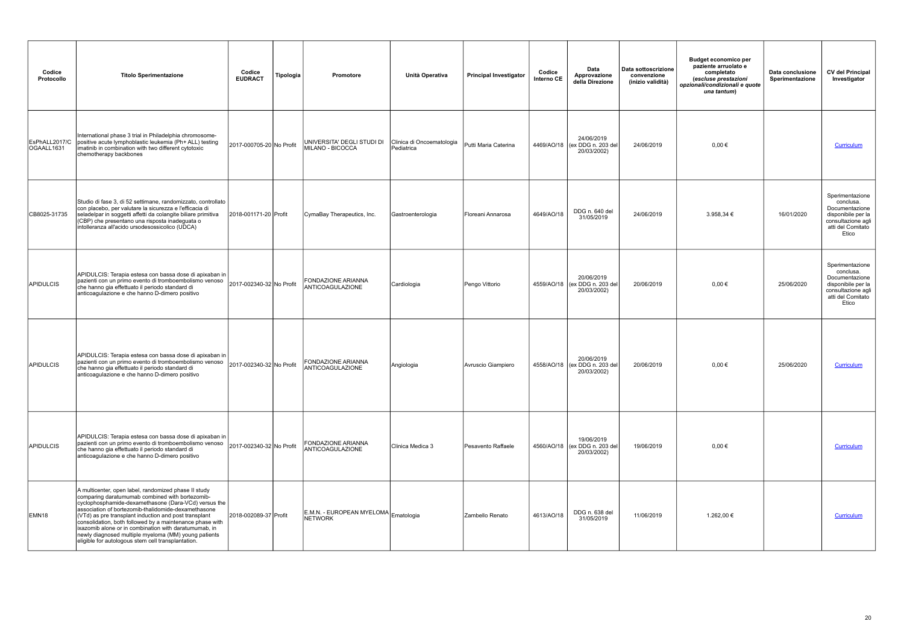| Codice Protocollo | Titolo Sperimentazione | Codice EUDRACT | Tipologia | Promotore | Unità Operativa | Principal Investigator | Codice Interno CE | Data Approvazione della Direzione | Data sottoscrizione convenzione (inizio validità) | Budget economico per paziente arruolato e completato *(escluse prestazioni opzionali/condizionali e quote una tantum)* | Data conclusione Sperimentazione | CV del Principal Investigator |
|---|---|---|---|---|---|---|---|---|---|---|---|---|
| EsPhALL2017/COGAALL1631 | International phase 3 trial in Philadelphia chromosome-positive acute lymphoblastic leukemia (Ph+ ALL) testing imatinib in combination with two different cytotoxic chemotherapy backbones | 2017-000705-20 | No Profit | UNIVERSITA' DEGLI STUDI DI MILANO - BICOCCA | Clinica di Oncoematologia Pediatrica | Putti Maria Caterina | 4469/AO/18 | 24/06/2019 (ex DDG n. 203 del 20/03/2002) | 24/06/2019 | 0,00 € | | Curriculum |
| CB8025-31735 | Studio di fase 3, di 52 settimane, randomizzato, controllato con placebo, per valutare la sicurezza e l'efficacia di seladelpar in soggetti affetti da colangite biliare primitiva (CBP) che presentano una risposta inadeguata o intolleranza all'acido ursodesossicolico (UDCA) | 2018-001171-20 | Profit | CymaBay Therapeutics, Inc. | Gastroenterologia | Floreani Annarosa | 4649/AO/18 | DDG n. 640 del 31/05/2019 | 24/06/2019 | 3.958,34 € | 16/01/2020 | Sperimentazione conclusa. Documentazione disponibile per la consultazione agli atti del Comitato Etico |
| APIDULCIS | APIDULCIS: Terapia estesa con bassa dose di apixaban in pazienti con un primo evento di tromboembolismo venoso che hanno gia effettuato il periodo standard di anticoagulazione e che hanno D-dimero positivo | 2017-002340-32 | No Profit | FONDAZIONE ARIANNA ANTICOAGULAZIONE | Cardiologia | Pengo Vittorio | 4559/AO/18 | 20/06/2019 (ex DDG n. 203 del 20/03/2002) | 20/06/2019 | 0,00 € | 25/06/2020 | Sperimentazione conclusa. Documentazione disponibile per la consultazione agli atti del Comitato Etico |
| APIDULCIS | APIDULCIS: Terapia estesa con bassa dose di apixaban in pazienti con un primo evento di tromboembolismo venoso che hanno gia effettuato il periodo standard di anticoagulazione e che hanno D-dimero positivo | 2017-002340-32 | No Profit | FONDAZIONE ARIANNA ANTICOAGULAZIONE | Angiologia | Avruscio Giampiero | 4558/AO/18 | 20/06/2019 (ex DDG n. 203 del 20/03/2002) | 20/06/2019 | 0,00 € | 25/06/2020 | Curriculum |
| APIDULCIS | APIDULCIS: Terapia estesa con bassa dose di apixaban in pazienti con un primo evento di tromboembolismo venoso che hanno gia effettuato il periodo standard di anticoagulazione e che hanno D-dimero positivo | 2017-002340-32 | No Profit | FONDAZIONE ARIANNA ANTICOAGULAZIONE | Clinica Medica 3 | Pesavento Raffaele | 4560/AO/18 | 19/06/2019 (ex DDG n. 203 del 20/03/2002) | 19/06/2019 | 0,00 € | | Curriculum |
| EMN18 | A multicenter, open label, randomized phase II study comparing daratumumab combined with bortezomib-cyclophosphamide-dexamethasone (Dara-VCd) versus the association of bortezomib-thalidomide-dexamethasone (VTd) as pre transplant induction and post transplant consolidation, both followed by a maintenance phase with ixazomib alone or in combination with daratumumab, in newly diagnosed multiple myeloma (MM) young patients eligible for autologous stem cell transplantation. | 2018-002089-37 | Profit | E.M.N. - EUROPEAN MYELOMA NETWORK | Ematologia | Zambello Renato | 4613/AO/18 | DDG n. 638 del 31/05/2019 | 11/06/2019 | 1.262,00 € | | Curriculum |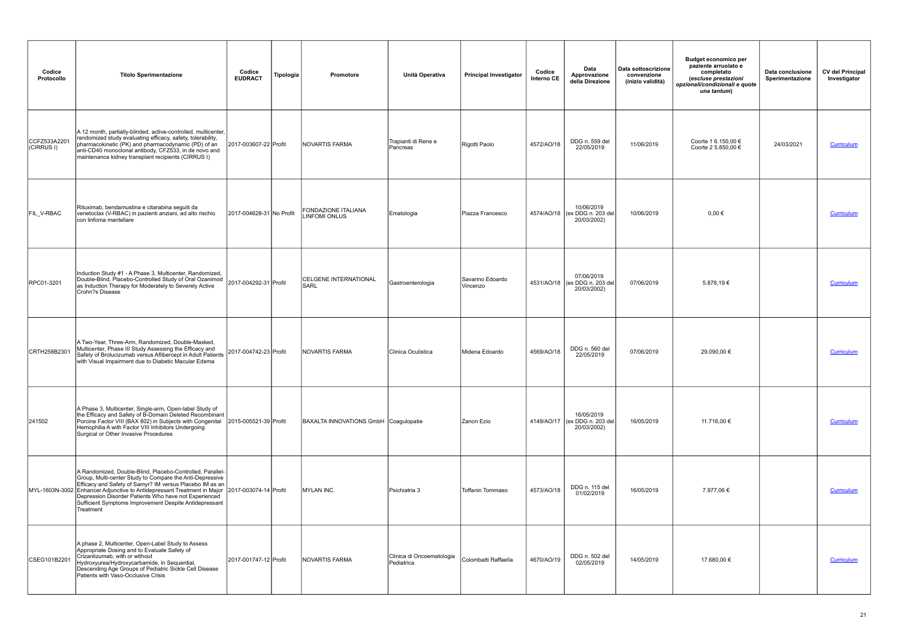| Codice Protocollo | Titolo Sperimentazione | Codice EUDRACT | Tipologia | Promotore | Unità Operativa | Principal Investigator | Codice Interno CE | Data Approvazione della Direzione | Data sottoscrizione convenzione (inizio validità) | Budget economico per paziente arruolato e completato (*escluse prestazioni opzionali/condizionali e quote una tantum*) | Data conclusione Sperimentazione | CV del Principal Investigator |
|---|---|---|---|---|---|---|---|---|---|---|---|---|
| CCFZ533A2201 (CIRRUS I) | A 12 month, partially-blinded, active-controlled, multicenter, randomized study evaluating efficacy, safety, tolerability, pharmacokinetic (PK) and pharmacodynamic (PD) of an anti-CD40 monoclonal antibody, CFZ533, in de novo and maintenance kidney transplant recipients (CIRRUS I) | 2017-003607-22 | Profit | NOVARTIS FARMA | Trapianti di Rene e Pancreas | Rigotti Paolo | 4572/AO/18 | DDG n. 559 del 22/05/2019 | 11/06/2019 | Coorte 1 6.150,00 € Coorte 2 5.850,00 € | 24/03/2021 | Curriculum |
| FIL_V-RBAC | Rituximab, bendamustina e citarabina seguiti da venetoclax (V-RBAC) in pazienti anziani, ad alto rischio con linfoma mantellare | 2017-004628-31 | No Profit | FONDAZIONE ITALIANA LINFOMI ONLUS | Ematologia | Piazza Francesco | 4574/AO/18 | 10/06/2019 (ex DDG n. 203 del 20/03/2002) | 10/06/2019 | 0,00 € | | Curriculum |
| RPC01-3201 | Induction Study #1 - A Phase 3, Multicenter, Randomized, Double-Blind, Placebo-Controlled Study of Oral Ozanimod as Induction Therapy for Moderately to Severely Active Crohn?s Disease | 2017-004292-31 | Profit | CELGENE INTERNATIONAL SARL | Gastroenterologia | Savarino Edoardo Vincenzo | 4531/AO/18 | 07/06/2019 (ex DDG n. 203 del 20/03/2002) | 07/06/2019 | 5.878,19 € | | Curriculum |
| CRTH258B2301 | A Two-Year, Three-Arm, Randomized, Double-Masked, Multicenter, Phase III Study Assessing the Efficacy and Safety of Brolucizumab versus Aflibercept in Adult Patients with Visual Impairment due to Diabetic Macular Edema | 2017-004742-23 | Profit | NOVARTIS FARMA | Clinica Oculistica | Midena Edoardo | 4569/AO/18 | DDG n. 560 del 22/05/2019 | 07/06/2019 | 29.090,00 € | | Curriculum |
| 241502 | A Phase 3, Multicenter, Single-arm, Open-label Study of the Efficacy and Safety of B-Domain Deleted Recombinant Porcine Factor VIII (BAX 802) in Subjects with Congenital Hemophilia A with Factor VIII Inhibitors Undergoing Surgical or Other Invasive Procedures | 2015-005521-39 | Profit | BAXALTA INNOVATIONS GmbH | Coagulopatie | Zanon Ezio | 4149/AO/17 | 16/05/2019 (ex DDG n. 203 del 20/03/2002) | 16/05/2019 | 11.716,00 € | | Curriculum |
| MYL-1603N-3002 | A Randomized, Double-Blind, Placebo-Controlled, Parallel-Group, Multi-center Study to Compare the Anti-Depressive Efficacy and Safety of Samyr? IM versus Placebo IM as an Enhancer Adjunctive to Antidepressant Treatment in Major Depression Disorder Patients Who have not Experienced Sufficient Symptoms Improvement Despite Antidepressant Treatment | 2017-003074-14 | Profit | MYLAN INC. | Psichiatria 3 | Toffanin Tommaso | 4573/AO/18 | DDG n. 115 del 01/02/2019 | 16/05/2019 | 7.977,06 € | | Curriculum |
| CSEG101B2201 | A phase 2, Multicenter, Open-Label Study to Assess Appropriate Dosing and to Evaluate Safety of Crizanlizumab, with or without Hydroxyurea/Hydroxycarbamide, in Sequential, Descending Age Groups of Pediatric Sickle Cell Disease Patients with Vaso-Occlusive Crisis | 2017-001747-12 | Profit | NOVARTIS FARMA | Clinica di Oncoematologia Pediatrica | Colombatti Raffaella | 4670/AO/19 | DDG n. 502 del 02/05/2019 | 14/05/2019 | 17.680,00 € | | Curriculum |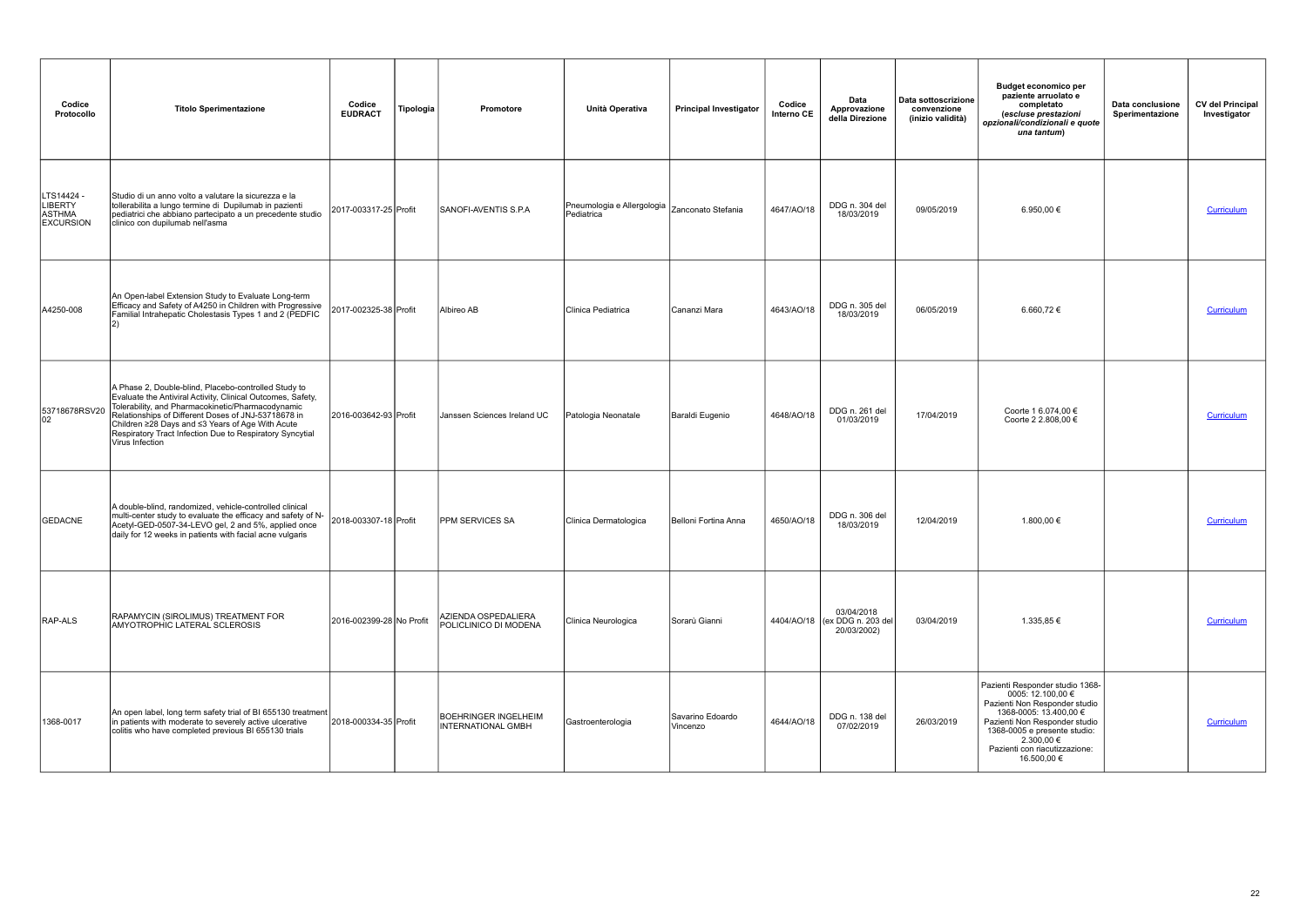| Codice Protocollo | Titolo Sperimentazione | Codice EUDRACT | Tipologia | Promotore | Unità Operativa | Principal Investigator | Codice Interno CE | Data Approvazione della Direzione | Data sottoscrizione convenzione (inizio validità) | Budget economico per paziente arruolato e completato *(escluse prestazioni opzionali/condizionali e quote una tantum)* | Data conclusione Sperimentazione | CV del Principal Investigator |
|---|---|---|---|---|---|---|---|---|---|---|---|---|
| LTS14424 - LIBERTY ASTHMA EXCURSION | Studio di un anno volto a valutare la sicurezza e la tollerabilità a lungo termine di Dupilumab in pazienti pediatrici che abbiano partecipato a un precedente studio clinico con dupilumab nell'asma | 2017-003317-25 | Profit | SANOFI-AVENTIS S.P.A | Pneumologia e Allergologia Pediatrica | Zanconato Stefania | 4647/AO/18 | DDG n. 304 del 18/03/2019 | 09/05/2019 | 6.950,00 € | | Curriculum |
| A4250-008 | An Open-label Extension Study to Evaluate Long-term Efficacy and Safety of A4250 in Children with Progressive Familial Intrahepatic Cholestasis Types 1 and 2 (PEDFIC 2) | 2017-002325-38 | Profit | Albireo AB | Clinica Pediatrica | Cananzi Mara | 4643/AO/18 | DDG n. 305 del 18/03/2019 | 06/05/2019 | 6.660,72 € | | Curriculum |
| 53718678RSV2002 | A Phase 2, Double-blind, Placebo-controlled Study to Evaluate the Antiviral Activity, Clinical Outcomes, Safety, Tolerability, and Pharmacokinetic/Pharmacodynamic Relationships of Different Doses of JNJ-53718678 in Children ≥28 Days and ≤3 Years of Age With Acute Respiratory Tract Infection Due to Respiratory Syncytial Virus Infection | 2016-003642-93 | Profit | Janssen Sciences Ireland UC | Patologia Neonatale | Baraldi Eugenio | 4648/AO/18 | DDG n. 261 del 01/03/2019 | 17/04/2019 | Coorte 1 6.074,00 € Coorte 2 2.808,00 € | | Curriculum |
| GEDACNE | A double-blind, randomized, vehicle-controlled clinical multi-center study to evaluate the efficacy and safety of N-Acetyl-GED-0507-34-LEVO gel, 2 and 5%, applied once daily for 12 weeks in patients with facial acne vulgaris | 2018-003307-18 | Profit | PPM SERVICES SA | Clinica Dermatologica | Belloni Fortina Anna | 4650/AO/18 | DDG n. 306 del 18/03/2019 | 12/04/2019 | 1.800,00 € | | Curriculum |
| RAP-ALS | RAPAMYCIN (SIROLIMUS) TREATMENT FOR AMYOTROPHIC LATERAL SCLEROSIS | 2016-002399-28 | No Profit | AZIENDA OSPEDALIERA POLICLINICO DI MODENA | Clinica Neurologica | Sorarù Gianni | 4404/AO/18 | 03/04/2018 (ex DDG n. 203 del 20/03/2002) | 03/04/2019 | 1.335,85 € | | Curriculum |
| 1368-0017 | An open label, long term safety trial of BI 655130 treatment in patients with moderate to severely active ulcerative colitis who have completed previous BI 655130 trials | 2018-000334-35 | Profit | BOEHRINGER INGELHEIM INTERNATIONAL GMBH | Gastroenterologia | Savarino Edoardo Vincenzo | 4644/AO/18 | DDG n. 138 del 07/02/2019 | 26/03/2019 | Pazienti Responder studio 1368-0005: 12.100,00 € Pazienti Non Responder studio 1368-0005: 13.400,00 € Pazienti Non Responder studio 1368-0005 e presente studio: 2.300,00 € Pazienti con riacutizzazione: 16.500,00 € | | Curriculum |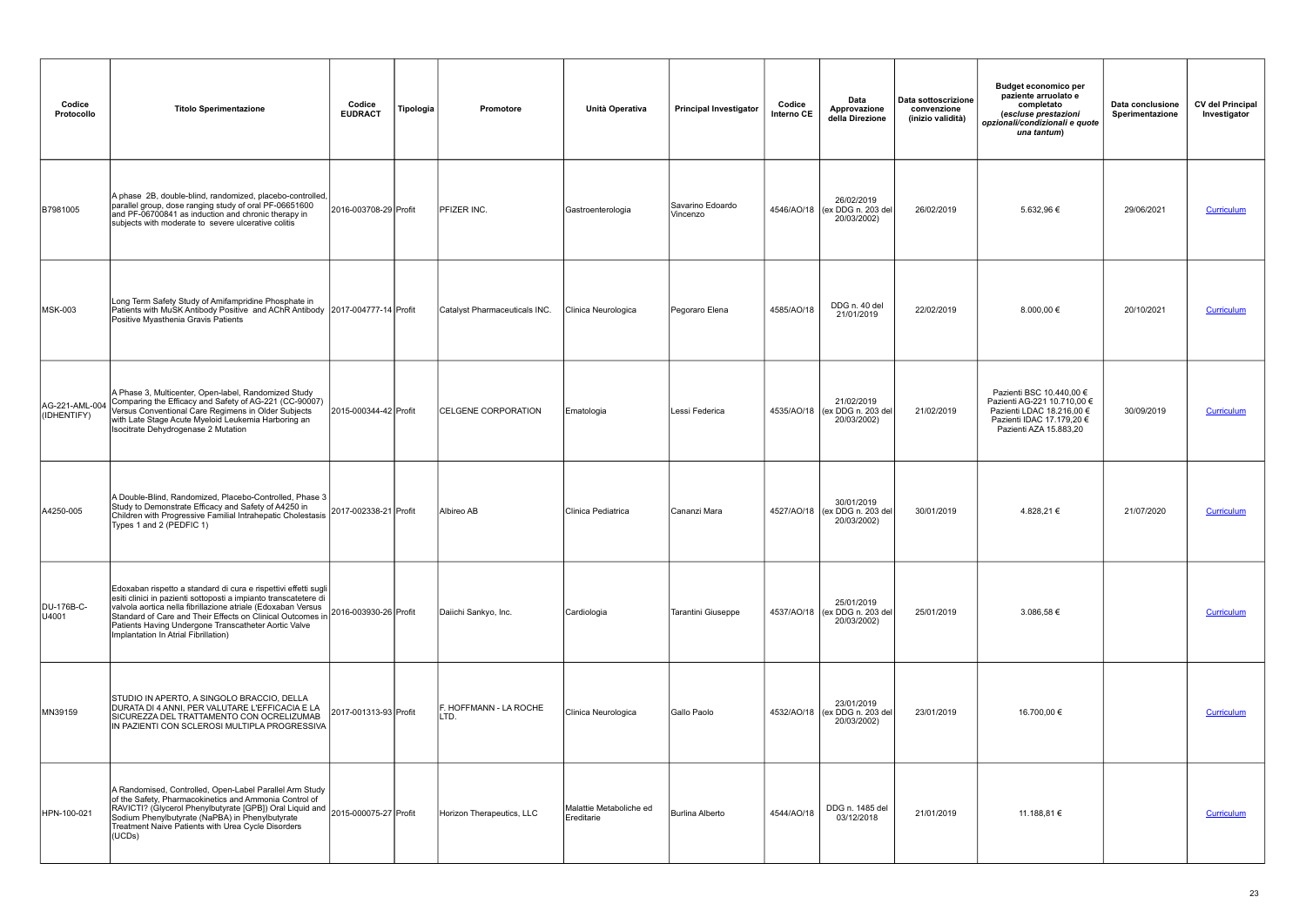| Codice Protocollo | Titolo Sperimentazione | Codice EUDRACT | Tipologia | Promotore | Unità Operativa | Principal Investigator | Codice Interno CE | Data Approvazione della Direzione | Data sottoscrizione convenzione (inizio validità) | Budget economico per paziente arruolato e completato *(escluse prestazioni opzionali/condizionali e quote una tantum)* | Data conclusione Sperimentazione | CV del Principal Investigator |
|---|---|---|---|---|---|---|---|---|---|---|---|---|
| B7981005 | A phase 2B, double-blind, randomized, placebo-controlled, parallel group, dose ranging study of oral PF-06651600 and PF-06700841 as induction and chronic therapy in subjects with moderate to severe ulcerative colitis | 2016-003708-29 | Profit | PFIZER INC. | Gastroenterologia | Savarino Edoardo Vincenzo | 4546/AO/18 | 26/02/2019 (ex DDG n. 203 del 20/03/2002) | 26/02/2019 | 5.632,96 € | 29/06/2021 | Curriculum |
| MSK-003 | Long Term Safety Study of Amifampridine Phosphate in Patients with MuSK Antibody Positive and AChR Antibody Positive Myasthenia Gravis Patients | 2017-004777-14 | Profit | Catalyst Pharmaceuticals INC. | Clinica Neurologica | Pegoraro Elena | 4585/AO/18 | DDG n. 40 del 21/01/2019 | 22/02/2019 | 8.000,00 € | 20/10/2021 | Curriculum |
| AG-221-AML-004 (IDHENTIFY) | A Phase 3, Multicenter, Open-label, Randomized Study Comparing the Efficacy and Safety of AG-221 (CC-90007) Versus Conventional Care Regimens in Older Subjects with Late Stage Acute Myeloid Leukemia Harboring an Isocitrate Dehydrogenase 2 Mutation | 2015-000344-42 | Profit | CELGENE CORPORATION | Ematologia | Lessi Federica | 4535/AO/18 | 21/02/2019 (ex DDG n. 203 del 20/03/2002) | 21/02/2019 | Pazienti BSC 10.440,00 € Pazienti AG-221 10.710,00 € Pazienti LDAC 18.216,00 € Pazienti IDAC 17.179,20 € Pazienti AZA 15.883,20 | 30/09/2019 | Curriculum |
| A4250-005 | A Double-Blind, Randomized, Placebo-Controlled, Phase 3 Study to Demonstrate Efficacy and Safety of A4250 in Children with Progressive Familial Intrahepatic Cholestasis Types 1 and 2 (PEDFIC 1) | 2017-002338-21 | Profit | Albireo AB | Clinica Pediatrica | Cananzi Mara | 4527/AO/18 | 30/01/2019 (ex DDG n. 203 del 20/03/2002) | 30/01/2019 | 4.828,21 € | 21/07/2020 | Curriculum |
| DU-176B-C-U4001 | Edoxaban rispetto a standard di cura e rispettivi effetti sugli esiti clinici in pazienti sottoposti a impianto transcatetere di valvola aortica nella fibrillazione atriale (Edoxaban Versus Standard of Care and Their Effects on Clinical Outcomes in Patients Having Undergone Transcatheter Aortic Valve Implantation In Atrial Fibrillation) | 2016-003930-26 | Profit | Daiichi Sankyo, Inc. | Cardiologia | Tarantini Giuseppe | 4537/AO/18 | 25/01/2019 (ex DDG n. 203 del 20/03/2002) | 25/01/2019 | 3.086,58 € | | Curriculum |
| MN39159 | STUDIO IN APERTO, A SINGOLO BRACCIO, DELLA DURATA DI 4 ANNI, PER VALUTARE L'EFFICACIA E LA SICUREZZA DEL TRATTAMENTO CON OCRELIZUMAB IN PAZIENTI CON SCLEROSI MULTIPLA PROGRESSIVA | 2017-001313-93 | Profit | F. HOFFMANN - LA ROCHE LTD. | Clinica Neurologica | Gallo Paolo | 4532/AO/18 | 23/01/2019 (ex DDG n. 203 del 20/03/2002) | 23/01/2019 | 16.700,00 € | | Curriculum |
| HPN-100-021 | A Randomised, Controlled, Open-Label Parallel Arm Study of the Safety, Pharmacokinetics and Ammonia Control of RAVICTI? (Glycerol Phenylbutyrate [GPB]) Oral Liquid and Sodium Phenylbutyrate (NaPBA) in Phenylbutyrate Treatment Naive Patients with Urea Cycle Disorders (UCDs) | 2015-000075-27 | Profit | Horizon Therapeutics, LLC | Malattie Metaboliche ed Ereditarie | Burlina Alberto | 4544/AO/18 | DDG n. 1485 del 03/12/2018 | 21/01/2019 | 11.188,81 € | | Curriculum |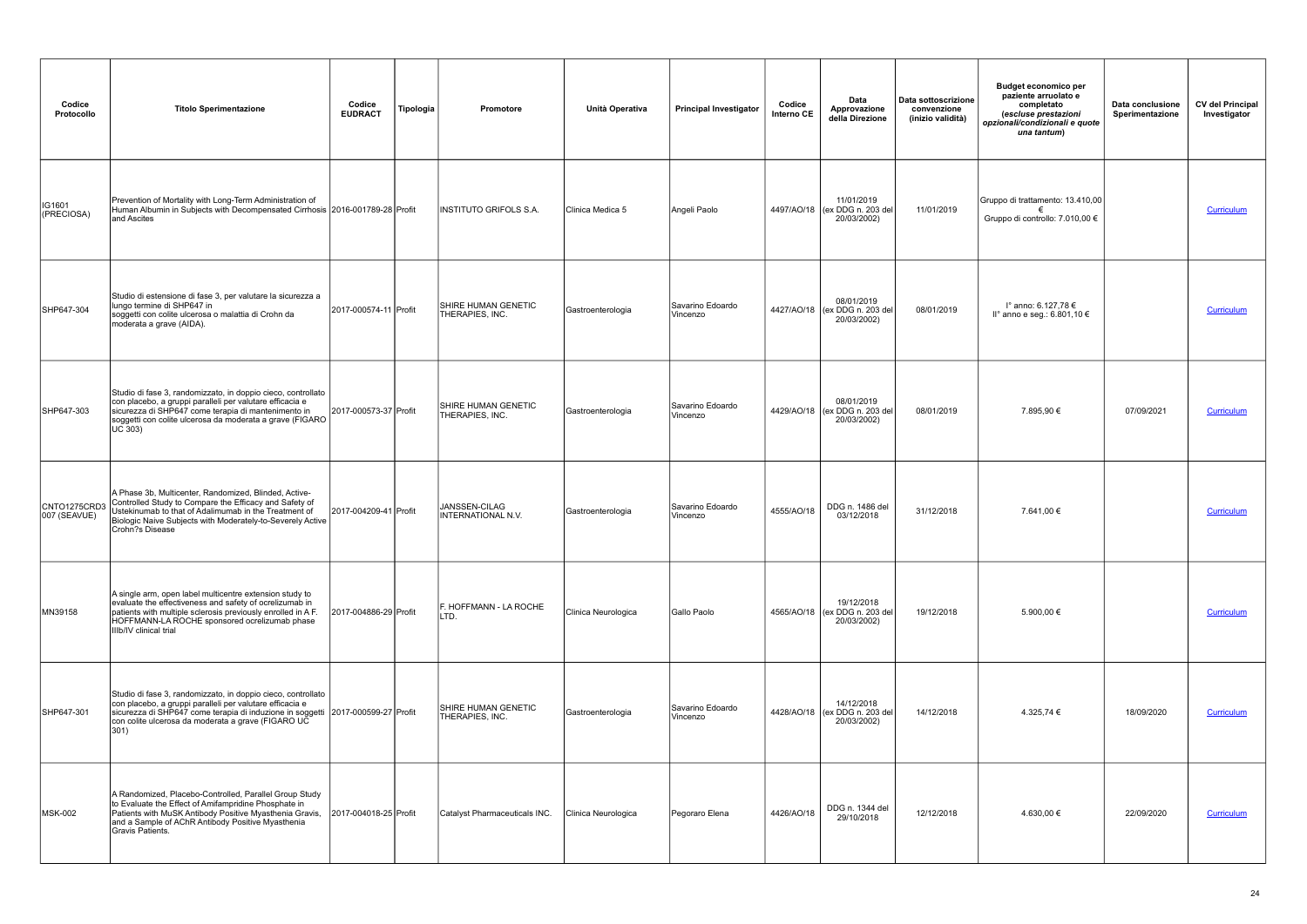| Codice Protocollo | Titolo Sperimentazione | Codice EUDRACT | Tipologia | Promotore | Unità Operativa | Principal Investigator | Codice Interno CE | Data Approvazione della Direzione | Data sottoscrizione convenzione (inizio validità) | Budget economico per paziente arruolato e completato *(escluse prestazioni opzionali/condizionali e quote una tantum)* | Data conclusione Sperimentazione | CV del Principal Investigator |
|---|---|---|---|---|---|---|---|---|---|---|---|---|
| IG1601 (PRECIOSA) | Prevention of Mortality with Long-Term Administration of Human Albumin in Subjects with Decompensated Cirrhosis and Ascites | 2016-001789-28 | Profit | INSTITUTO GRIFOLS S.A. | Clinica Medica 5 | Angeli Paolo | 4497/AO/18 | 11/01/2019 (ex DDG n. 203 del 20/03/2002) | 11/01/2019 | Gruppo di trattamento: 13.410,00 € Gruppo di controllo: 7.010,00 € | | Curriculum |
| SHP647-304 | Studio di estensione di fase 3, per valutare la sicurezza a lungo termine di SHP647 in soggetti con colite ulcerosa o malattia di Crohn da moderata a grave (AIDA). | 2017-000574-11 | Profit | SHIRE HUMAN GENETIC THERAPIES, INC. | Gastroenterologia | Savarino Edoardo Vincenzo | 4427/AO/18 | 08/01/2019 (ex DDG n. 203 del 20/03/2002) | 08/01/2019 | I° anno: 6.127,78 € II° anno e seg.: 6.801,10 € | | Curriculum |
| SHP647-303 | Studio di fase 3, randomizzato, in doppio cieco, controllato con placebo, a gruppi paralleli per valutare efficacia e sicurezza di SHP647 come terapia di mantenimento in soggetti con colite ulcerosa da moderata a grave (FIGARO UC 303) | 2017-000573-37 | Profit | SHIRE HUMAN GENETIC THERAPIES, INC. | Gastroenterologia | Savarino Edoardo Vincenzo | 4429/AO/18 | 08/01/2019 (ex DDG n. 203 del 20/03/2002) | 08/01/2019 | 7.895,90 € | 07/09/2021 | Curriculum |
| CNTO1275CRD3 007 (SEAVUE) | A Phase 3b, Multicenter, Randomized, Blinded, Active-Controlled Study to Compare the Efficacy and Safety of Ustekinumab to that of Adalimumab in the Treatment of Biologic Naive Subjects with Moderately-to-Severely Active Crohn?s Disease | 2017-004209-41 | Profit | JANSSEN-CILAG INTERNATIONAL N.V. | Gastroenterologia | Savarino Edoardo Vincenzo | 4555/AO/18 | DDG n. 1486 del 03/12/2018 | 31/12/2018 | 7.641,00 € | | Curriculum |
| MN39158 | A single arm, open label multicentre extension study to evaluate the effectiveness and safety of ocrelizumab in patients with multiple sclerosis previously enrolled in A F. HOFFMANN-LA ROCHE sponsored ocrelizumab phase IIIb/IV clinical trial | 2017-004886-29 | Profit | F. HOFFMANN - LA ROCHE LTD. | Clinica Neurologica | Gallo Paolo | 4565/AO/18 | 19/12/2018 (ex DDG n. 203 del 20/03/2002) | 19/12/2018 | 5.900,00 € | | Curriculum |
| SHP647-301 | Studio di fase 3, randomizzato, in doppio cieco, controllato con placebo, a gruppi paralleli per valutare efficacia e sicurezza di SHP647 come terapia di induzione in soggetti con colite ulcerosa da moderata a grave (FIGARO UC 301) | 2017-000599-27 | Profit | SHIRE HUMAN GENETIC THERAPIES, INC. | Gastroenterologia | Savarino Edoardo Vincenzo | 4428/AO/18 | 14/12/2018 (ex DDG n. 203 del 20/03/2002) | 14/12/2018 | 4.325,74 € | 18/09/2020 | Curriculum |
| MSK-002 | A Randomized, Placebo-Controlled, Parallel Group Study to Evaluate the Effect of Amifampridine Phosphate in Patients with MuSK Antibody Positive Myasthenia Gravis, and a Sample of AChR Antibody Positive Myasthenia Gravis Patients. | 2017-004018-25 | Profit | Catalyst Pharmaceuticals INC. | Clinica Neurologica | Pegoraro Elena | 4426/AO/18 | DDG n. 1344 del 29/10/2018 | 12/12/2018 | 4.630,00 € | 22/09/2020 | Curriculum |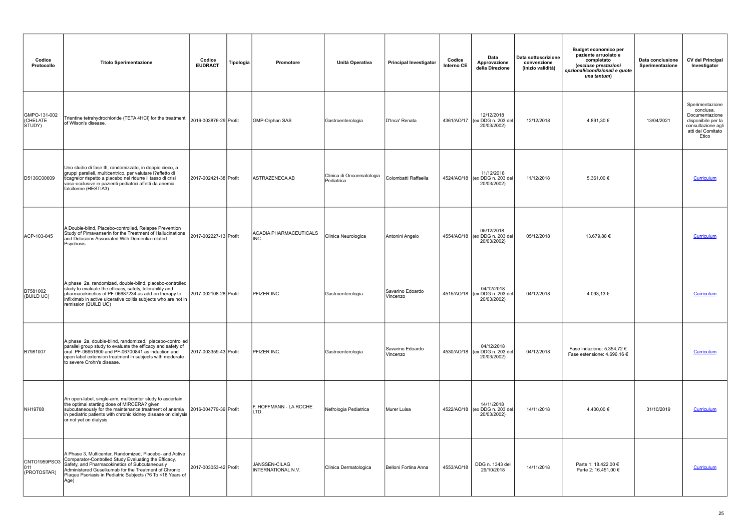| Codice Protocollo | Titolo Sperimentazione | Codice EUDRACT | Tipologia | Promotore | Unità Operativa | Principal Investigator | Codice Interno CE | Data Approvazione della Direzione | Data sottoscrizione convenzione (inizio validità) | Budget economico per paziente arruolato e completato (*escluse prestazioni opzionali/condizionali e quote una tantum*) | Data conclusione Sperimentazione | CV del Principal Investigator |
|---|---|---|---|---|---|---|---|---|---|---|---|---|
| GMPO-131-002 (CHELATE STUDY) | Trientine tetrahydrochloride (TETA 4HCl) for the treatment of Wilson's disease. | 2016-003876-29 | Profit | GMP-Orphan SAS | Gastroenterologia | D'Inca' Renata | 4361/AO/17 | 12/12/2018 (ex DDG n. 203 del 20/03/2002) | 12/12/2018 | 4.891,30 € | 13/04/2021 | Sperimentazione conclusa. Documentazione disponibile per la consultazione agli atti del Comitato Etico |
| D5136C00009 | Uno studio di fase III, randomizzato, in doppio cieco, a gruppi paralleli, multicentrico, per valutare l?effetto di ticagrelor rispetto a placebo nel ridurre il tasso di crisi vaso-occlusive in pazienti pediatrici affetti da anemia falciforme (HESTIA3) | 2017-002421-38 | Profit | ASTRAZENECA AB | Clinica di Oncoematologia Pediatrica | Colombatti Raffaella | 4524/AO/18 | 11/12/2018 (ex DDG n. 203 del 20/03/2002) | 11/12/2018 | 5.361,00 € | | Curriculum |
| ACP-103-045 | A Double-blind, Placebo-controlled, Relapse Prevention Study of Pimavanserin for the Treatment of Hallucinations and Delusions Associated With Dementia-related Psychosis | 2017-002227-13 | Profit | ACADIA PHARMACEUTICALS INC. | Clinica Neurologica | Antonini Angelo | 4554/AO/18 | 05/12/2018 (ex DDG n. 203 del 20/03/2002) | 05/12/2018 | 13.679,88 € | | Curriculum |
| B7581002 (BUILD UC) | A phase 2a, randomized, double-blind, placebo-controlled study to evaluate the efficacy, safety, tolerability and pharmacokinetics of PF-06687234 as add-on therapy to infliximab in active ulcerative colitis subjects who are not in remission (BUILD UC) | 2017-002108-28 | Profit | PFIZER INC. | Gastroenterologia | Savarino Edoardo Vincenzo | 4515/AO/18 | 04/12/2018 (ex DDG n. 203 del 20/03/2002) | 04/12/2018 | 4.093,13 € | | Curriculum |
| B7981007 | A phase 2a, double-blind, randomized, placebo-controlled parallel group study to evaluate the efficacy and safety of oral PF-06651600 and PF-06700841 as induction and open label extension treatment in subjects with moderate to severe Crohn's disease. | 2017-003359-43 | Profit | PFIZER INC. | Gastroenterologia | Savarino Edoardo Vincenzo | 4530/AO/18 | 04/12/2018 (ex DDG n. 203 del 20/03/2002) | 04/12/2018 | Fase induzione: 5.354,72 € Fase estensione: 4.696,16 € | | Curriculum |
| NH19708 | An open-label, single-arm, multicenter study to ascertain the optimal starting dose of MIRCERA? given subcutaneously for the maintenance treatment of anemia in pediatric patients with chronic kidney disease on dialysis or not yet on dialysis | 2016-004779-39 | Profit | F. HOFFMANN - LA ROCHE LTD. | Nefrologia Pediatrica | Murer Luisa | 4522/AO/18 | 14/11/2018 (ex DDG n. 203 del 20/03/2002) | 14/11/2018 | 4.400,00 € | 31/10/2019 | Curriculum |
| CNTO1959PSO3011 (PROTOSTAR) | A Phase 3, Multicenter, Randomized, Placebo- and Active Comparator-Controlled Study Evaluating the Efficacy, Safety, and Pharmacokinetics of Subcutaneously Administered Guselkumab for the Treatment of Chronic Plaque Psoriasis in Pediatric Subjects (?6 To <18 Years of Age) | 2017-003053-42 | Profit | JANSSEN-CILAG INTERNATIONAL N.V. | Clinica Dermatologica | Belloni Fortina Anna | 4553/AO/18 | DDG n. 1343 del 29/10/2018 | 14/11/2018 | Parte 1: 18.422,00 € Parte 2: 16.451,00 € | | Curriculum |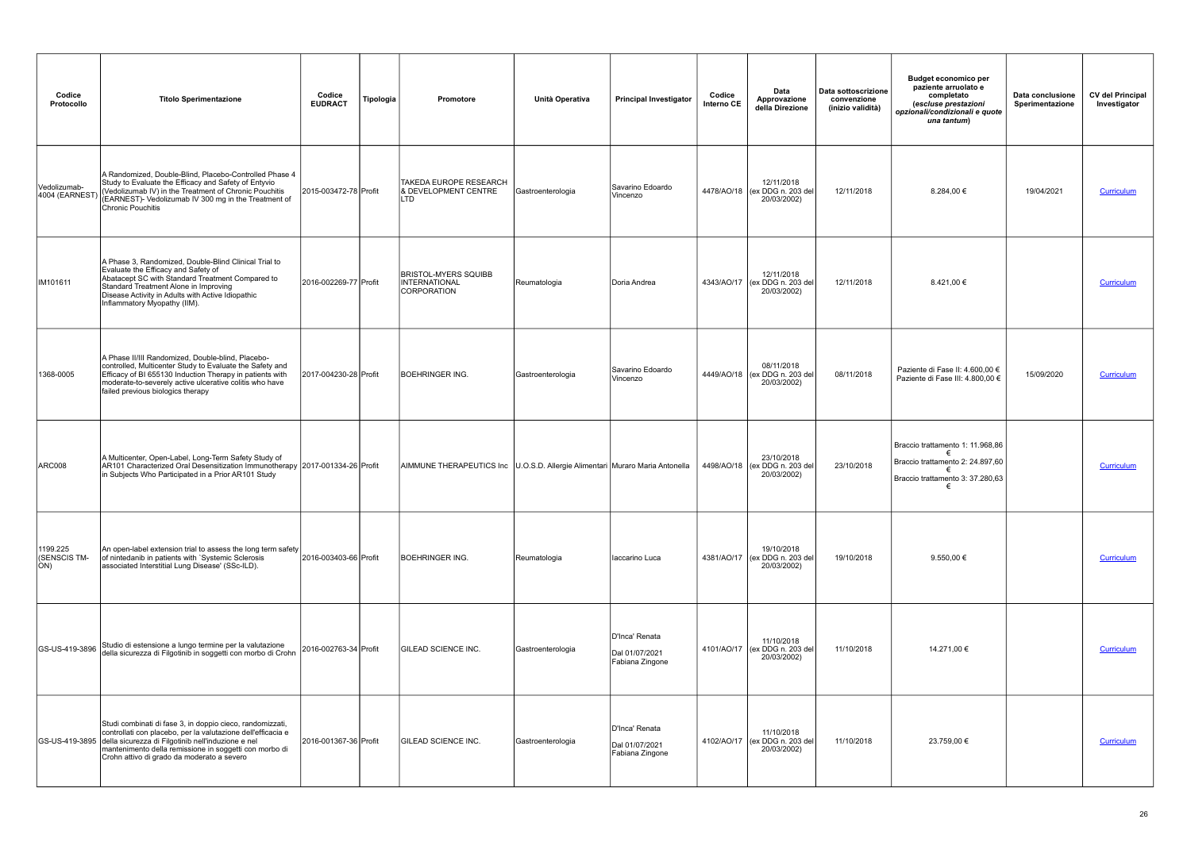| Codice Protocollo | Titolo Sperimentazione | Codice EUDRACT | Tipologia | Promotore | Unità Operativa | Principal Investigator | Codice Interno CE | Data Approvazione della Direzione | Data sottoscrizione convenzione (inizio validità) | Budget economico per paziente arruolato e completato *(escluse prestazioni opzionali/condizionali e quote una tantum)* | Data conclusione Sperimentazione | CV del Principal Investigator |
|---|---|---|---|---|---|---|---|---|---|---|---|---|
| Vedolizumab-4004 (EARNEST) | A Randomized, Double-Blind, Placebo-Controlled Phase 4 Study to Evaluate the Efficacy and Safety of Entyvio (Vedolizumab IV) in the Treatment of Chronic Pouchitis (EARNEST)- Vedolizumab IV 300 mg in the Treatment of Chronic Pouchitis | 2015-003472-78 | Profit | TAKEDA EUROPE RESEARCH & DEVELOPMENT CENTRE LTD | Gastroenterologia | Savarino Edoardo Vincenzo | 4478/AO/18 | 12/11/2018 (ex DDG n. 203 del 20/03/2002) | 12/11/2018 | 8.284,00 € | 19/04/2021 | Curriculum |
| IM101611 | A Phase 3, Randomized, Double-Blind Clinical Trial to Evaluate the Efficacy and Safety of Abatacept SC with Standard Treatment Compared to Standard Treatment Alone in Improving Disease Activity in Adults with Active Idiopathic Inflammatory Myopathy (IIM). | 2016-002269-77 | Profit | BRISTOL-MYERS SQUIBB INTERNATIONAL CORPORATION | Reumatologia | Doria Andrea | 4343/AO/17 | 12/11/2018 (ex DDG n. 203 del 20/03/2002) | 12/11/2018 | 8.421,00 € | | Curriculum |
| 1368-0005 | A Phase II/III Randomized, Double-blind, Placebo-controlled, Multicenter Study to Evaluate the Safety and Efficacy of BI 655130 Induction Therapy in patients with moderate-to-severely active ulcerative colitis who have failed previous biologics therapy | 2017-004230-28 | Profit | BOEHRINGER ING. | Gastroenterologia | Savarino Edoardo Vincenzo | 4449/AO/18 | 08/11/2018 (ex DDG n. 203 del 20/03/2002) | 08/11/2018 | Paziente di Fase II: 4.600,00 € Paziente di Fase III: 4.800,00 € | 15/09/2020 | Curriculum |
| ARC008 | A Multicenter, Open-Label, Long-Term Safety Study of AR101 Characterized Oral Desensitization Immunotherapy in Subjects Who Participated in a Prior AR101 Study | 2017-001334-26 | Profit | AIMMUNE THERAPEUTICS Inc | U.O.S.D. Allergie Alimentari | Muraro Maria Antonella | 4498/AO/18 | 23/10/2018 (ex DDG n. 203 del 20/03/2002) | 23/10/2018 | Braccio trattamento 1: 11.968,86 € Braccio trattamento 2: 24.897,60 € Braccio trattamento 3: 37.280,63 € | | Curriculum |
| 1199.225 (SENSCIS TM-ON) | An open-label extension trial to assess the long term safety of nintedanib in patients with `Systemic Sclerosis associated Interstitial Lung Disease' (SSc-ILD). | 2016-003403-66 | Profit | BOEHRINGER ING. | Reumatologia | Iaccarino Luca | 4381/AO/17 | 19/10/2018 (ex DDG n. 203 del 20/03/2002) | 19/10/2018 | 9.550,00 € | | Curriculum |
| GS-US-419-3896 | Studio di estensione a lungo termine per la valutazione della sicurezza di Filgotinib in soggetti con morbo di Crohn | 2016-002763-34 | Profit | GILEAD SCIENCE INC. | Gastroenterologia | D'Inca' Renata Dal 01/07/2021 Fabiana Zingone | 4101/AO/17 | 11/10/2018 (ex DDG n. 203 del 20/03/2002) | 11/10/2018 | 14.271,00 € | | Curriculum |
| GS-US-419-3895 | Studi combinati di fase 3, in doppio cieco, randomizzati, controllati con placebo, per la valutazione dell'efficacia e della sicurezza di Filgotinib nell'induzione e nel mantenimento della remissione in soggetti con morbo di Crohn attivo di grado da moderato a severo | 2016-001367-36 | Profit | GILEAD SCIENCE INC. | Gastroenterologia | D'Inca' Renata Dal 01/07/2021 Fabiana Zingone | 4102/AO/17 | 11/10/2018 (ex DDG n. 203 del 20/03/2002) | 11/10/2018 | 23.759,00 € | | Curriculum |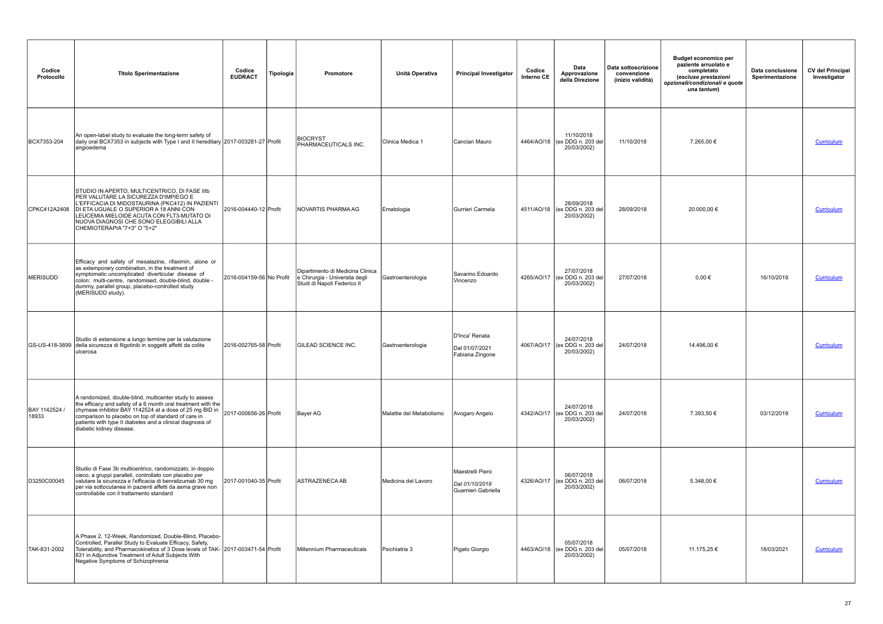| Codice Protocollo | Titolo Sperimentazione | Codice EUDRACT | Tipologia | Promotore | Unità Operativa | Principal Investigator | Codice Interno CE | Data Approvazione della Direzione | Data sottoscrizione convenzione (inizio validità) | Budget economico per paziente arruolato e completato *(escluse prestazioni opzionali/condizionali e quote una tantum)* | Data conclusione Sperimentazione | CV del Principal Investigator |
|---|---|---|---|---|---|---|---|---|---|---|---|---|
| BCX7353-204 | An open-label study to evaluate the long-term safety of daily oral BCX7353 in subjects with Type I and II hereditary angioedema | 2017-003281-27 | Profit | BIOCRYST PHARMACEUTICALS INC. | Clinica Medica 1 | Cancian Mauro | 4464/AO/18 | 11/10/2018 (ex DDG n. 203 del 20/03/2002) | 11/10/2018 | 7.265,00 € | | Curriculum |
| CPKC412A2408 | STUDIO IN APERTO, MULTICENTRICO, DI FASE IIIb PER VALUTARE LA SICUREZZA D'IMPIEGO E L'EFFICACIA DI MIDOSTAURINA (PKC412) IN PAZIENTI DI ETA UGUALE O SUPERIOR A 18 ANNI CON LEUCEMIA MIELOIDE ACUTA CON FLT3-MUTATO DI NUOVA DIAGNOSI CHE SONO ELEGGIBILI ALLA CHEMIOTERAPIA "7+3" O "5+2" | 2016-004440-12 | Profit | NOVARTIS PHARMA AG | Ematologia | Gurrieri Carmela | 4511/AO/18 | 28/09/2018 (ex DDG n. 203 del 20/03/2002) | 28/09/2018 | 20.000,00 € | | Curriculum |
| MERISUDD | Efficacy and safety of mesalazine, rifaximin, alone or as extemporary combination, in the treatment of symptomatic uncomplicated diverticular disease of colon: multi-centre, randomised, double-blind, double-dummy, parallel group, placebo-controlled study (MERISUDD study). | 2016-004159-56 | No Profit | Dipartimento di Medicina Clinica e Chirurgia - Universita degli Studi di Napoli Federico II | Gastroenterologia | Savarino Edoardo Vincenzo | 4265/AO/17 | 27/07/2018 (ex DDG n. 203 del 20/03/2002) | 27/07/2018 | 0,00 € | 16/10/2019 | Curriculum |
| GS-US-418-3899 | Studio di estensione a lungo termine per la valutazione della sicurezza di filgotinib in soggetti affetti da colite ulcerosa | 2016-002765-58 | Profit | GILEAD SCIENCE INC. | Gastroenterologia | D'Inca' Renata<br>Dal 01/07/2021<br>Fabiana Zingone | 4067/AO/17 | 24/07/2018 (ex DDG n. 203 del 20/03/2002) | 24/07/2018 | 14.496,00 € | | Curriculum |
| BAY 1142524 / 18933 | A randomized, double-blind, multicenter study to assess the efficacy and safety of a 6 month oral treatment with the chymase inhibitor BAY 1142524 at a dose of 25 mg BID in comparison to placebo on top of standard of care in patients with type II diabetes and a clinical diagnosis of diabetic kidney disease. | 2017-000656-26 | Profit | Bayer AG | Malattie del Metabolismo | Avogaro Angelo | 4342/AO/17 | 24/07/2018 (ex DDG n. 203 del 20/03/2002) | 24/07/2018 | 7.393,50 € | 03/12/2019 | Curriculum |
| D3250C00045 | Studio di Fase 3b multicentrico, randomizzato, in doppio cieco, a gruppi paralleli, controllato con placebo per valutare la sicurezza e l'efficacia di benralizumab 30 mg per via sottocutanea in pazienti affetti da asma grave non controllabile con il trattamento standard | 2017-001040-35 | Profit | ASTRAZENECA AB | Medicina del Lavoro | Maestrelli Piero<br>*Dal 01/10/2019*<br>Guarnieri Gabriella | 4326/AO/17 | 06/07/2018 (ex DDG n. 203 del 20/03/2002) | 06/07/2018 | 5.348,00 € | | Curriculum |
| TAK-831-2002 | A Phase 2, 12-Week, Randomized, Double-Blind, Placebo-Controlled, Parallel Study to Evaluate Efficacy, Safety, Tolerability, and Pharmacokinetics of 3 Dose levels of TAK-831 in Adjunctive Treatment of Adult Subjects With Negative Symptoms of Schizophrenia | 2017-003471-54 | Profit | Millennium Pharmaceuticals | Psichiatria 3 | Pigato Giorgio | 4463/AO/18 | 05/07/2018 (ex DDG n. 203 del 20/03/2002) | 05/07/2018 | 11.175,25 € | 18/03/2021 | Curriculum |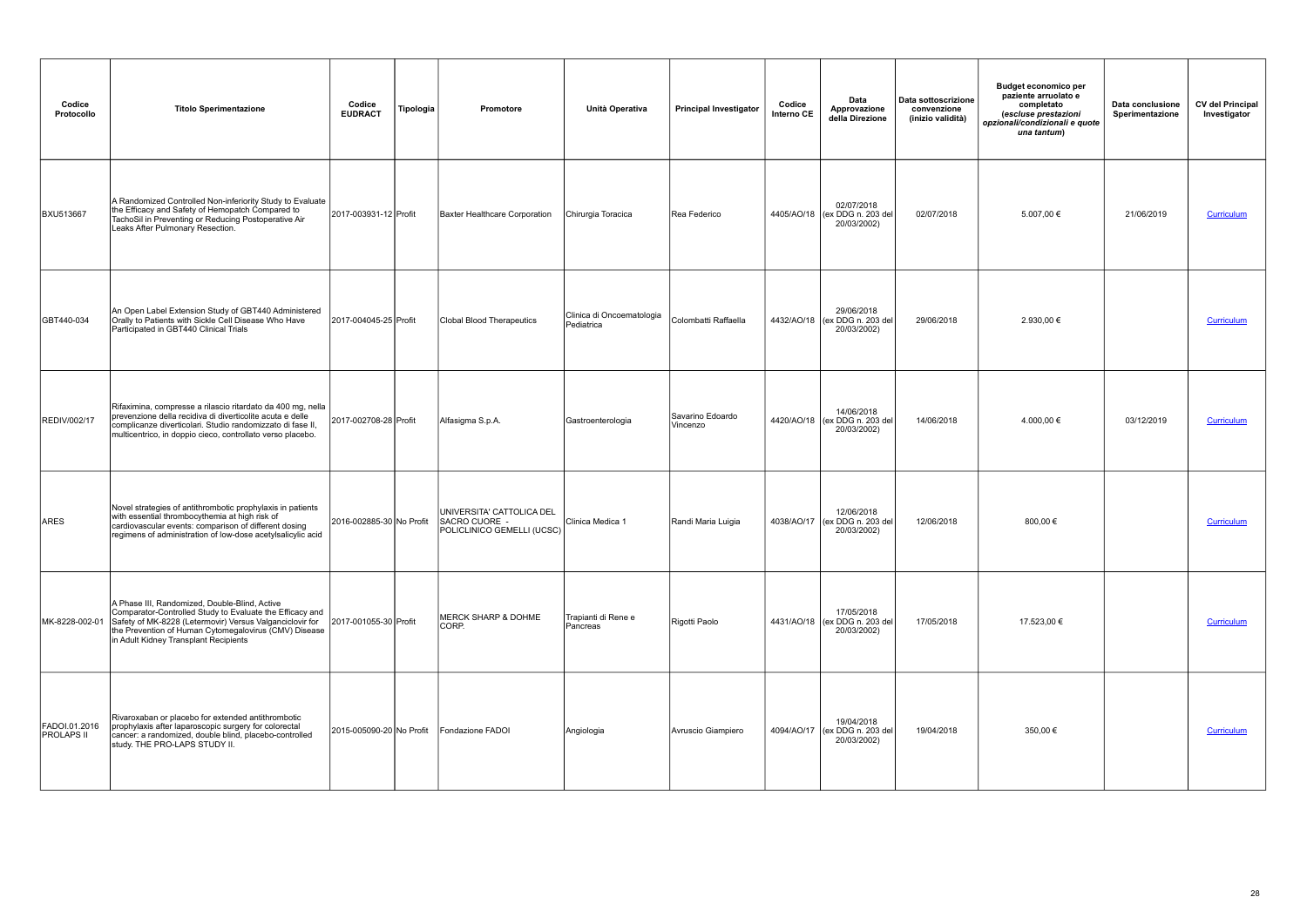| Codice Protocollo | Titolo Sperimentazione | Codice EUDRACT | Tipologia | Promotore | Unità Operativa | Principal Investigator | Codice Interno CE | Data Approvazione della Direzione | Data sottoscrizione convenzione (inizio validità) | Budget economico per paziente arruolato e completato *(escluse prestazioni opzionali/condizionali e quote una tantum)* | Data conclusione Sperimentazione | CV del Principal Investigator |
|---|---|---|---|---|---|---|---|---|---|---|---|---|
| BXU513667 | A Randomized Controlled Non-inferiority Study to Evaluate the Efficacy and Safety of Hemopatch Compared to TachoSil in Preventing or Reducing Postoperative Air Leaks After Pulmonary Resection. | 2017-003931-12 | Profit | Baxter Healthcare Corporation | Chirurgia Toracica | Rea Federico | 4405/AO/18 | 02/07/2018 (ex DDG n. 203 del 20/03/2002) | 02/07/2018 | 5.007,00 € | 21/06/2019 | Curriculum |
| GBT440-034 | An Open Label Extension Study of GBT440 Administered Orally to Patients with Sickle Cell Disease Who Have Participated in GBT440 Clinical Trials | 2017-004045-25 | Profit | Clobal Blood Therapeutics | Clinica di Oncoematologia Pediatrica | Colombatti Raffaella | 4432/AO/18 | 29/06/2018 (ex DDG n. 203 del 20/03/2002) | 29/06/2018 | 2.930,00 € | | Curriculum |
| REDIV/002/17 | Rifaximina, compresse a rilascio ritardato da 400 mg, nella prevenzione della recidiva di diverticolite acuta e delle complicanze diverticolari. Studio randomizzato di fase II, multicentrico, in doppio cieco, controllato verso placebo. | 2017-002708-28 | Profit | Alfasigma S.p.A. | Gastroenterologia | Savarino Edoardo Vincenzo | 4420/AO/18 | 14/06/2018 (ex DDG n. 203 del 20/03/2002) | 14/06/2018 | 4.000,00 € | 03/12/2019 | Curriculum |
| ARES | Novel strategies of antithrombotic prophylaxis in patients with essential thrombocythemia at high risk of cardiovascular events: comparison of different dosing regimens of administration of low-dose acetylsalicylic acid | 2016-002885-30 | No Profit | UNIVERSITA' CATTOLICA DEL SACRO CUORE - POLICLINICO GEMELLI (UCSC) | Clinica Medica 1 | Randi Maria Luigia | 4038/AO/17 | 12/06/2018 (ex DDG n. 203 del 20/03/2002) | 12/06/2018 | 800,00 € | | Curriculum |
| MK-8228-002-01 | A Phase III, Randomized, Double-Blind, Active Comparator-Controlled Study to Evaluate the Efficacy and Safety of MK-8228 (Letermovir) Versus Valganciclovir for the Prevention of Human Cytomegalovirus (CMV) Disease in Adult Kidney Transplant Recipients | 2017-001055-30 | Profit | MERCK SHARP & DOHME CORP. | Trapianti di Rene e Pancreas | Rigotti Paolo | 4431/AO/18 | 17/05/2018 (ex DDG n. 203 del 20/03/2002) | 17/05/2018 | 17.523,00 € | | Curriculum |
| FADOI.01.2016 PROLAPS II | Rivaroxaban or placebo for extended antithrombotic prophylaxis after laparoscopic surgery for colorectal cancer: a randomized, double blind, placebo-controlled study. THE PRO-LAPS STUDY II. | 2015-005090-20 | No Profit | Fondazione FADOI | Angiologia | Avruscio Giampiero | 4094/AO/17 | 19/04/2018 (ex DDG n. 203 del 20/03/2002) | 19/04/2018 | 350,00 € | | Curriculum |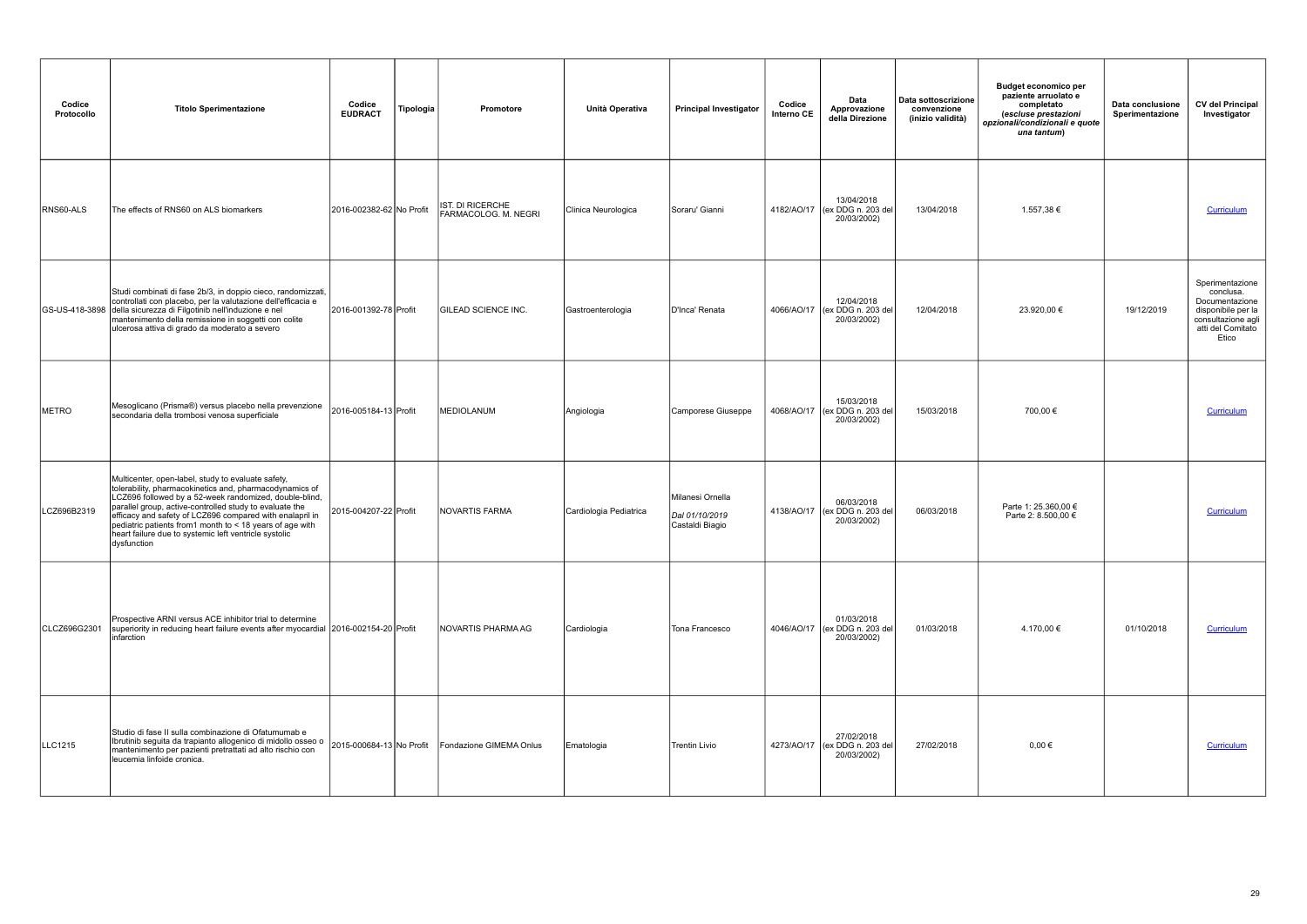| Codice Protocollo | Titolo Sperimentazione | Codice EUDRACT | Tipologia | Promotore | Unità Operativa | Principal Investigator | Codice Interno CE | Data Approvazione della Direzione | Data sottoscrizione convenzione (inizio validità) | Budget economico per paziente arruolato e completato *(escluse prestazioni opzionali/condizionali e quote una tantum)* | Data conclusione Sperimentazione | CV del Principal Investigator |
|---|---|---|---|---|---|---|---|---|---|---|---|---|
| RNS60-ALS | The effects of RNS60 on ALS biomarkers | 2016-002382-62 | No Profit | IST. DI RICERCHE FARMACOLOG. M. NEGRI | Clinica Neurologica | Soraru' Gianni | 4182/AO/17 | 13/04/2018 (ex DDG n. 203 del 20/03/2002) | 13/04/2018 | 1.557,38 € | | Curriculum |
| GS-US-418-3898 | Studi combinati di fase 2b/3, in doppio cieco, randomizzati, controllati con placebo, per la valutazione dell'efficacia e della sicurezza di Filgotinib nell'induzione e nel mantenimento della remissione in soggetti con colite ulcerosa attiva di grado da moderato a severo | 2016-001392-78 | Profit | GILEAD SCIENCE INC. | Gastroenterologia | D'Inca' Renata | 4066/AO/17 | 12/04/2018 (ex DDG n. 203 del 20/03/2002) | 12/04/2018 | 23.920,00 € | 19/12/2019 | Sperimentazione conclusa. Documentazione disponibile per la consultazione agli atti del Comitato Etico |
| METRO | Mesoglicano (Prisma®) versus placebo nella prevenzione secondaria della trombosi venosa superficiale | 2016-005184-13 | Profit | MEDIOLANUM | Angiologia | Camporese Giuseppe | 4068/AO/17 | 15/03/2018 (ex DDG n. 203 del 20/03/2002) | 15/03/2018 | 700,00 € | | Curriculum |
| LCZ696B2319 | Multicenter, open-label, study to evaluate safety, tolerability, pharmacokinetics and, pharmacodynamics of LCZ696 followed by a 52-week randomized, double-blind, parallel group, active-controlled study to evaluate the efficacy and safety of LCZ696 compared with enalapril in pediatric patients from1 month to < 18 years of age with heart failure due to systemic left ventricle systolic dysfunction | 2015-004207-22 | Profit | NOVARTIS FARMA | Cardiologia Pediatrica | Milanesi Ornella *Dal 01/10/2019* Castaldi Biagio | 4138/AO/17 | 06/03/2018 (ex DDG n. 203 del 20/03/2002) | 06/03/2018 | Parte 1: 25.360,00 € Parte 2: 8.500,00 € | | Curriculum |
| CLCZ696G2301 | Prospective ARNI versus ACE inhibitor trial to determine superiority in reducing heart failure events after myocardial infarction | 2016-002154-20 | Profit | NOVARTIS PHARMA AG | Cardiologia | Tona Francesco | 4046/AO/17 | 01/03/2018 (ex DDG n. 203 del 20/03/2002) | 01/03/2018 | 4.170,00 € | 01/10/2018 | Curriculum |
| LLC1215 | Studio di fase II sulla combinazione di Ofatumumab e Ibrutinib seguita da trapianto allogenico di midollo osseo o mantenimento per pazienti pretrattati ad alto rischio con leucemia linfoide cronica. | 2015-000684-13 | No Profit | Fondazione GIMEMA Onlus | Ematologia | Trentin Livio | 4273/AO/17 | 27/02/2018 (ex DDG n. 203 del 20/03/2002) | 27/02/2018 | 0,00 € | | Curriculum |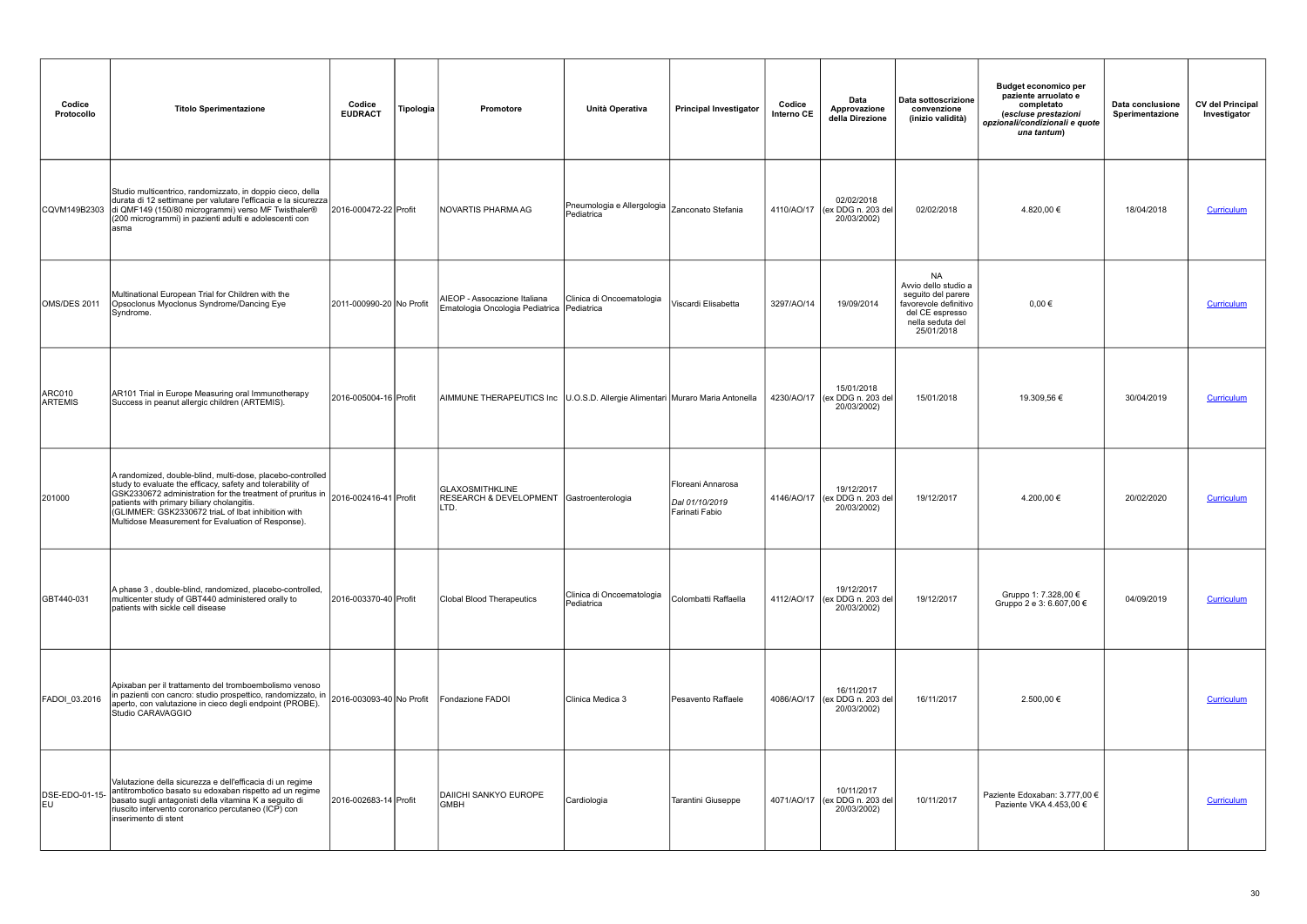| Codice Protocollo | Titolo Sperimentazione | Codice EUDRACT | Tipologia | Promotore | Unità Operativa | Principal Investigator | Codice Interno CE | Data Approvazione della Direzione | Data sottoscrizione convenzione (inizio validità) | Budget economico per paziente arruolato e completato *(escluse prestazioni opzionali/condizionali e quote una tantum)* | Data conclusione Sperimentazione | CV del Principal Investigator |
|---|---|---|---|---|---|---|---|---|---|---|---|---|
| CQVM149B2303 | Studio multicentrico, randomizzato, in doppio cieco, della durata di 12 settimane per valutare l'efficacia e la sicurezza di QMF149 (150/80 microgrammi) verso MF Twisthaler® (200 microgrammi) in pazienti adulti e adolescenti con asma | 2016-000472-22 | Profit | NOVARTIS PHARMA AG | Pneumologia e Allergologia Pediatrica | Zanconato Stefania | 4110/AO/17 | 02/02/2018 (ex DDG n. 203 del 20/03/2002) | 02/02/2018 | 4.820,00 € | 18/04/2018 | Curriculum |
| OMS/DES 2011 | Multinational European Trial for Children with the Opsoclonus Myoclonus Syndrome/Dancing Eye Syndrome. | 2011-000990-20 | No Profit | AIEOP - Assocazione Italiana Ematologia Oncologia Pediatrica | Clinica di Oncoematologia Pediatrica | Viscardi Elisabetta | 3297/AO/14 | 19/09/2014 | NA Avvio dello studio a seguito del parere favorevole definitivo del CE espresso nella seduta del 25/01/2018 | 0,00 € | | Curriculum |
| ARC010 ARTEMIS | AR101 Trial in Europe Measuring oral Immunotherapy Success in peanut allergic children (ARTEMIS). | 2016-005004-16 | Profit | AIMMUNE THERAPEUTICS Inc | U.O.S.D. Allergie Alimentari | Muraro Maria Antonella | 4230/AO/17 | 15/01/2018 (ex DDG n. 203 del 20/03/2002) | 15/01/2018 | 19.309,56 € | 30/04/2019 | Curriculum |
| 201000 | A randomized, double-blind, multi-dose, placebo-controlled study to evaluate the efficacy, safety and tolerability of GSK2330672 administration for the treatment of pruritus in patients with primary biliary cholangitis. (GLIMMER: GSK2330672 triaL of Ibat inhibition with Multidose Measurement for Evaluation of Response). | 2016-002416-41 | Profit | GLAXOSMITHKLINE RESEARCH & DEVELOPMENT LTD. | Gastroenterologia | Floreani Annarosa *Dal 01/10/2019* Farinati Fabio | 4146/AO/17 | 19/12/2017 (ex DDG n. 203 del 20/03/2002) | 19/12/2017 | 4.200,00 € | 20/02/2020 | Curriculum |
| GBT440-031 | A phase 3 , double-blind, randomized, placebo-controlled, multicenter study of GBT440 administered orally to patients with sickle cell disease | 2016-003370-40 | Profit | Clobal Blood Therapeutics | Clinica di Oncoematologia Pediatrica | Colombatti Raffaella | 4112/AO/17 | 19/12/2017 (ex DDG n. 203 del 20/03/2002) | 19/12/2017 | Gruppo 1: 7.328,00 € Gruppo 2 e 3: 6.607,00 € | 04/09/2019 | Curriculum |
| FADOI_03.2016 | Apixaban per il trattamento del tromboembolismo venoso in pazienti con cancro: studio prospettico, randomizzato, in aperto, con valutazione in cieco degli endpoint (PROBE). Studio CARAVAGGIO | 2016-003093-40 | No Profit | Fondazione FADOI | Clinica Medica 3 | Pesavento Raffaele | 4086/AO/17 | 16/11/2017 (ex DDG n. 203 del 20/03/2002) | 16/11/2017 | 2.500,00 € | | Curriculum |
| DSE-EDO-01-15-EU | Valutazione della sicurezza e dell'efficacia di un regime antitrombotico basato su edoxaban rispetto ad un regime basato sugli antagonisti della vitamina K a seguito di riuscito intervento coronarico percutaneo (ICP) con inserimento di stent | 2016-002683-14 | Profit | DAIICHI SANKYO EUROPE GMBH | Cardiologia | Tarantini Giuseppe | 4071/AO/17 | 10/11/2017 (ex DDG n. 203 del 20/03/2002) | 10/11/2017 | Paziente Edoxaban: 3.777,00 € Paziente VKA 4.453,00 € | | Curriculum |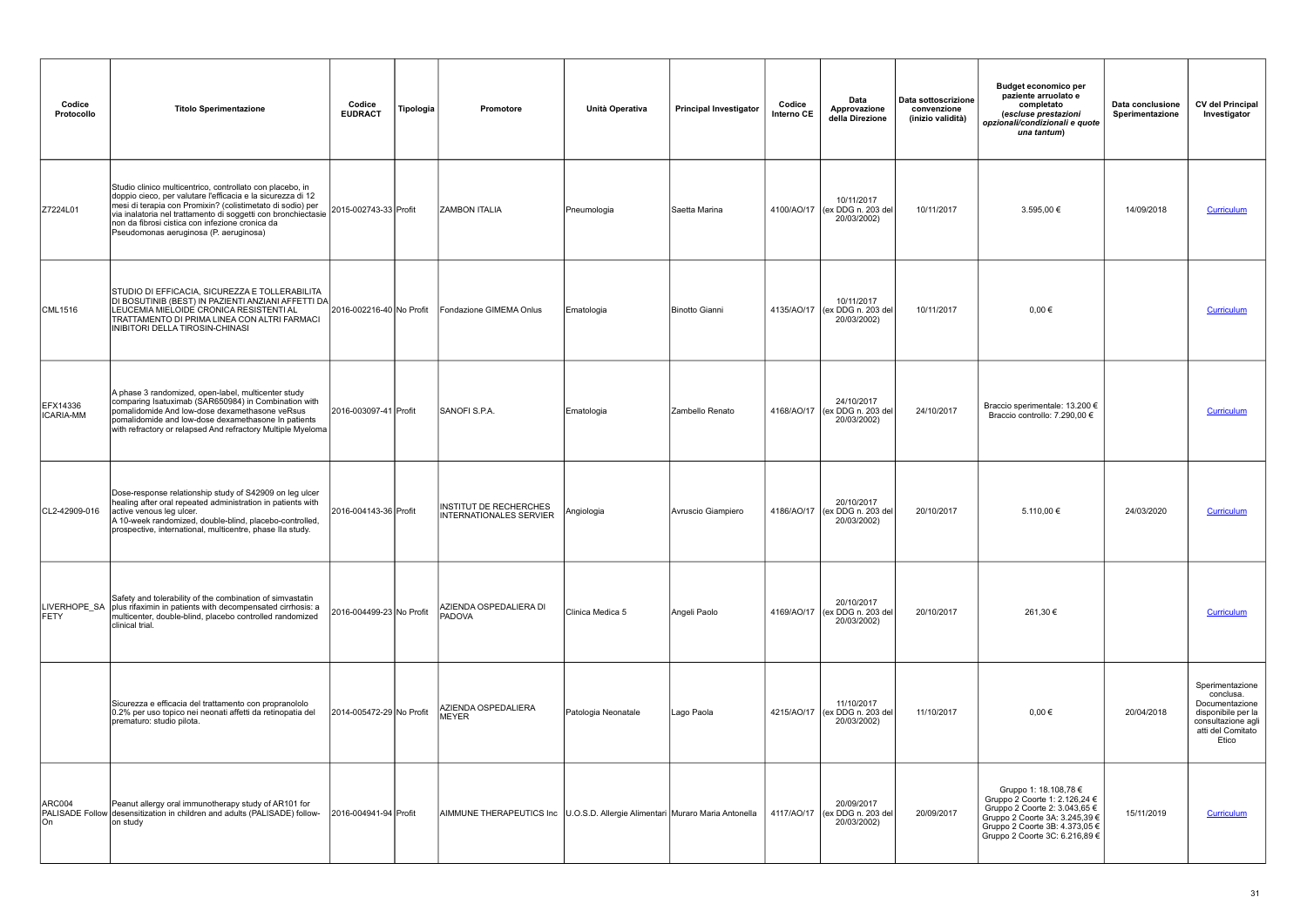| Codice Protocollo | Titolo Sperimentazione | Codice EUDRACT | Tipologia | Promotore | Unità Operativa | Principal Investigator | Codice Interno CE | Data Approvazione della Direzione | Data sottoscrizione convenzione (inizio validità) | Budget economico per paziente arruolato e completato (*escluse prestazioni opzionali/condizionali e quote una tantum*) | Data conclusione Sperimentazione | CV del Principal Investigator |
|---|---|---|---|---|---|---|---|---|---|---|---|---|
| Z7224L01 | Studio clinico multicentrico, controllato con placebo, in doppio cieco, per valutare l'efficacia e la sicurezza di 12 mesi di terapia con Promixin? (colistimetato di sodio) per via inalatoria nel trattamento di soggetti con bronchiectasie non da fibrosi cistica con infezione cronica da Pseudomonas aeruginosa (P. aeruginosa) | 2015-002743-33 | Profit | ZAMBON ITALIA | Pneumologia | Saetta Marina | 4100/AO/17 | 10/11/2017 (ex DDG n. 203 del 20/03/2002) | 10/11/2017 | 3.595,00 € | 14/09/2018 | Curriculum |
| CML1516 | STUDIO DI EFFICACIA, SICUREZZA E TOLLERABILITA DI BOSUTINIB (BEST) IN PAZIENTI ANZIANI AFFETTI DA LEUCEMIA MIELOIDE CRONICA RESISTENTI AL TRATTAMENTO DI PRIMA LINEA CON ALTRI FARMACI INIBITORI DELLA TIROSIN-CHINASI | 2016-002216-40 | No Profit | Fondazione GIMEMA Onlus | Ematologia | Binotto Gianni | 4135/AO/17 | 10/11/2017 (ex DDG n. 203 del 20/03/2002) | 10/11/2017 | 0,00 € | | Curriculum |
| EFX14336 ICARIA-MM | A phase 3 randomized, open-label, multicenter study comparing Isatuximab (SAR650984) in Combination with pomalidomide And low-dose dexamethasone veRsus pomalidomide and low-dose dexamethasone In patients with refractory or relapsed And refractory Multiple Myeloma | 2016-003097-41 | Profit | SANOFI S.P.A. | Ematologia | Zambello Renato | 4168/AO/17 | 24/10/2017 (ex DDG n. 203 del 20/03/2002) | 24/10/2017 | Braccio sperimentale: 13.200 € Braccio controllo: 7.290,00 € | | Curriculum |
| CL2-42909-016 | Dose-response relationship study of S42909 on leg ulcer healing after oral repeated administration in patients with active venous leg ulcer. A 10-week randomized, double-blind, placebo-controlled, prospective, international, multicentre, phase IIa study. | 2016-004143-36 | Profit | INSTITUT DE RECHERCHES INTERNATIONALES SERVIER | Angiologia | Avruscio Giampiero | 4186/AO/17 | 20/10/2017 (ex DDG n. 203 del 20/03/2002) | 20/10/2017 | 5.110,00 € | 24/03/2020 | Curriculum |
| LIVERHOPE_SAFETY | Safety and tolerability of the combination of simvastatin plus rifaximin in patients with decompensated cirrhosis: a multicenter, double-blind, placebo controlled randomized clinical trial. | 2016-004499-23 | No Profit | AZIENDA OSPEDALIERA DI PADOVA | Clinica Medica 5 | Angeli Paolo | 4169/AO/17 | 20/10/2017 (ex DDG n. 203 del 20/03/2002) | 20/10/2017 | 261,30 € | | Curriculum |
| | Sicurezza e efficacia del trattamento con propranololo 0.2% per uso topico nei neonati affetti da retinopatia del prematuro: studio pilota. | 2014-005472-29 | No Profit | AZIENDA OSPEDALIERA MEYER | Patologia Neonatale | Lago Paola | 4215/AO/17 | 11/10/2017 (ex DDG n. 203 del 20/03/2002) | 11/10/2017 | 0,00 € | 20/04/2018 | Sperimentazione conclusa. Documentazione disponibile per la consultazione agli atti del Comitato Etico |
| ARC004 PALISADE Follow On | Peanut allergy oral immunotherapy study of AR101 for desensitization in children and adults (PALISADE) follow-on study | 2016-004941-94 | Profit | AIMMUNE THERAPEUTICS Inc | U.O.S.D. Allergie Alimentari | Muraro Maria Antonella | 4117/AO/17 | 20/09/2017 (ex DDG n. 203 del 20/03/2002) | 20/09/2017 | Gruppo 1: 18.108,78 € Gruppo 2 Coorte 1: 2.126,24 € Gruppo 2 Coorte 2: 3.043,65 € Gruppo 2 Coorte 3A: 3.245,39 € Gruppo 2 Coorte 3B: 4.373,05 € Gruppo 2 Coorte 3C: 6.216,89 € | 15/11/2019 | Curriculum |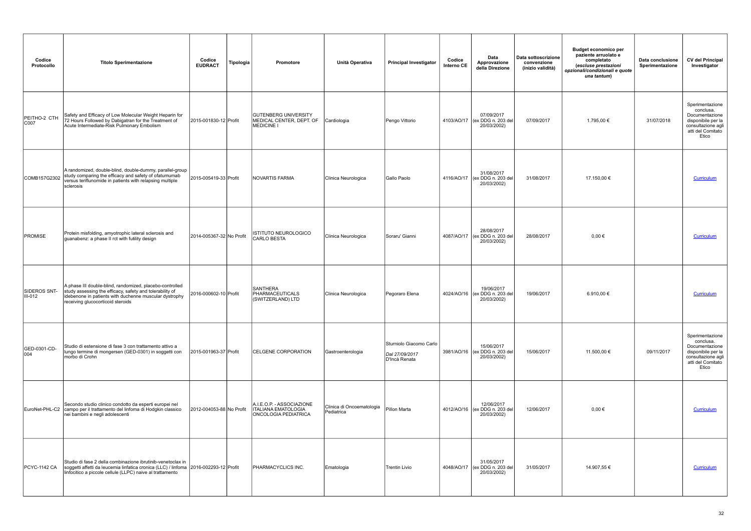| Codice Protocollo | Titolo Sperimentazione | Codice EUDRACT | Tipologia | Promotore | Unità Operativa | Principal Investigator | Codice Interno CE | Data Approvazione della Direzione | Data sottoscrizione convenzione (inizio validità) | Budget economico per paziente arruolato e completato *(escluse prestazioni opzionali/condizionali e quote una tantum)* | Data conclusione Sperimentazione | CV del Principal Investigator |
|---|---|---|---|---|---|---|---|---|---|---|---|---|
| PEITHO-2 CTH C007 | Safety and Efficacy of Low Molecular Weight Heparin for 72 Hours Followed by Dabigatran for the Treatment of Acute Intermediate-Risk Pulmonary Embolism | 2015-001830-12 | Profit | GUTENBERG UNIVERSITY MEDICAL CENTER, DEPT. OF MEDICINE I | Cardiologia | Pengo Vittorio | 4103/AO/17 | 07/09/2017 (ex DDG n. 203 del 20/03/2002) | 07/09/2017 | 1.795,00 € | 31/07/2018 | Sperimentazione conclusa. Documentazione disponibile per la consultazione agli atti del Comitato Etico |
| COMB157G2302 | A randomized, double-blind, double-dummy, parallel-group study comparing the efficacy and safety of ofatumumab versus teriflunomide in patients with relapsing multiple sclerosis | 2015-005419-33 | Profit | NOVARTIS FARMA | Clinica Neurologica | Gallo Paolo | 4116/AO/17 | 31/08/2017 (ex DDG n. 203 del 20/03/2002) | 31/08/2017 | 17.150,00 € | | Curriculum |
| PROMISE | Protein misfolding, amyotrophic lateral sclerosis and guanabenz: a phase II rct with futility design | 2014-005367-32 | No Profit | ISTITUTO NEUROLOGICO CARLO BESTA | Clinica Neurologica | Soraru' Gianni | 4087/AO/17 | 28/08/2017 (ex DDG n. 203 del 20/03/2002) | 28/08/2017 | 0,00 € | | Curriculum |
| SIDEROS SNT-III-012 | A phase III double-blind, randomized, placebo-controlled study assessing the efficacy, safety and tolerability of idebenone in patients with duchenne muscular dystrophy receiving glucocorticoid steroids | 2016-000602-10 | Profit | SANTHERA PHARMACEUTICALS (SWITZERLAND) LTD | Clinica Neurologica | Pegoraro Elena | 4024/AO/16 | 19/06/2017 (ex DDG n. 203 del 20/03/2002) | 19/06/2017 | 6.910,00 € | | Curriculum |
| GED-0301-CD-004 | Studio di estensione di fase 3 con trattamento attivo a lungo termine di mongersen (GED-0301) in soggetti con morbo di Crohn | 2015-001963-37 | Profit | CELGENE CORPORATION | Gastroenterologia | Sturniolo Giacomo Carlo *Dal 27/09/2017* D'Incà Renata | 3981/AO/16 | 15/06/2017 (ex DDG n. 203 del 20/03/2002) | 15/06/2017 | 11.500,00 € | 09/11/2017 | Sperimentazione conclusa. Documentazione disponibile per la consultazione agli atti del Comitato Etico |
| EuroNet-PHL-C2 | Secondo studio clinico condotto da esperti europei nel campo per il trattamento del linfoma di Hodgkin classico nei bambini e negli adolescenti | 2012-004053-88 | No Profit | A.I.E.O.P. - ASSOCIAZIONE ITALIANA EMATOLOGIA ONCOLOGIA PEDIATRICA | Clinica di Oncoematologia Pediatrica | Pillon Marta | 4012/AO/16 | 12/06/2017 (ex DDG n. 203 del 20/03/2002) | 12/06/2017 | 0,00 € | | Curriculum |
| PCYC-1142 CA | Studio di fase 2 della combinazione ibrutinib-venetoclax in soggetti affetti da leucemia linfatica cronica (LLC) / linfoma linfocitico a piccole cellule (LLPC) naive al trattamento | 2016-002293-12 | Profit | PHARMACYCLICS INC. | Ematologia | Trentin Livio | 4048/AO/17 | 31/05/2017 (ex DDG n. 203 del 20/03/2002) | 31/05/2017 | 14.907,55 € | | Curriculum |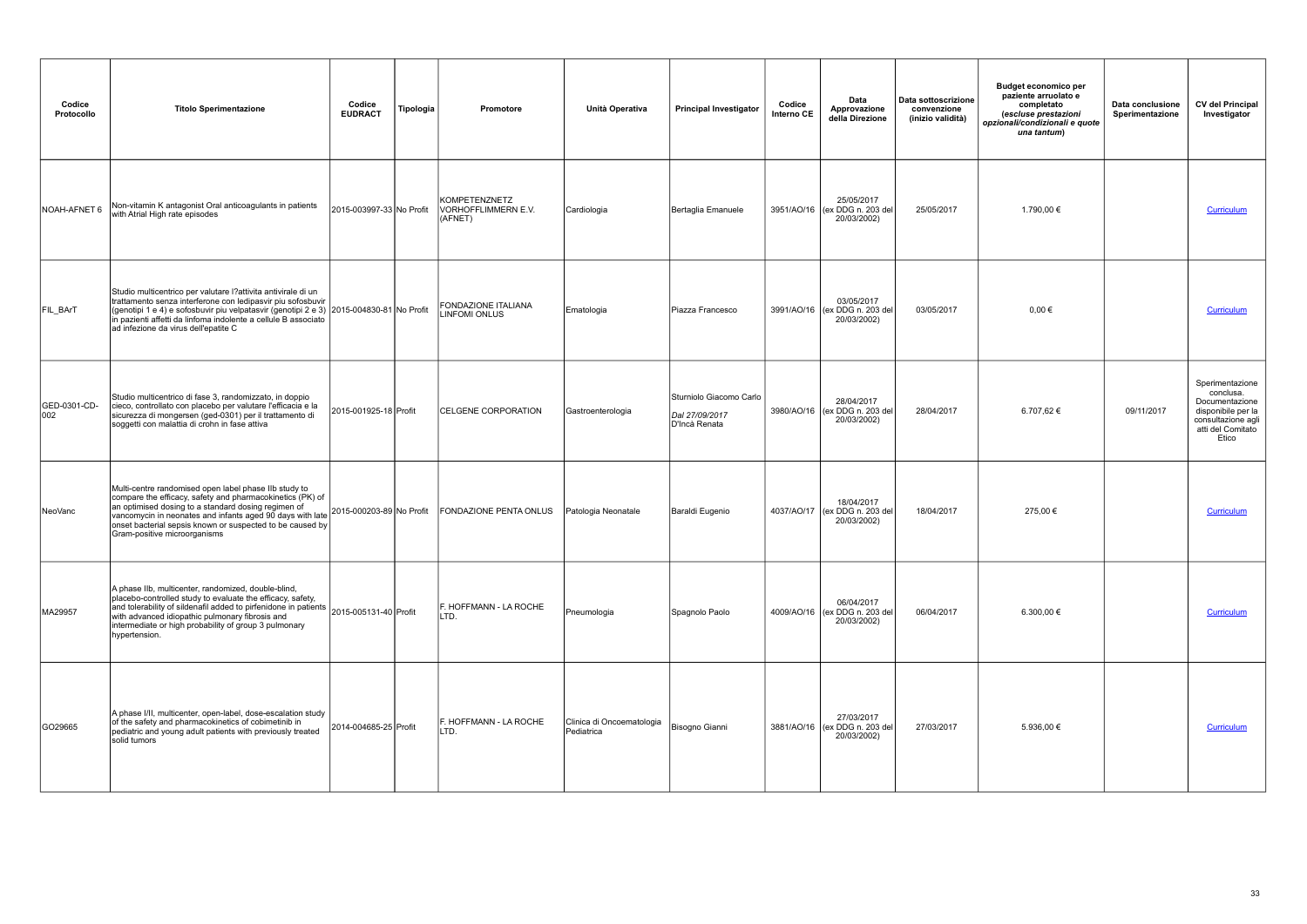| Codice Protocollo | Titolo Sperimentazione | Codice EUDRACT | Tipologia | Promotore | Unità Operativa | Principal Investigator | Codice Interno CE | Data Approvazione della Direzione | Data sottoscrizione convenzione (inizio validità) | Budget economico per paziente arruolato e completato *(escluse prestazioni opzionali/condizionali e quote una tantum)* | Data conclusione Sperimentazione | CV del Principal Investigator |
|---|---|---|---|---|---|---|---|---|---|---|---|---|
| NOAH-AFNET 6 | Non-vitamin K antagonist Oral anticoagulants in patients with Atrial High rate episodes | 2015-003997-33 | No Profit | KOMPETENZNETZ VORHOFFLIMMERN E.V. (AFNET) | Cardiologia | Bertaglia Emanuele | 3951/AO/16 | 25/05/2017 (ex DDG n. 203 del 20/03/2002) | 25/05/2017 | 1.790,00 € | | Curriculum |
| FIL_BArT | Studio multicentrico per valutare l?attività antivirale di un trattamento senza interferone con ledipasvir più sofosbuvir (genotipi 1 e 4) e sofosbuvir più velpatasvir (genotipi 2 e 3) in pazienti affetti da linfoma indolente a cellule B associato ad infezione da virus dell'epatite C | 2015-004830-81 | No Profit | FONDAZIONE ITALIANA LINFOMI ONLUS | Ematologia | Piazza Francesco | 3991/AO/16 | 03/05/2017 (ex DDG n. 203 del 20/03/2002) | 03/05/2017 | 0,00 € | | Curriculum |
| GED-0301-CD-002 | Studio multicentrico di fase 3, randomizzato, in doppio cieco, controllato con placebo per valutare l'efficacia e la sicurezza di mongersen (ged-0301) per il trattamento di soggetti con malattia di crohn in fase attiva | 2015-001925-18 | Profit | CELGENE CORPORATION | Gastroenterologia | Sturniolo Giacomo Carlo *Dal 27/09/2017* D'Incà Renata | 3980/AO/16 | 28/04/2017 (ex DDG n. 203 del 20/03/2002) | 28/04/2017 | 6.707,62 € | 09/11/2017 | Sperimentazione conclusa. Documentazione disponibile per la consultazione agli atti del Comitato Etico |
| NeoVanc | Multi-centre randomised open label phase IIb study to compare the efficacy, safety and pharmacokinetics (PK) of an optimised dosing to a standard dosing regimen of vancomycin in neonates and infants aged 90 days with late onset bacterial sepsis known or suspected to be caused by Gram-positive microorganisms | 2015-000203-89 | No Profit | FONDAZIONE PENTA ONLUS | Patologia Neonatale | Baraldi Eugenio | 4037/AO/17 | 18/04/2017 (ex DDG n. 203 del 20/03/2002) | 18/04/2017 | 275,00 € | | Curriculum |
| MA29957 | A phase IIb, multicenter, randomized, double-blind, placebo-controlled study to evaluate the efficacy, safety, and tolerability of sildenafil added to pirfenidone in patients with advanced idiopathic pulmonary fibrosis and intermediate or high probability of group 3 pulmonary hypertension. | 2015-005131-40 | Profit | F. HOFFMANN - LA ROCHE LTD. | Pneumologia | Spagnolo Paolo | 4009/AO/16 | 06/04/2017 (ex DDG n. 203 del 20/03/2002) | 06/04/2017 | 6.300,00 € | | Curriculum |
| GO29665 | A phase I/II, multicenter, open-label, dose-escalation study of the safety and pharmacokinetics of cobimetinib in pediatric and young adult patients with previously treated solid tumors | 2014-004685-25 | Profit | F. HOFFMANN - LA ROCHE LTD. | Clinica di Oncoematologia Pediatrica | Bisogno Gianni | 3881/AO/16 | 27/03/2017 (ex DDG n. 203 del 20/03/2002) | 27/03/2017 | 5.936,00 € | | Curriculum |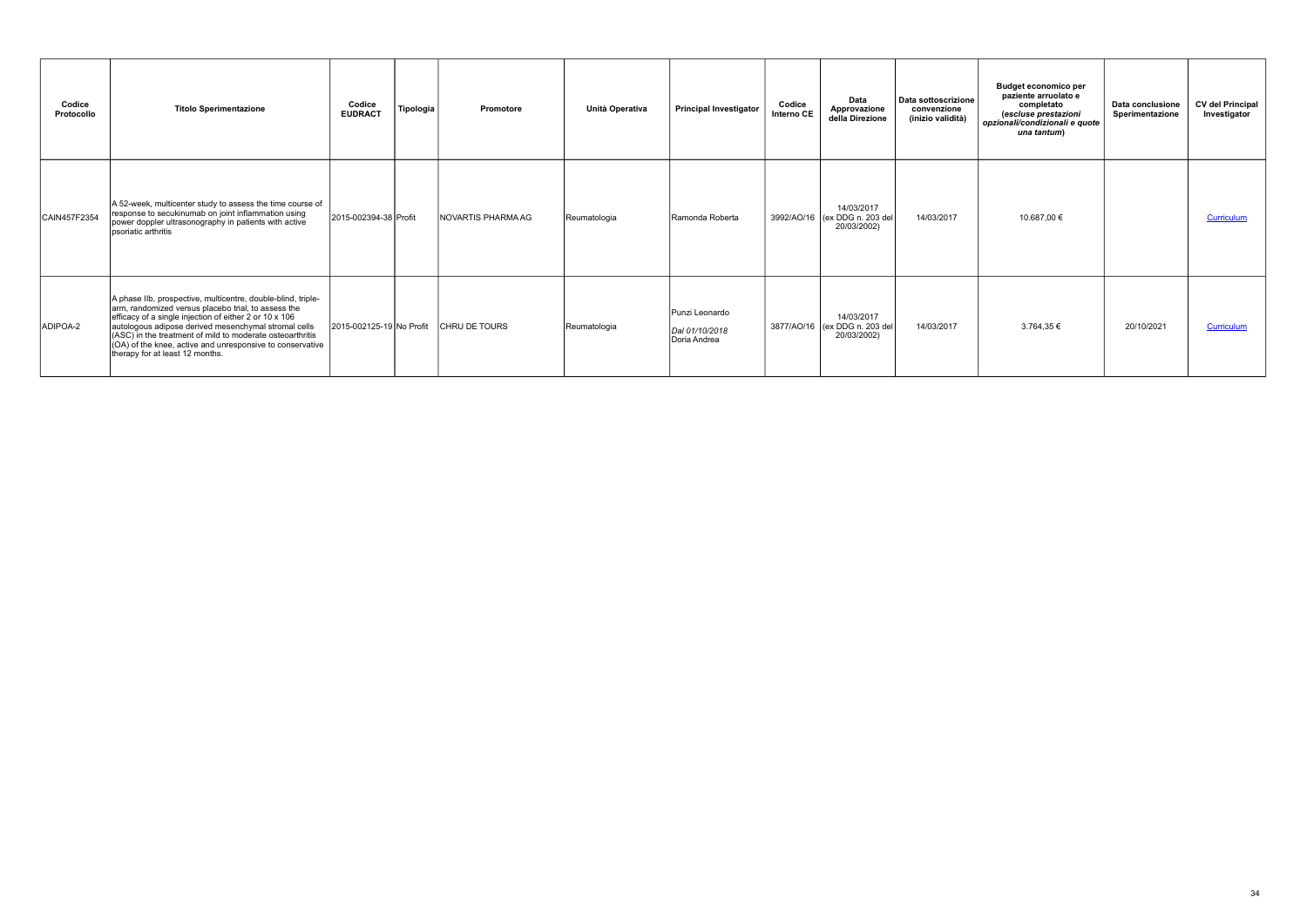| Codice Protocollo | Titolo Sperimentazione | Codice EUDRACT | Tipologia | Promotore | Unità Operativa | Principal Investigator | Codice Interno CE | Data Approvazione della Direzione | Data sottoscrizione convenzione (inizio validità) | Budget economico per paziente arruolato e completato *(escluse prestazioni opzionali/condizionali e quote una tantum)* | Data conclusione Sperimentazione | CV del Principal Investigator |
|---|---|---|---|---|---|---|---|---|---|---|---|---|
| CAIN457F2354 | A 52-week, multicenter study to assess the time course of response to secukinumab on joint inflammation using power doppler ultrasonography in patients with active psoriatic arthritis | 2015-002394-38 | Profit | NOVARTIS PHARMA AG | Reumatologia | Ramonda Roberta | 3992/AO/16 | 14/03/2017 (ex DDG n. 203 del 20/03/2002) | 14/03/2017 | 10.687,00 € | | Curriculum |
| ADIPOA-2 | A phase IIb, prospective, multicentre, double-blind, triple-arm, randomized versus placebo trial, to assess the efficacy of a single injection of either 2 or 10 x 106 autologous adipose derived mesenchymal stromal cells (ASC) in the treatment of mild to moderate osteoarthritis (OA) of the knee, active and unresponsive to conservative therapy for at least 12 months. | 2015-002125-19 | No Profit | CHRU DE TOURS | Reumatologia | Punzi Leonardo *Dal 01/10/2018* Doria Andrea | 3877/AO/16 | 14/03/2017 (ex DDG n. 203 del 20/03/2002) | 14/03/2017 | 3.764,35 € | 20/10/2021 | Curriculum |